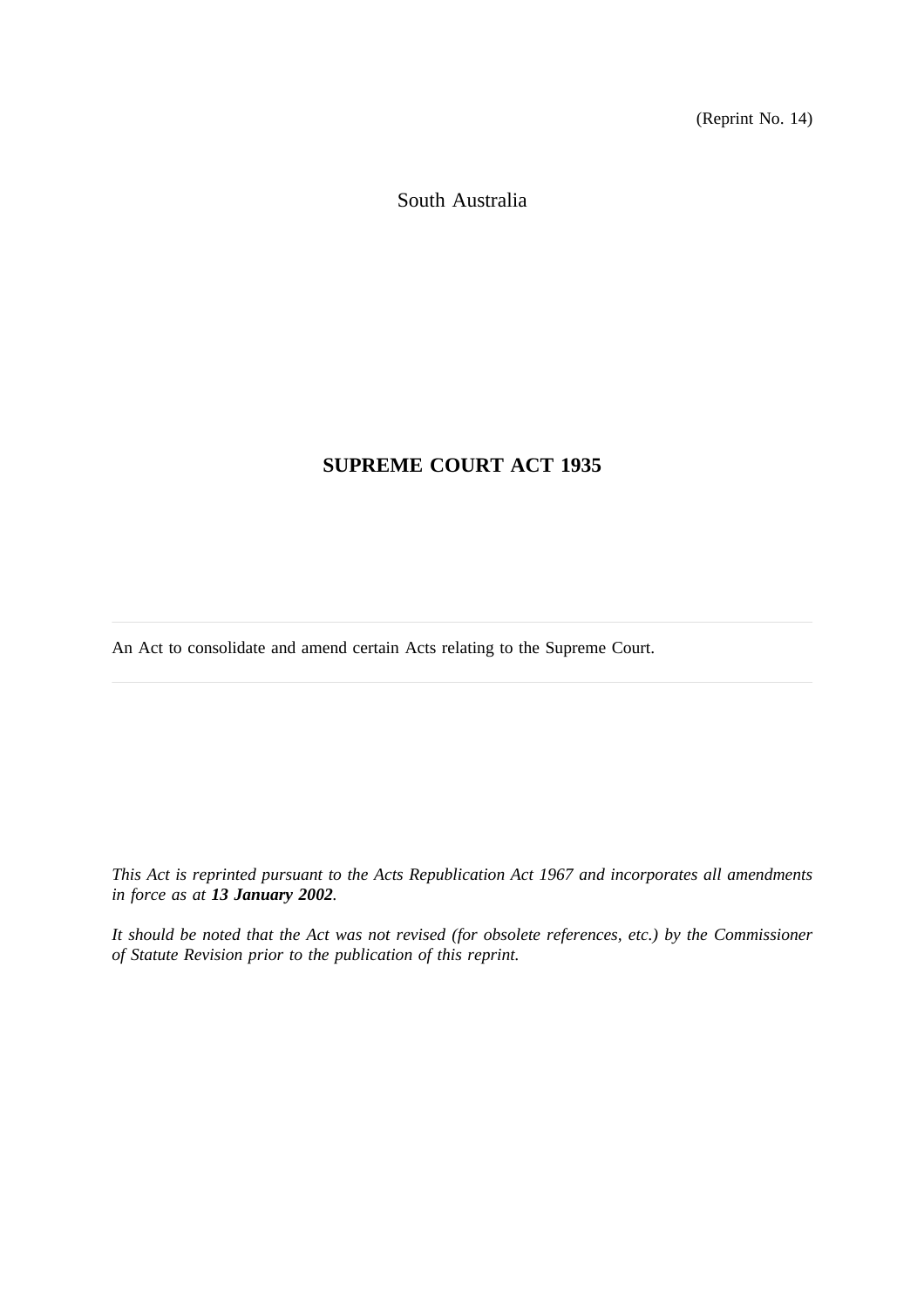(Reprint No. 14)

South Australia

# SUPREME COURT ACT 1935

---

An Act to consolidate and amend certain Acts relating to the Supreme Court.

---

*This Act is reprinted pursuant to the Acts Republication Act 1967 and incorporates all amendments in force as at **13 January 2002**.*

*It should be noted that the Act was not revised (for obsolete references, etc.) by the Commissioner of Statute Revision prior to the publication of this reprint.*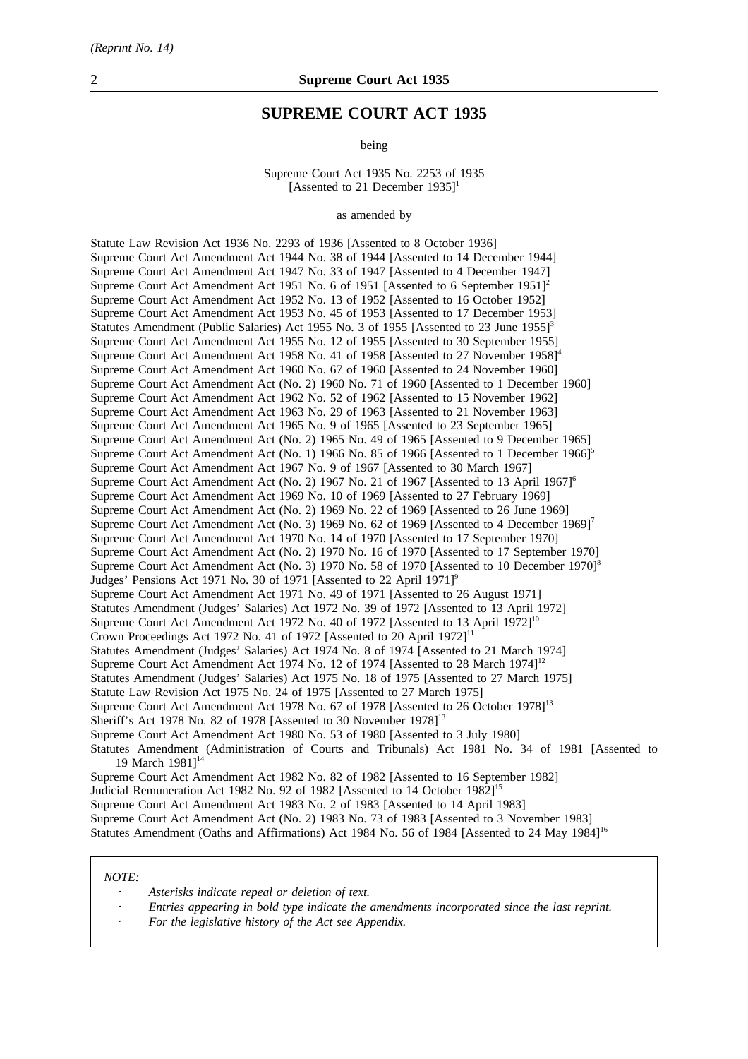# SUPREME COURT ACT 1935

being

Supreme Court Act 1935 No. 2253 of 1935
[Assented to 21 December 1935][1]

as amended by

Statute Law Revision Act 1936 No. 2293 of 1936 [Assented to 8 October 1936]
Supreme Court Act Amendment Act 1944 No. 38 of 1944 [Assented to 14 December 1944]
Supreme Court Act Amendment Act 1947 No. 33 of 1947 [Assented to 4 December 1947]
Supreme Court Act Amendment Act 1951 No. 6 of 1951 [Assented to 6 September 1951][2]
Supreme Court Act Amendment Act 1952 No. 13 of 1952 [Assented to 16 October 1952]
Supreme Court Act Amendment Act 1953 No. 45 of 1953 [Assented to 17 December 1953]
Statutes Amendment (Public Salaries) Act 1955 No. 3 of 1955 [Assented to 23 June 1955][3]
Supreme Court Act Amendment Act 1955 No. 12 of 1955 [Assented to 30 September 1955]
Supreme Court Act Amendment Act 1958 No. 41 of 1958 [Assented to 27 November 1958][4]
Supreme Court Act Amendment Act 1960 No. 67 of 1960 [Assented to 24 November 1960]
Supreme Court Act Amendment Act (No. 2) 1960 No. 71 of 1960 [Assented to 1 December 1960]
Supreme Court Act Amendment Act 1962 No. 52 of 1962 [Assented to 15 November 1962]
Supreme Court Act Amendment Act 1963 No. 29 of 1963 [Assented to 21 November 1963]
Supreme Court Act Amendment Act 1965 No. 9 of 1965 [Assented to 23 September 1965]
Supreme Court Act Amendment Act (No. 2) 1965 No. 49 of 1965 [Assented to 9 December 1965]
Supreme Court Act Amendment Act (No. 1) 1966 No. 85 of 1966 [Assented to 1 December 1966][5]
Supreme Court Act Amendment Act 1967 No. 9 of 1967 [Assented to 30 March 1967]
Supreme Court Act Amendment Act (No. 2) 1967 No. 21 of 1967 [Assented to 13 April 1967][6]
Supreme Court Act Amendment Act 1969 No. 10 of 1969 [Assented to 27 February 1969]
Supreme Court Act Amendment Act (No. 2) 1969 No. 22 of 1969 [Assented to 26 June 1969]
Supreme Court Act Amendment Act (No. 3) 1969 No. 62 of 1969 [Assented to 4 December 1969][7]
Supreme Court Act Amendment Act 1970 No. 14 of 1970 [Assented to 17 September 1970]
Supreme Court Act Amendment Act (No. 2) 1970 No. 16 of 1970 [Assented to 17 September 1970]
Supreme Court Act Amendment Act (No. 3) 1970 No. 58 of 1970 [Assented to 10 December 1970][8]
Judges' Pensions Act 1971 No. 30 of 1971 [Assented to 22 April 1971][9]
Supreme Court Act Amendment Act 1971 No. 49 of 1971 [Assented to 26 August 1971]
Statutes Amendment (Judges' Salaries) Act 1972 No. 39 of 1972 [Assented to 13 April 1972]
Supreme Court Act Amendment Act 1972 No. 40 of 1972 [Assented to 13 April 1972][10]
Crown Proceedings Act 1972 No. 41 of 1972 [Assented to 20 April 1972][11]
Statutes Amendment (Judges' Salaries) Act 1974 No. 8 of 1974 [Assented to 21 March 1974]
Supreme Court Act Amendment Act 1974 No. 12 of 1974 [Assented to 28 March 1974][12]
Statutes Amendment (Judges' Salaries) Act 1975 No. 18 of 1975 [Assented to 27 March 1975]
Statute Law Revision Act 1975 No. 24 of 1975 [Assented to 27 March 1975]
Supreme Court Act Amendment Act 1978 No. 67 of 1978 [Assented to 26 October 1978][13]
Sheriff's Act 1978 No. 82 of 1978 [Assented to 30 November 1978][13]
Supreme Court Act Amendment Act 1980 No. 53 of 1980 [Assented to 3 July 1980]
Statutes Amendment (Administration of Courts and Tribunals) Act 1981 No. 34 of 1981 [Assented to 19 March 1981][14]
Supreme Court Act Amendment Act 1982 No. 82 of 1982 [Assented to 16 September 1982]
Judicial Remuneration Act 1982 No. 92 of 1982 [Assented to 14 October 1982][15]
Supreme Court Act Amendment Act 1983 No. 2 of 1983 [Assented to 14 April 1983]
Supreme Court Act Amendment Act (No. 2) 1983 No. 73 of 1983 [Assented to 3 November 1983]
Statutes Amendment (Oaths and Affirmations) Act 1984 No. 56 of 1984 [Assented to 24 May 1984][16]

*NOTE:*

- *Asterisks indicate repeal or deletion of text.*
- *Entries appearing in bold type indicate the amendments incorporated since the last reprint.*
- *For the legislative history of the Act see Appendix.*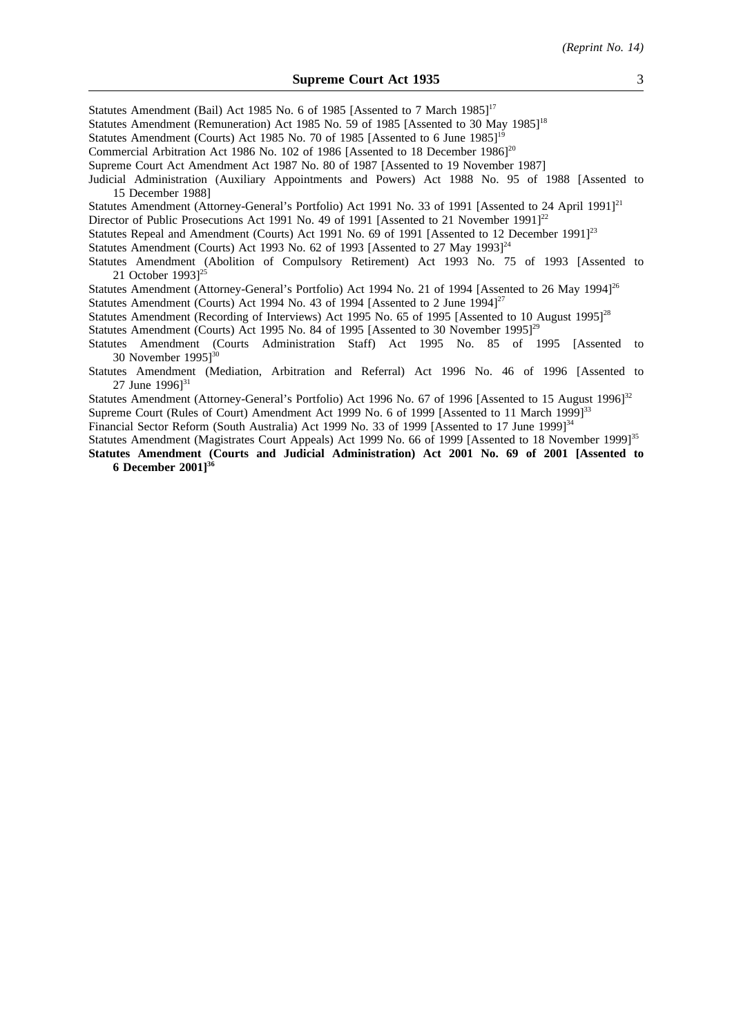Statutes Amendment (Bail) Act 1985 No. 6 of 1985 [Assented to 7 March 1985][17]

Statutes Amendment (Remuneration) Act 1985 No. 59 of 1985 [Assented to 30 May 1985][18]

Statutes Amendment (Courts) Act 1985 No. 70 of 1985 [Assented to 6 June 1985][19]

Commercial Arbitration Act 1986 No. 102 of 1986 [Assented to 18 December 1986][20]

Supreme Court Act Amendment Act 1987 No. 80 of 1987 [Assented to 19 November 1987]

Judicial Administration (Auxiliary Appointments and Powers) Act 1988 No. 95 of 1988 [Assented to 15 December 1988]

Statutes Amendment (Attorney-General's Portfolio) Act 1991 No. 33 of 1991 [Assented to 24 April 1991][21]

Director of Public Prosecutions Act 1991 No. 49 of 1991 [Assented to 21 November 1991][22]

Statutes Repeal and Amendment (Courts) Act 1991 No. 69 of 1991 [Assented to 12 December 1991][23]

Statutes Amendment (Courts) Act 1993 No. 62 of 1993 [Assented to 27 May 1993][24]

Statutes Amendment (Abolition of Compulsory Retirement) Act 1993 No. 75 of 1993 [Assented to 21 October 1993][25]

Statutes Amendment (Attorney-General's Portfolio) Act 1994 No. 21 of 1994 [Assented to 26 May 1994][26]

Statutes Amendment (Courts) Act 1994 No. 43 of 1994 [Assented to 2 June 1994][27]

Statutes Amendment (Recording of Interviews) Act 1995 No. 65 of 1995 [Assented to 10 August 1995][28]

Statutes Amendment (Courts) Act 1995 No. 84 of 1995 [Assented to 30 November 1995][29]

Statutes Amendment (Courts Administration Staff) Act 1995 No. 85 of 1995 [Assented to 30 November 1995][30]

Statutes Amendment (Mediation, Arbitration and Referral) Act 1996 No. 46 of 1996 [Assented to 27 June 1996][31]

Statutes Amendment (Attorney-General's Portfolio) Act 1996 No. 67 of 1996 [Assented to 15 August 1996][32]

Supreme Court (Rules of Court) Amendment Act 1999 No. 6 of 1999 [Assented to 11 March 1999][33]

Financial Sector Reform (South Australia) Act 1999 No. 33 of 1999 [Assented to 17 June 1999][34]

Statutes Amendment (Magistrates Court Appeals) Act 1999 No. 66 of 1999 [Assented to 18 November 1999][35]

**Statutes Amendment (Courts and Judicial Administration) Act 2001 No. 69 of 2001 [Assented to 6 December 2001][36]**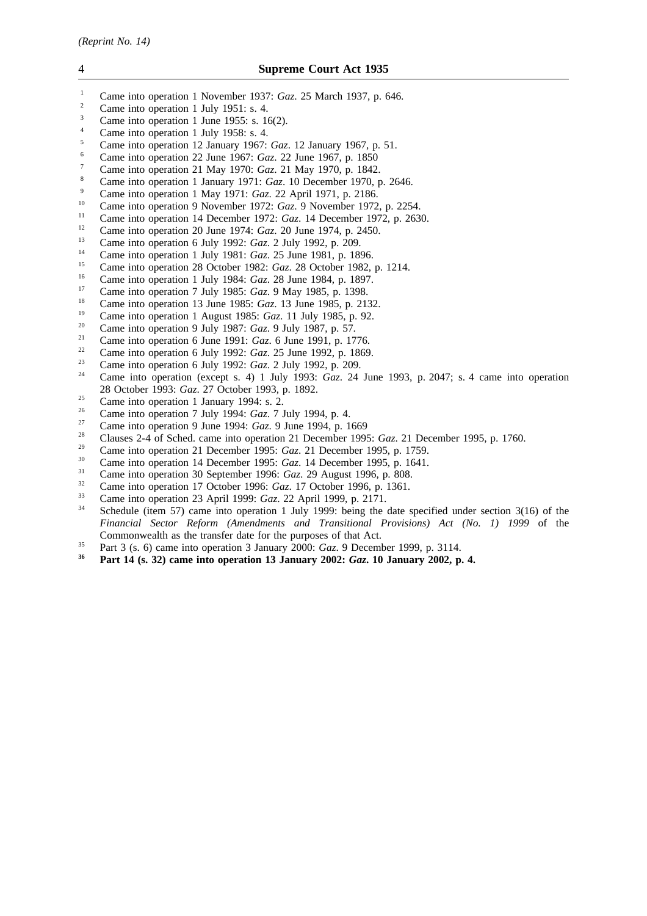[1] Came into operation 1 November 1937: *Gaz*. 25 March 1937, p. 646.

[2] Came into operation 1 July 1951: s. 4.

[3] Came into operation 1 June 1955: s. 16(2).

[4] Came into operation 1 July 1958: s. 4.

[5] Came into operation 12 January 1967: *Gaz*. 12 January 1967, p. 51.

[6] Came into operation 22 June 1967: *Gaz*. 22 June 1967, p. 1850

[7] Came into operation 21 May 1970: *Gaz*. 21 May 1970, p. 1842.

[8] Came into operation 1 January 1971: *Gaz*. 10 December 1970, p. 2646.

[9] Came into operation 1 May 1971: *Gaz*. 22 April 1971, p. 2186.

[10] Came into operation 9 November 1972: *Gaz*. 9 November 1972, p. 2254.

[11] Came into operation 14 December 1972: *Gaz*. 14 December 1972, p. 2630.

[12] Came into operation 20 June 1974: *Gaz*. 20 June 1974, p. 2450.

[13] Came into operation 6 July 1992: *Gaz*. 2 July 1992, p. 209.

[14] Came into operation 1 July 1981: *Gaz*. 25 June 1981, p. 1896.

[15] Came into operation 28 October 1982: *Gaz*. 28 October 1982, p. 1214.

[16] Came into operation 1 July 1984: *Gaz*. 28 June 1984, p. 1897.

[17] Came into operation 7 July 1985: *Gaz*. 9 May 1985, p. 1398.

[18] Came into operation 13 June 1985: *Gaz*. 13 June 1985, p. 2132.

[19] Came into operation 1 August 1985: *Gaz*. 11 July 1985, p. 92.

[20] Came into operation 9 July 1987: *Gaz*. 9 July 1987, p. 57.

[21] Came into operation 6 June 1991: *Gaz*. 6 June 1991, p. 1776.

[22] Came into operation 6 July 1992: *Gaz*. 25 June 1992, p. 1869.

[23] Came into operation 6 July 1992: *Gaz*. 2 July 1992, p. 209.

[24] Came into operation (except s. 4) 1 July 1993: *Gaz*. 24 June 1993, p. 2047; s. 4 came into operation 28 October 1993: *Gaz*. 27 October 1993, p. 1892.

[25] Came into operation 1 January 1994: s. 2.

[26] Came into operation 7 July 1994: *Gaz*. 7 July 1994, p. 4.

[27] Came into operation 9 June 1994: *Gaz*. 9 June 1994, p. 1669

[28] Clauses 2-4 of Sched. came into operation 21 December 1995: *Gaz*. 21 December 1995, p. 1760.

[29] Came into operation 21 December 1995: *Gaz*. 21 December 1995, p. 1759.

[30] Came into operation 14 December 1995: *Gaz*. 14 December 1995, p. 1641.

[31] Came into operation 30 September 1996: *Gaz*. 29 August 1996, p. 808.

[32] Came into operation 17 October 1996: *Gaz*. 17 October 1996, p. 1361.

[33] Came into operation 23 April 1999: *Gaz*. 22 April 1999, p. 2171.

[34] Schedule (item 57) came into operation 1 July 1999: being the date specified under section 3(16) of the *Financial Sector Reform (Amendments and Transitional Provisions) Act (No. 1) 1999* of the Commonwealth as the transfer date for the purposes of that Act.

[35] Part 3 (s. 6) came into operation 3 January 2000: *Gaz*. 9 December 1999, p. 3114.

**[36] Part 14 (s. 32) came into operation 13 January 2002: *Gaz*. 10 January 2002, p. 4.**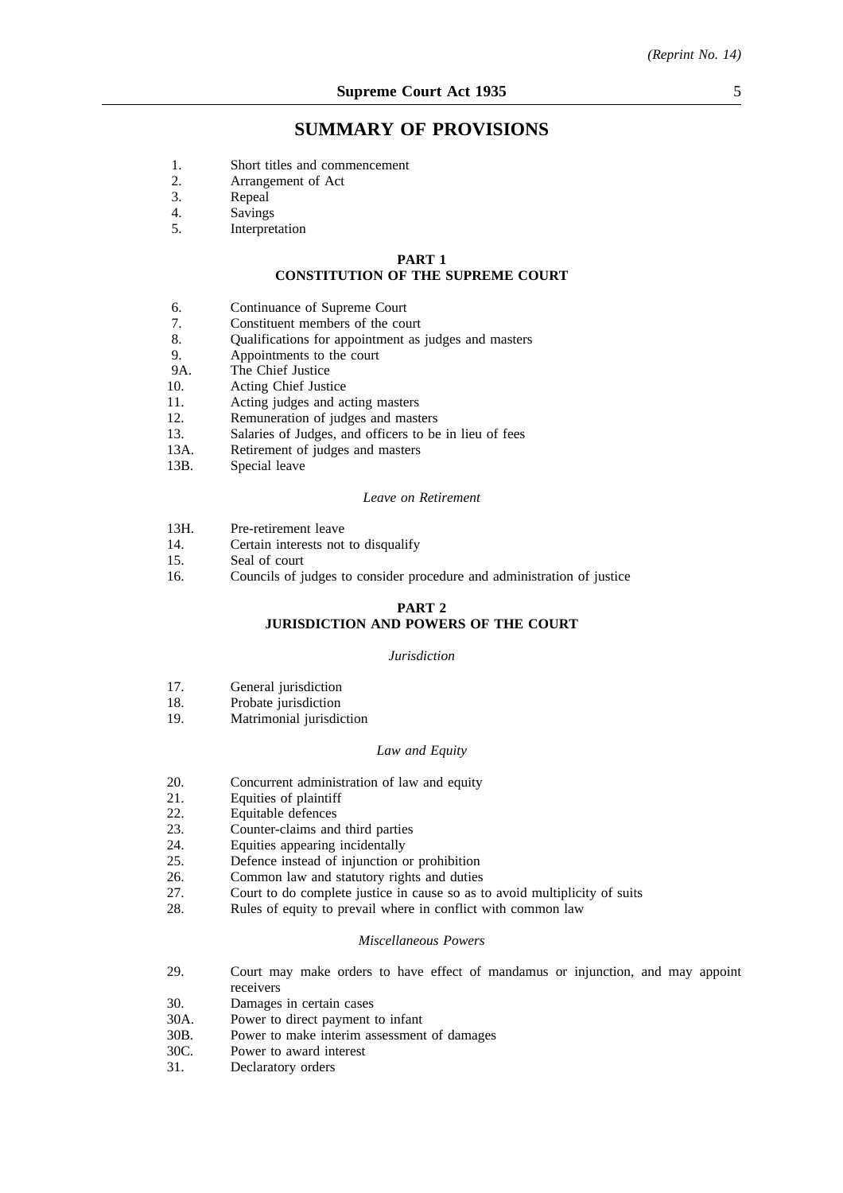# SUMMARY OF PROVISIONS

1. Short titles and commencement
2. Arrangement of Act
3. Repeal
4. Savings
5. Interpretation

## PART 1
## CONSTITUTION OF THE SUPREME COURT

6. Continuance of Supreme Court
7. Constituent members of the court
8. Qualifications for appointment as judges and masters
9. Appointments to the court

9A. The Chief Justice

10. Acting Chief Justice
11. Acting judges and acting masters
12. Remuneration of judges and masters
13. Salaries of Judges, and officers to be in lieu of fees

13A. Retirement of judges and masters

13B. Special leave

*Leave on Retirement*

13H. Pre-retirement leave

14. Certain interests not to disqualify
15. Seal of court
16. Councils of judges to consider procedure and administration of justice

## PART 2
## JURISDICTION AND POWERS OF THE COURT

*Jurisdiction*

17. General jurisdiction
18. Probate jurisdiction
19. Matrimonial jurisdiction

*Law and Equity*

20. Concurrent administration of law and equity
21. Equities of plaintiff
22. Equitable defences
23. Counter-claims and third parties
24. Equities appearing incidentally
25. Defence instead of injunction or prohibition
26. Common law and statutory rights and duties
27. Court to do complete justice in cause so as to avoid multiplicity of suits
28. Rules of equity to prevail where in conflict with common law

*Miscellaneous Powers*

29. Court may make orders to have effect of mandamus or injunction, and may appoint receivers
30. Damages in certain cases

30A. Power to direct payment to infant

30B. Power to make interim assessment of damages

30C. Power to award interest

31. Declaratory orders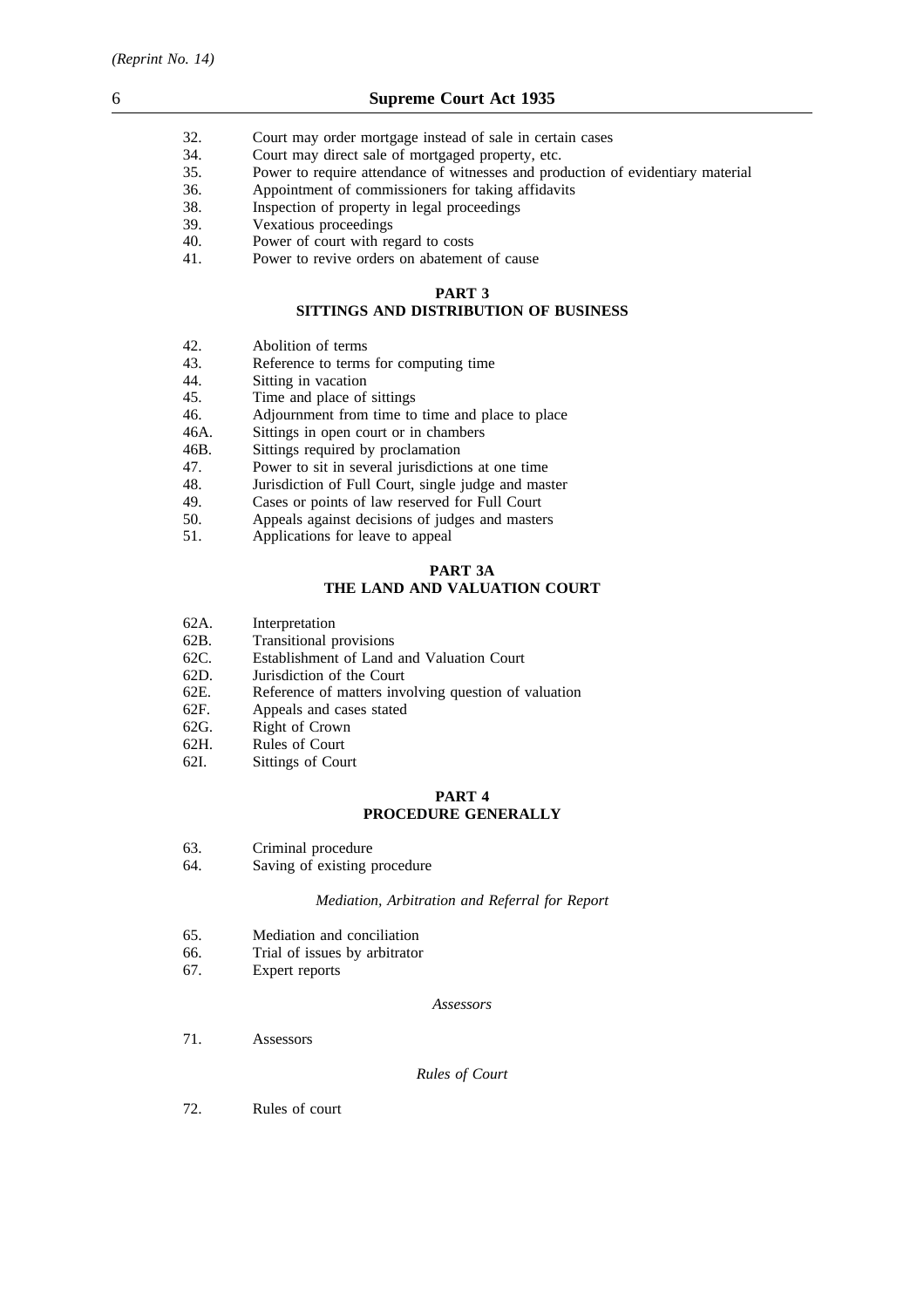32. Court may order mortgage instead of sale in certain cases
34. Court may direct sale of mortgaged property, etc.
35. Power to require attendance of witnesses and production of evidentiary material
36. Appointment of commissioners for taking affidavits
38. Inspection of property in legal proceedings
39. Vexatious proceedings
40. Power of court with regard to costs
41. Power to revive orders on abatement of cause

## PART 3
## SITTINGS AND DISTRIBUTION OF BUSINESS

42. Abolition of terms
43. Reference to terms for computing time
44. Sitting in vacation
45. Time and place of sittings
46. Adjournment from time to time and place to place
46A. Sittings in open court or in chambers
46B. Sittings required by proclamation
47. Power to sit in several jurisdictions at one time
48. Jurisdiction of Full Court, single judge and master
49. Cases or points of law reserved for Full Court
50. Appeals against decisions of judges and masters
51. Applications for leave to appeal

## PART 3A
## THE LAND AND VALUATION COURT

62A. Interpretation
62B. Transitional provisions
62C. Establishment of Land and Valuation Court
62D. Jurisdiction of the Court
62E. Reference of matters involving question of valuation
62F. Appeals and cases stated
62G. Right of Crown
62H. Rules of Court
62I. Sittings of Court

## PART 4
## PROCEDURE GENERALLY

63. Criminal procedure
64. Saving of existing procedure

*Mediation, Arbitration and Referral for Report*

65. Mediation and conciliation
66. Trial of issues by arbitrator
67. Expert reports

*Assessors*

71. Assessors

*Rules of Court*

72. Rules of court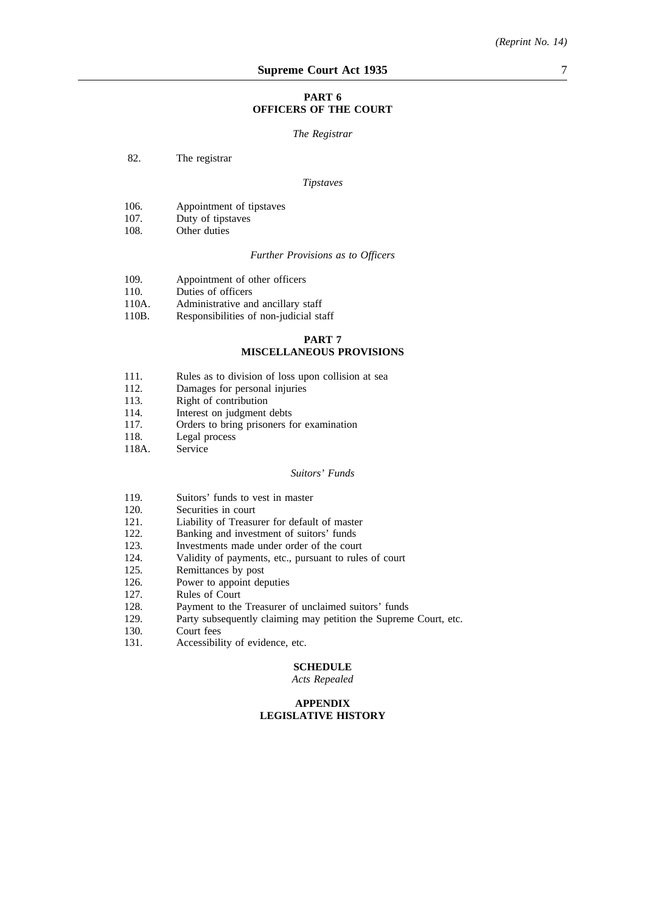## PART 6
## OFFICERS OF THE COURT

*The Registrar*

82. The registrar

*Tipstaves*

106. Appointment of tipstaves
107. Duty of tipstaves
108. Other duties

*Further Provisions as to Officers*

109. Appointment of other officers
110. Duties of officers
110A. Administrative and ancillary staff
110B. Responsibilities of non-judicial staff

## PART 7
## MISCELLANEOUS PROVISIONS

111. Rules as to division of loss upon collision at sea
112. Damages for personal injuries
113. Right of contribution
114. Interest on judgment debts
117. Orders to bring prisoners for examination
118. Legal process
118A. Service

*Suitors' Funds*

119. Suitors' funds to vest in master
120. Securities in court
121. Liability of Treasurer for default of master
122. Banking and investment of suitors' funds
123. Investments made under order of the court
124. Validity of payments, etc., pursuant to rules of court
125. Remittances by post
126. Power to appoint deputies
127. Rules of Court
128. Payment to the Treasurer of unclaimed suitors' funds
129. Party subsequently claiming may petition the Supreme Court, etc.
130. Court fees
131. Accessibility of evidence, etc.

## SCHEDULE
*Acts Repealed*

## APPENDIX
## LEGISLATIVE HISTORY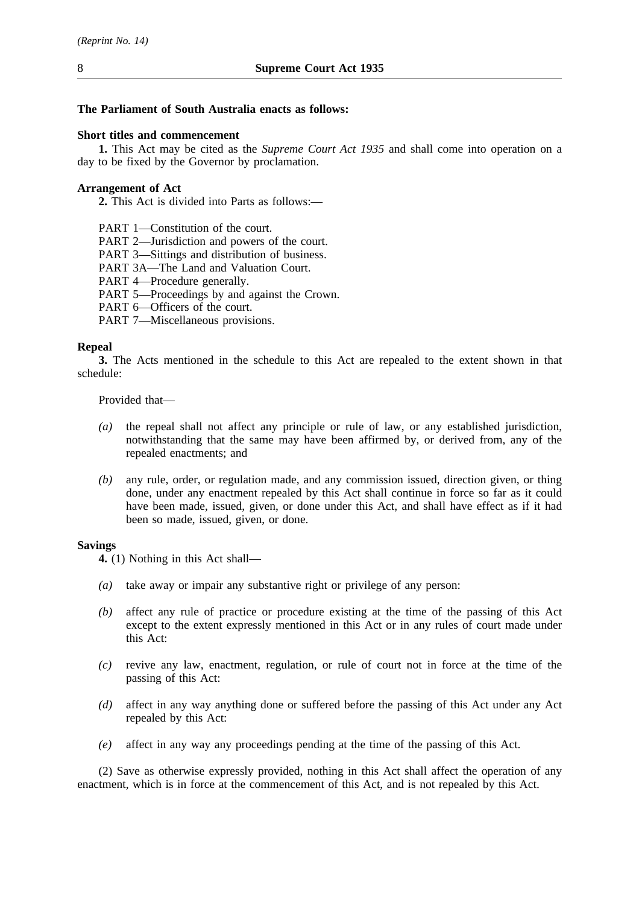**The Parliament of South Australia enacts as follows:**

**Short titles and commencement**

**1.** This Act may be cited as the *Supreme Court Act 1935* and shall come into operation on a day to be fixed by the Governor by proclamation.

**Arrangement of Act**

**2.** This Act is divided into Parts as follows:—

PART 1—Constitution of the court.
PART 2—Jurisdiction and powers of the court.
PART 3—Sittings and distribution of business.
PART 3A—The Land and Valuation Court.
PART 4—Procedure generally.
PART 5—Proceedings by and against the Crown.
PART 6—Officers of the court.
PART 7—Miscellaneous provisions.

**Repeal**

**3.** The Acts mentioned in the schedule to this Act are repealed to the extent shown in that schedule:

Provided that—

*(a)* the repeal shall not affect any principle or rule of law, or any established jurisdiction, notwithstanding that the same may have been affirmed by, or derived from, any of the repealed enactments; and

*(b)* any rule, order, or regulation made, and any commission issued, direction given, or thing done, under any enactment repealed by this Act shall continue in force so far as it could have been made, issued, given, or done under this Act, and shall have effect as if it had been so made, issued, given, or done.

**Savings**

**4.** (1) Nothing in this Act shall—

*(a)* take away or impair any substantive right or privilege of any person:

*(b)* affect any rule of practice or procedure existing at the time of the passing of this Act except to the extent expressly mentioned in this Act or in any rules of court made under this Act:

*(c)* revive any law, enactment, regulation, or rule of court not in force at the time of the passing of this Act:

*(d)* affect in any way anything done or suffered before the passing of this Act under any Act repealed by this Act:

*(e)* affect in any way any proceedings pending at the time of the passing of this Act.

(2) Save as otherwise expressly provided, nothing in this Act shall affect the operation of any enactment, which is in force at the commencement of this Act, and is not repealed by this Act.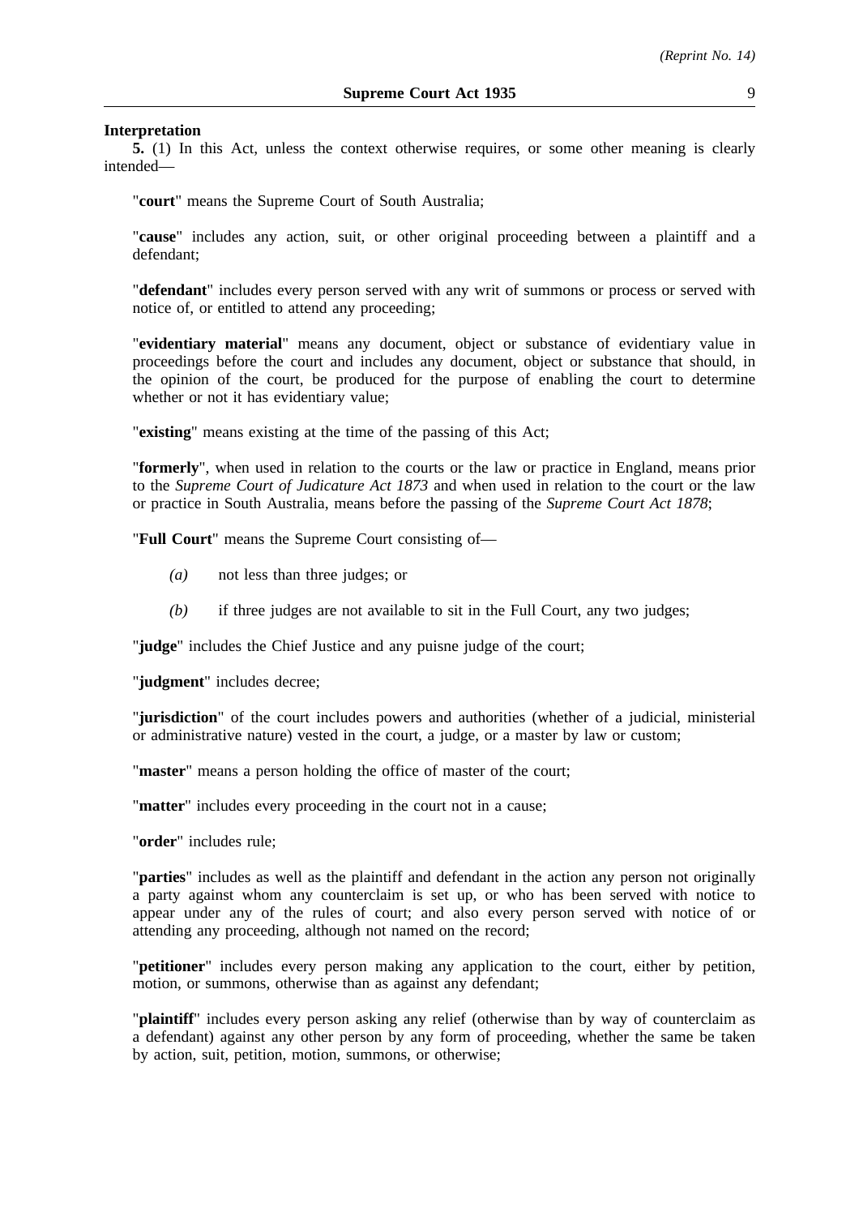**Interpretation**

**5.** (1) In this Act, unless the context otherwise requires, or some other meaning is clearly intended—

"**court**" means the Supreme Court of South Australia;

"**cause**" includes any action, suit, or other original proceeding between a plaintiff and a defendant;

"**defendant**" includes every person served with any writ of summons or process or served with notice of, or entitled to attend any proceeding;

"**evidentiary material**" means any document, object or substance of evidentiary value in proceedings before the court and includes any document, object or substance that should, in the opinion of the court, be produced for the purpose of enabling the court to determine whether or not it has evidentiary value;

"**existing**" means existing at the time of the passing of this Act;

"**formerly**", when used in relation to the courts or the law or practice in England, means prior to the *Supreme Court of Judicature Act 1873* and when used in relation to the court or the law or practice in South Australia, means before the passing of the *Supreme Court Act 1878*;

"**Full Court**" means the Supreme Court consisting of—

*(a)* not less than three judges; or

*(b)* if three judges are not available to sit in the Full Court, any two judges;

"**judge**" includes the Chief Justice and any puisne judge of the court;

"**judgment**" includes decree;

"**jurisdiction**" of the court includes powers and authorities (whether of a judicial, ministerial or administrative nature) vested in the court, a judge, or a master by law or custom;

"**master**" means a person holding the office of master of the court;

"**matter**" includes every proceeding in the court not in a cause;

"**order**" includes rule;

"**parties**" includes as well as the plaintiff and defendant in the action any person not originally a party against whom any counterclaim is set up, or who has been served with notice to appear under any of the rules of court; and also every person served with notice of or attending any proceeding, although not named on the record;

"**petitioner**" includes every person making any application to the court, either by petition, motion, or summons, otherwise than as against any defendant;

"**plaintiff**" includes every person asking any relief (otherwise than by way of counterclaim as a defendant) against any other person by any form of proceeding, whether the same be taken by action, suit, petition, motion, summons, or otherwise;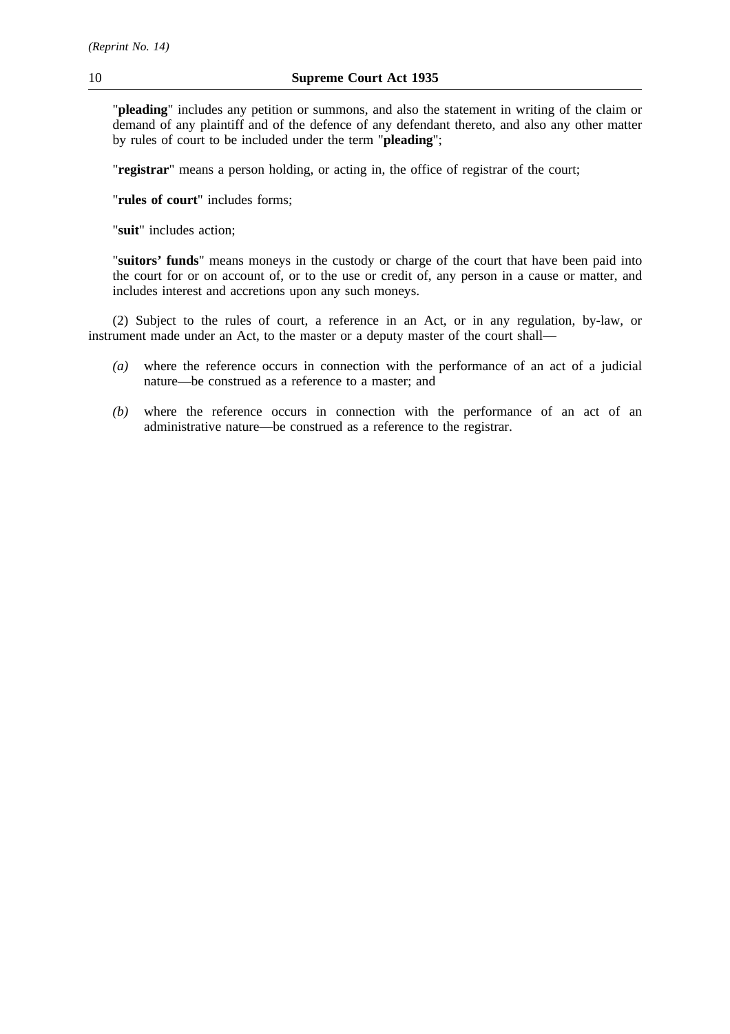"**pleading**" includes any petition or summons, and also the statement in writing of the claim or demand of any plaintiff and of the defence of any defendant thereto, and also any other matter by rules of court to be included under the term "**pleading**";

"**registrar**" means a person holding, or acting in, the office of registrar of the court;

"**rules of court**" includes forms;

"**suit**" includes action;

"**suitors' funds**" means moneys in the custody or charge of the court that have been paid into the court for or on account of, or to the use or credit of, any person in a cause or matter, and includes interest and accretions upon any such moneys.

(2) Subject to the rules of court, a reference in an Act, or in any regulation, by-law, or instrument made under an Act, to the master or a deputy master of the court shall—

*(a)* where the reference occurs in connection with the performance of an act of a judicial nature—be construed as a reference to a master; and

*(b)* where the reference occurs in connection with the performance of an act of an administrative nature—be construed as a reference to the registrar.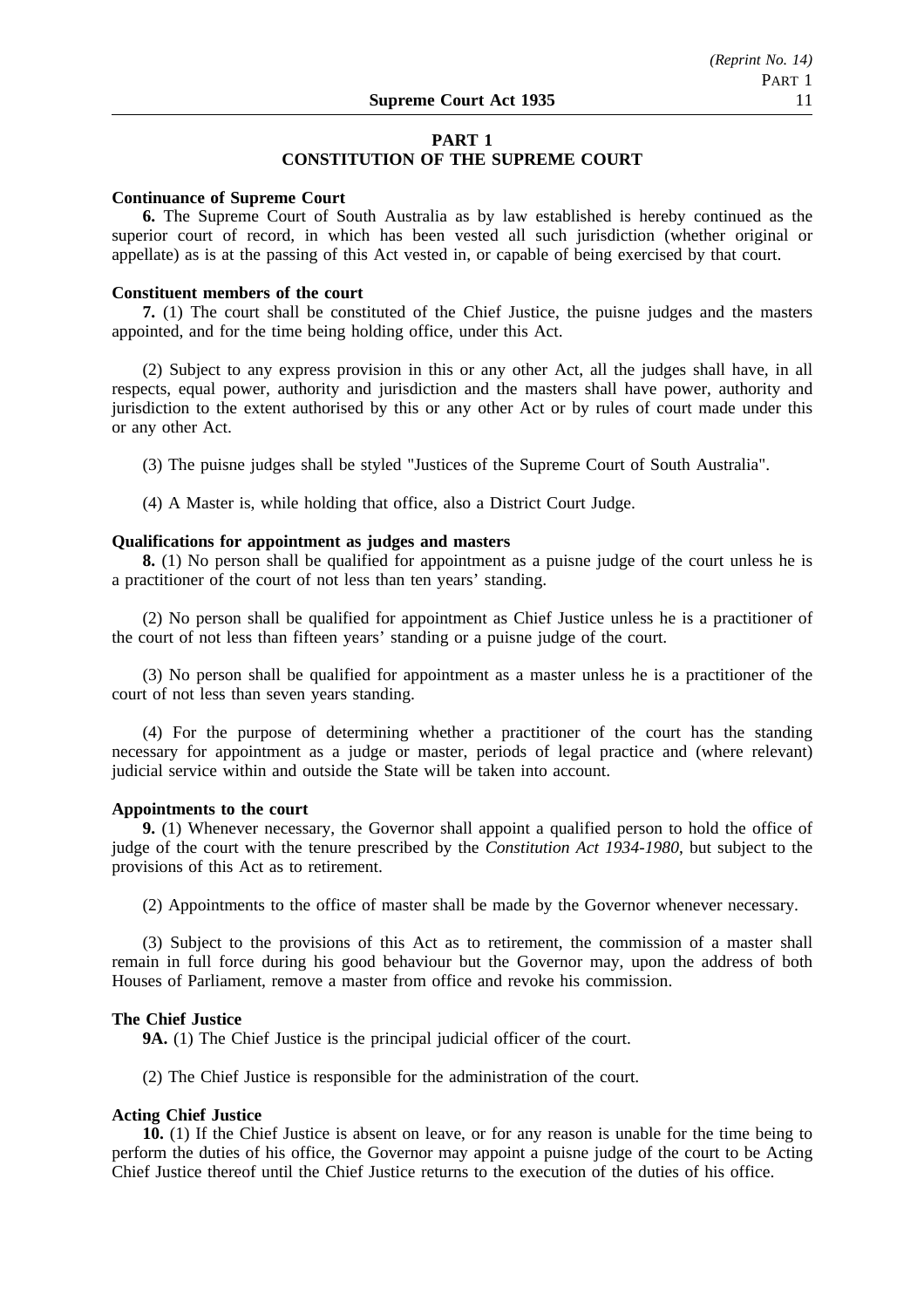## PART 1
## CONSTITUTION OF THE SUPREME COURT

**Continuance of Supreme Court**

**6.** The Supreme Court of South Australia as by law established is hereby continued as the superior court of record, in which has been vested all such jurisdiction (whether original or appellate) as is at the passing of this Act vested in, or capable of being exercised by that court.

**Constituent members of the court**

**7.** (1) The court shall be constituted of the Chief Justice, the puisne judges and the masters appointed, and for the time being holding office, under this Act.

(2) Subject to any express provision in this or any other Act, all the judges shall have, in all respects, equal power, authority and jurisdiction and the masters shall have power, authority and jurisdiction to the extent authorised by this or any other Act or by rules of court made under this or any other Act.

(3) The puisne judges shall be styled "Justices of the Supreme Court of South Australia".

(4) A Master is, while holding that office, also a District Court Judge.

**Qualifications for appointment as judges and masters**

**8.** (1) No person shall be qualified for appointment as a puisne judge of the court unless he is a practitioner of the court of not less than ten years' standing.

(2) No person shall be qualified for appointment as Chief Justice unless he is a practitioner of the court of not less than fifteen years' standing or a puisne judge of the court.

(3) No person shall be qualified for appointment as a master unless he is a practitioner of the court of not less than seven years standing.

(4) For the purpose of determining whether a practitioner of the court has the standing necessary for appointment as a judge or master, periods of legal practice and (where relevant) judicial service within and outside the State will be taken into account.

**Appointments to the court**

**9.** (1) Whenever necessary, the Governor shall appoint a qualified person to hold the office of judge of the court with the tenure prescribed by the *Constitution Act 1934-1980*, but subject to the provisions of this Act as to retirement.

(2) Appointments to the office of master shall be made by the Governor whenever necessary.

(3) Subject to the provisions of this Act as to retirement, the commission of a master shall remain in full force during his good behaviour but the Governor may, upon the address of both Houses of Parliament, remove a master from office and revoke his commission.

**The Chief Justice**

**9A.** (1) The Chief Justice is the principal judicial officer of the court.

(2) The Chief Justice is responsible for the administration of the court.

**Acting Chief Justice**

**10.** (1) If the Chief Justice is absent on leave, or for any reason is unable for the time being to perform the duties of his office, the Governor may appoint a puisne judge of the court to be Acting Chief Justice thereof until the Chief Justice returns to the execution of the duties of his office.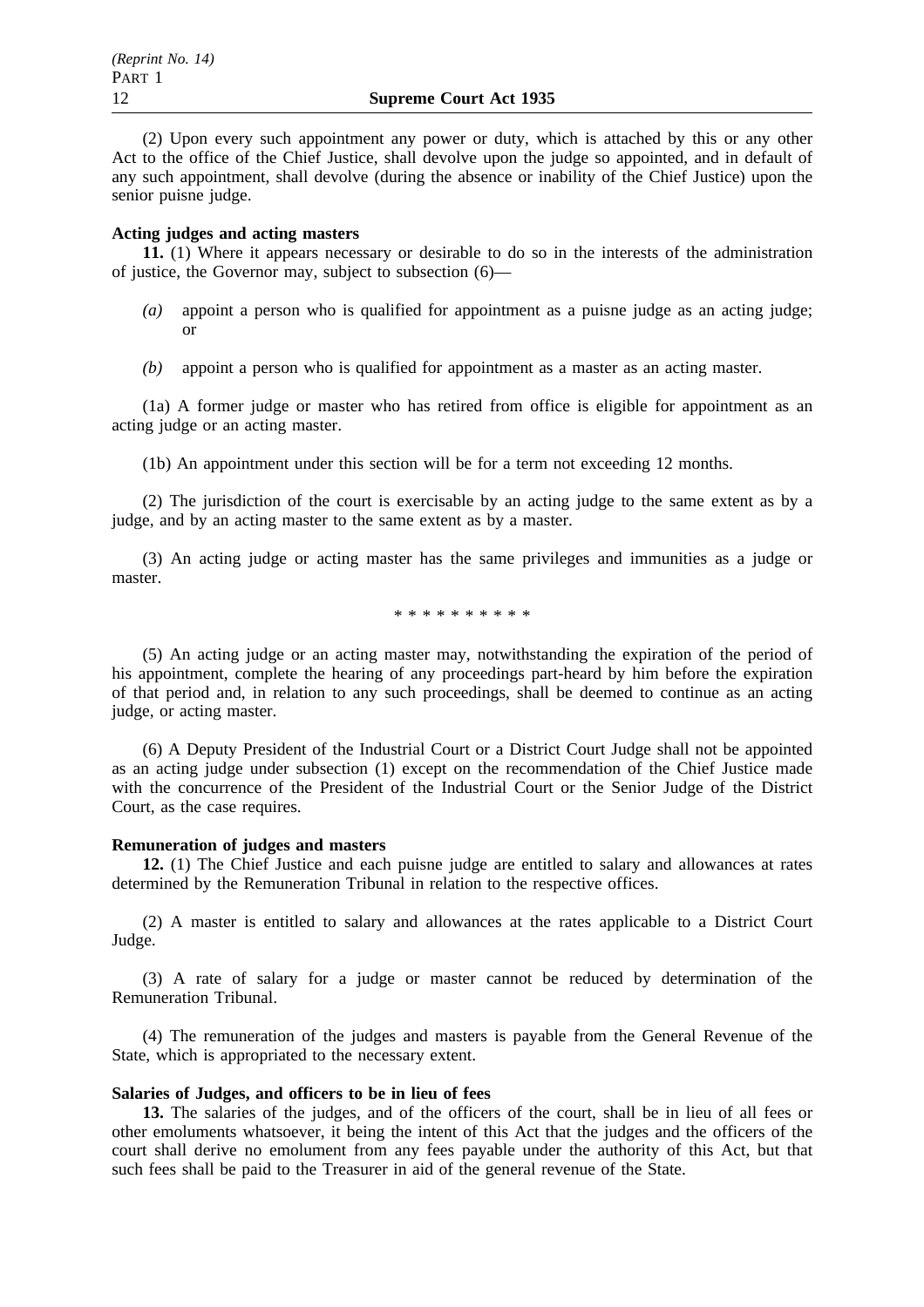(2) Upon every such appointment any power or duty, which is attached by this or any other Act to the office of the Chief Justice, shall devolve upon the judge so appointed, and in default of any such appointment, shall devolve (during the absence or inability of the Chief Justice) upon the senior puisne judge.

**Acting judges and acting masters**

**11.** (1) Where it appears necessary or desirable to do so in the interests of the administration of justice, the Governor may, subject to subsection (6)—

*(a)* appoint a person who is qualified for appointment as a puisne judge as an acting judge; or

*(b)* appoint a person who is qualified for appointment as a master as an acting master.

(1a) A former judge or master who has retired from office is eligible for appointment as an acting judge or an acting master.

(1b) An appointment under this section will be for a term not exceeding 12 months.

(2) The jurisdiction of the court is exercisable by an acting judge to the same extent as by a judge, and by an acting master to the same extent as by a master.

(3) An acting judge or acting master has the same privileges and immunities as a judge or master.

* * * * * * * * * *

(5) An acting judge or an acting master may, notwithstanding the expiration of the period of his appointment, complete the hearing of any proceedings part-heard by him before the expiration of that period and, in relation to any such proceedings, shall be deemed to continue as an acting judge, or acting master.

(6) A Deputy President of the Industrial Court or a District Court Judge shall not be appointed as an acting judge under subsection (1) except on the recommendation of the Chief Justice made with the concurrence of the President of the Industrial Court or the Senior Judge of the District Court, as the case requires.

**Remuneration of judges and masters**

**12.** (1) The Chief Justice and each puisne judge are entitled to salary and allowances at rates determined by the Remuneration Tribunal in relation to the respective offices.

(2) A master is entitled to salary and allowances at the rates applicable to a District Court Judge.

(3) A rate of salary for a judge or master cannot be reduced by determination of the Remuneration Tribunal.

(4) The remuneration of the judges and masters is payable from the General Revenue of the State, which is appropriated to the necessary extent.

**Salaries of Judges, and officers to be in lieu of fees**

**13.** The salaries of the judges, and of the officers of the court, shall be in lieu of all fees or other emoluments whatsoever, it being the intent of this Act that the judges and the officers of the court shall derive no emolument from any fees payable under the authority of this Act, but that such fees shall be paid to the Treasurer in aid of the general revenue of the State.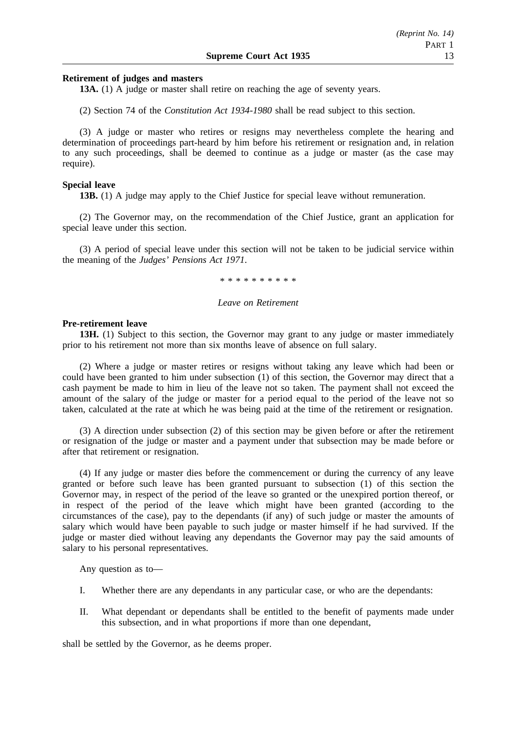**Retirement of judges and masters**

**13A.** (1) A judge or master shall retire on reaching the age of seventy years.

(2) Section 74 of the *Constitution Act 1934-1980* shall be read subject to this section.

(3) A judge or master who retires or resigns may nevertheless complete the hearing and determination of proceedings part-heard by him before his retirement or resignation and, in relation to any such proceedings, shall be deemed to continue as a judge or master (as the case may require).

**Special leave**

**13B.** (1) A judge may apply to the Chief Justice for special leave without remuneration.

(2) The Governor may, on the recommendation of the Chief Justice, grant an application for special leave under this section.

(3) A period of special leave under this section will not be taken to be judicial service within the meaning of the *Judges' Pensions Act 1971*.

\* \* \* \* \* \* \* \* \* \*

*Leave on Retirement*

**Pre-retirement leave**

**13H.** (1) Subject to this section, the Governor may grant to any judge or master immediately prior to his retirement not more than six months leave of absence on full salary.

(2) Where a judge or master retires or resigns without taking any leave which had been or could have been granted to him under subsection (1) of this section, the Governor may direct that a cash payment be made to him in lieu of the leave not so taken. The payment shall not exceed the amount of the salary of the judge or master for a period equal to the period of the leave not so taken, calculated at the rate at which he was being paid at the time of the retirement or resignation.

(3) A direction under subsection (2) of this section may be given before or after the retirement or resignation of the judge or master and a payment under that subsection may be made before or after that retirement or resignation.

(4) If any judge or master dies before the commencement or during the currency of any leave granted or before such leave has been granted pursuant to subsection (1) of this section the Governor may, in respect of the period of the leave so granted or the unexpired portion thereof, or in respect of the period of the leave which might have been granted (according to the circumstances of the case), pay to the dependants (if any) of such judge or master the amounts of salary which would have been payable to such judge or master himself if he had survived. If the judge or master died without leaving any dependants the Governor may pay the said amounts of salary to his personal representatives.

Any question as to—

I. Whether there are any dependants in any particular case, or who are the dependants:

II. What dependant or dependants shall be entitled to the benefit of payments made under this subsection, and in what proportions if more than one dependant,

shall be settled by the Governor, as he deems proper.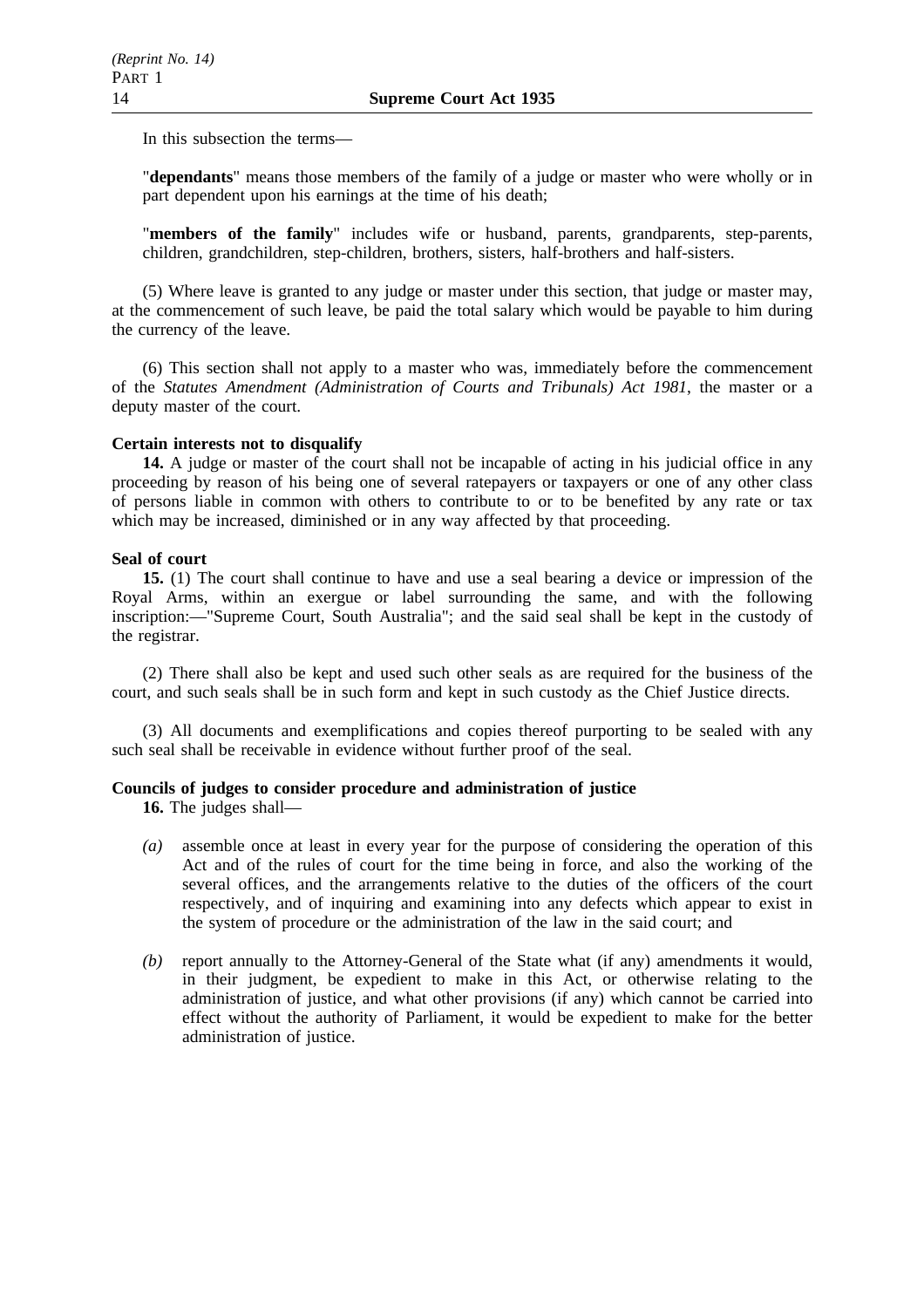In this subsection the terms—

"**dependants**" means those members of the family of a judge or master who were wholly or in part dependent upon his earnings at the time of his death;

"**members of the family**" includes wife or husband, parents, grandparents, step-parents, children, grandchildren, step-children, brothers, sisters, half-brothers and half-sisters.

(5) Where leave is granted to any judge or master under this section, that judge or master may, at the commencement of such leave, be paid the total salary which would be payable to him during the currency of the leave.

(6) This section shall not apply to a master who was, immediately before the commencement of the *Statutes Amendment (Administration of Courts and Tribunals) Act 1981*, the master or a deputy master of the court.

**Certain interests not to disqualify**

**14.** A judge or master of the court shall not be incapable of acting in his judicial office in any proceeding by reason of his being one of several ratepayers or taxpayers or one of any other class of persons liable in common with others to contribute to or to be benefited by any rate or tax which may be increased, diminished or in any way affected by that proceeding.

**Seal of court**

**15.** (1) The court shall continue to have and use a seal bearing a device or impression of the Royal Arms, within an exergue or label surrounding the same, and with the following inscription:—"Supreme Court, South Australia"; and the said seal shall be kept in the custody of the registrar.

(2) There shall also be kept and used such other seals as are required for the business of the court, and such seals shall be in such form and kept in such custody as the Chief Justice directs.

(3) All documents and exemplifications and copies thereof purporting to be sealed with any such seal shall be receivable in evidence without further proof of the seal.

**Councils of judges to consider procedure and administration of justice**

**16.** The judges shall—

*(a)* assemble once at least in every year for the purpose of considering the operation of this Act and of the rules of court for the time being in force, and also the working of the several offices, and the arrangements relative to the duties of the officers of the court respectively, and of inquiring and examining into any defects which appear to exist in the system of procedure or the administration of the law in the said court; and

*(b)* report annually to the Attorney-General of the State what (if any) amendments it would, in their judgment, be expedient to make in this Act, or otherwise relating to the administration of justice, and what other provisions (if any) which cannot be carried into effect without the authority of Parliament, it would be expedient to make for the better administration of justice.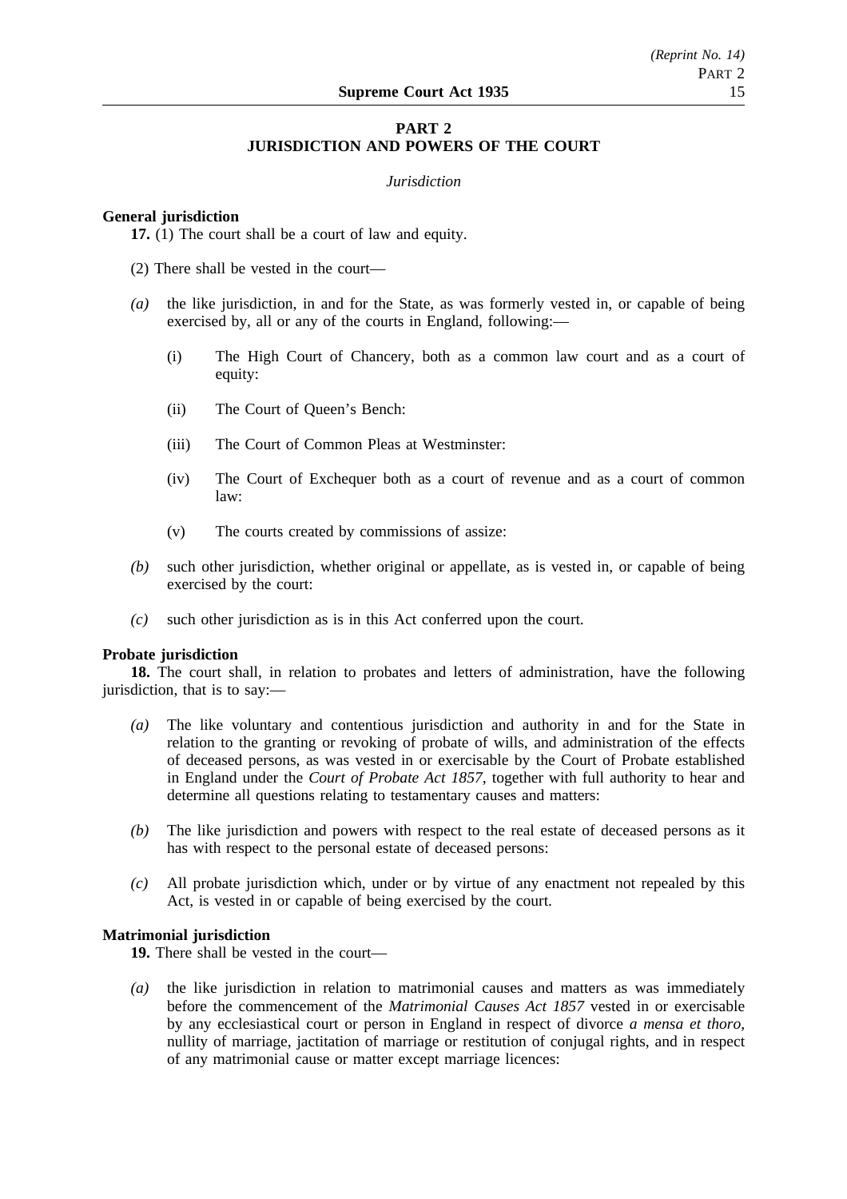## PART 2
## JURISDICTION AND POWERS OF THE COURT

*Jurisdiction*

**General jurisdiction**

**17.** (1) The court shall be a court of law and equity.

(2) There shall be vested in the court—

*(a)* the like jurisdiction, in and for the State, as was formerly vested in, or capable of being exercised by, all or any of the courts in England, following:—

(i) The High Court of Chancery, both as a common law court and as a court of equity:

(ii) The Court of Queen's Bench:

(iii) The Court of Common Pleas at Westminster:

(iv) The Court of Exchequer both as a court of revenue and as a court of common law:

(v) The courts created by commissions of assize:

*(b)* such other jurisdiction, whether original or appellate, as is vested in, or capable of being exercised by the court:

*(c)* such other jurisdiction as is in this Act conferred upon the court.

**Probate jurisdiction**

**18.** The court shall, in relation to probates and letters of administration, have the following jurisdiction, that is to say:—

*(a)* The like voluntary and contentious jurisdiction and authority in and for the State in relation to the granting or revoking of probate of wills, and administration of the effects of deceased persons, as was vested in or exercisable by the Court of Probate established in England under the *Court of Probate Act 1857*, together with full authority to hear and determine all questions relating to testamentary causes and matters:

*(b)* The like jurisdiction and powers with respect to the real estate of deceased persons as it has with respect to the personal estate of deceased persons:

*(c)* All probate jurisdiction which, under or by virtue of any enactment not repealed by this Act, is vested in or capable of being exercised by the court.

**Matrimonial jurisdiction**

**19.** There shall be vested in the court—

*(a)* the like jurisdiction in relation to matrimonial causes and matters as was immediately before the commencement of the *Matrimonial Causes Act 1857* vested in or exercisable by any ecclesiastical court or person in England in respect of divorce *a mensa et thoro*, nullity of marriage, jactitation of marriage or restitution of conjugal rights, and in respect of any matrimonial cause or matter except marriage licences: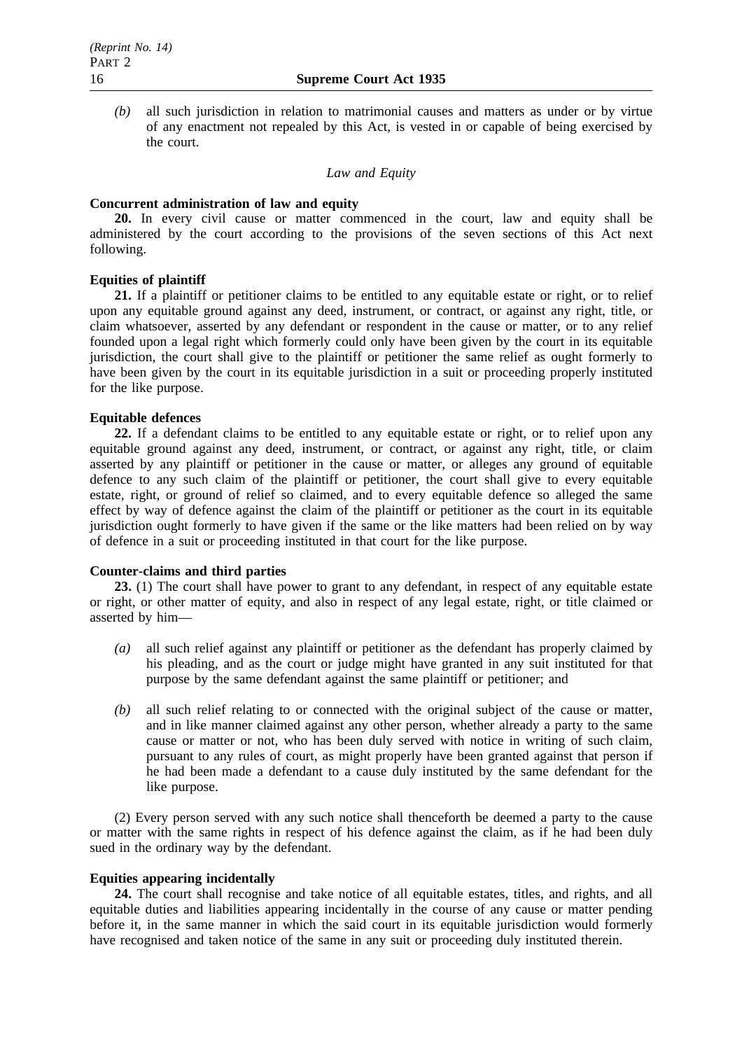*(b)* all such jurisdiction in relation to matrimonial causes and matters as under or by virtue of any enactment not repealed by this Act, is vested in or capable of being exercised by the court.

*Law and Equity*

**Concurrent administration of law and equity**

**20.** In every civil cause or matter commenced in the court, law and equity shall be administered by the court according to the provisions of the seven sections of this Act next following.

**Equities of plaintiff**

**21.** If a plaintiff or petitioner claims to be entitled to any equitable estate or right, or to relief upon any equitable ground against any deed, instrument, or contract, or against any right, title, or claim whatsoever, asserted by any defendant or respondent in the cause or matter, or to any relief founded upon a legal right which formerly could only have been given by the court in its equitable jurisdiction, the court shall give to the plaintiff or petitioner the same relief as ought formerly to have been given by the court in its equitable jurisdiction in a suit or proceeding properly instituted for the like purpose.

**Equitable defences**

**22.** If a defendant claims to be entitled to any equitable estate or right, or to relief upon any equitable ground against any deed, instrument, or contract, or against any right, title, or claim asserted by any plaintiff or petitioner in the cause or matter, or alleges any ground of equitable defence to any such claim of the plaintiff or petitioner, the court shall give to every equitable estate, right, or ground of relief so claimed, and to every equitable defence so alleged the same effect by way of defence against the claim of the plaintiff or petitioner as the court in its equitable jurisdiction ought formerly to have given if the same or the like matters had been relied on by way of defence in a suit or proceeding instituted in that court for the like purpose.

**Counter-claims and third parties**

**23.** (1) The court shall have power to grant to any defendant, in respect of any equitable estate or right, or other matter of equity, and also in respect of any legal estate, right, or title claimed or asserted by him—

*(a)* all such relief against any plaintiff or petitioner as the defendant has properly claimed by his pleading, and as the court or judge might have granted in any suit instituted for that purpose by the same defendant against the same plaintiff or petitioner; and

*(b)* all such relief relating to or connected with the original subject of the cause or matter, and in like manner claimed against any other person, whether already a party to the same cause or matter or not, who has been duly served with notice in writing of such claim, pursuant to any rules of court, as might properly have been granted against that person if he had been made a defendant to a cause duly instituted by the same defendant for the like purpose.

(2) Every person served with any such notice shall thenceforth be deemed a party to the cause or matter with the same rights in respect of his defence against the claim, as if he had been duly sued in the ordinary way by the defendant.

**Equities appearing incidentally**

**24.** The court shall recognise and take notice of all equitable estates, titles, and rights, and all equitable duties and liabilities appearing incidentally in the course of any cause or matter pending before it, in the same manner in which the said court in its equitable jurisdiction would formerly have recognised and taken notice of the same in any suit or proceeding duly instituted therein.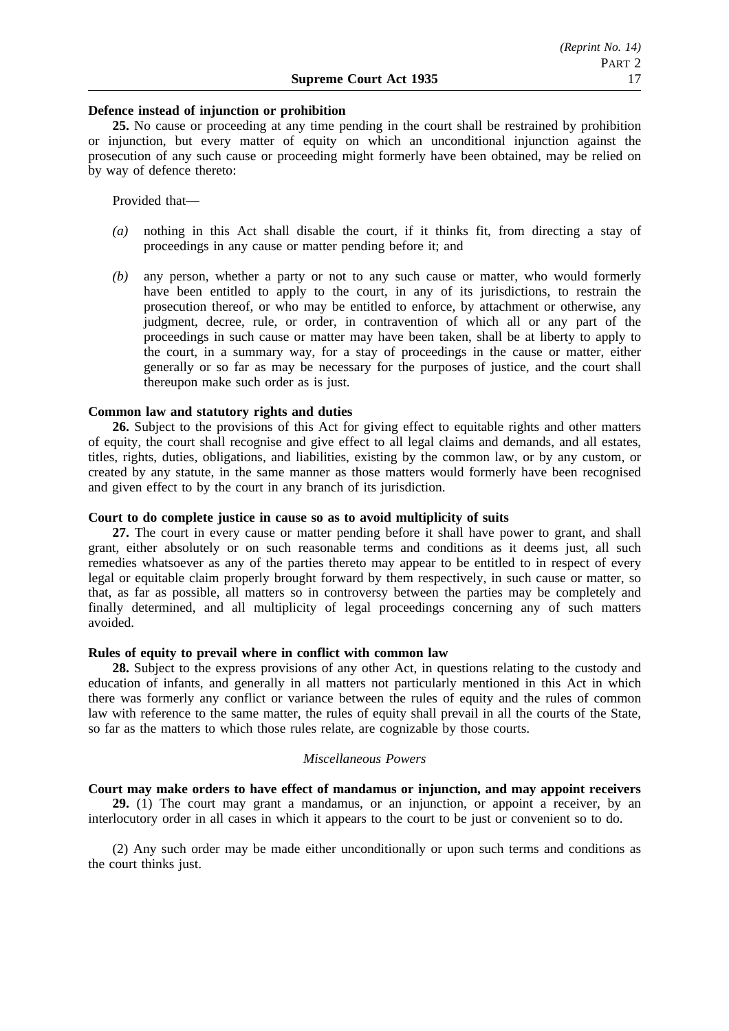**Defence instead of injunction or prohibition**

**25.** No cause or proceeding at any time pending in the court shall be restrained by prohibition or injunction, but every matter of equity on which an unconditional injunction against the prosecution of any such cause or proceeding might formerly have been obtained, may be relied on by way of defence thereto:

Provided that—

*(a)* nothing in this Act shall disable the court, if it thinks fit, from directing a stay of proceedings in any cause or matter pending before it; and

*(b)* any person, whether a party or not to any such cause or matter, who would formerly have been entitled to apply to the court, in any of its jurisdictions, to restrain the prosecution thereof, or who may be entitled to enforce, by attachment or otherwise, any judgment, decree, rule, or order, in contravention of which all or any part of the proceedings in such cause or matter may have been taken, shall be at liberty to apply to the court, in a summary way, for a stay of proceedings in the cause or matter, either generally or so far as may be necessary for the purposes of justice, and the court shall thereupon make such order as is just.

**Common law and statutory rights and duties**

**26.** Subject to the provisions of this Act for giving effect to equitable rights and other matters of equity, the court shall recognise and give effect to all legal claims and demands, and all estates, titles, rights, duties, obligations, and liabilities, existing by the common law, or by any custom, or created by any statute, in the same manner as those matters would formerly have been recognised and given effect to by the court in any branch of its jurisdiction.

**Court to do complete justice in cause so as to avoid multiplicity of suits**

**27.** The court in every cause or matter pending before it shall have power to grant, and shall grant, either absolutely or on such reasonable terms and conditions as it deems just, all such remedies whatsoever as any of the parties thereto may appear to be entitled to in respect of every legal or equitable claim properly brought forward by them respectively, in such cause or matter, so that, as far as possible, all matters so in controversy between the parties may be completely and finally determined, and all multiplicity of legal proceedings concerning any of such matters avoided.

**Rules of equity to prevail where in conflict with common law**

**28.** Subject to the express provisions of any other Act, in questions relating to the custody and education of infants, and generally in all matters not particularly mentioned in this Act in which there was formerly any conflict or variance between the rules of equity and the rules of common law with reference to the same matter, the rules of equity shall prevail in all the courts of the State, so far as the matters to which those rules relate, are cognizable by those courts.

*Miscellaneous Powers*

**Court may make orders to have effect of mandamus or injunction, and may appoint receivers**

**29.** (1) The court may grant a mandamus, or an injunction, or appoint a receiver, by an interlocutory order in all cases in which it appears to the court to be just or convenient so to do.

(2) Any such order may be made either unconditionally or upon such terms and conditions as the court thinks just.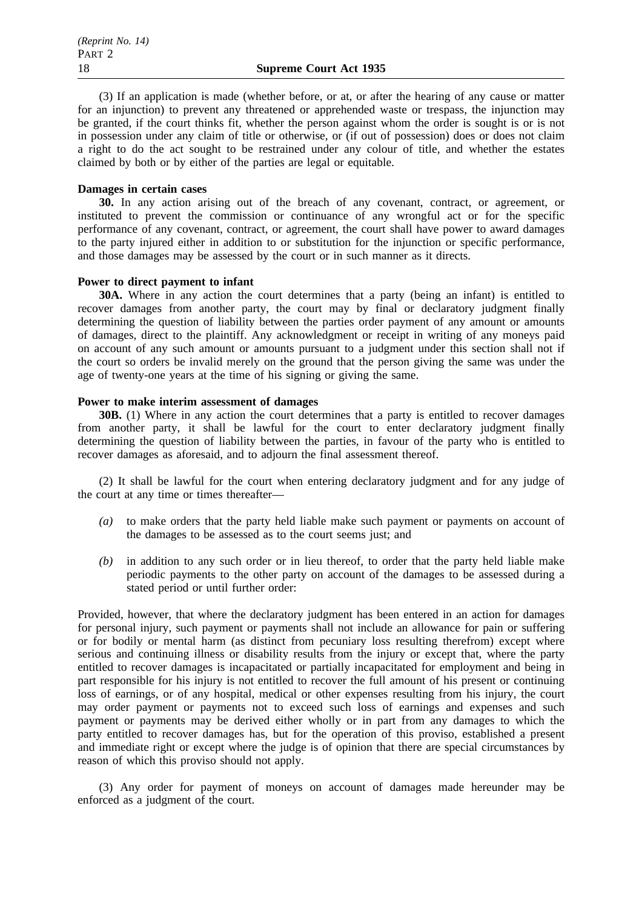(3) If an application is made (whether before, or at, or after the hearing of any cause or matter for an injunction) to prevent any threatened or apprehended waste or trespass, the injunction may be granted, if the court thinks fit, whether the person against whom the order is sought is or is not in possession under any claim of title or otherwise, or (if out of possession) does or does not claim a right to do the act sought to be restrained under any colour of title, and whether the estates claimed by both or by either of the parties are legal or equitable.

**Damages in certain cases**

**30.** In any action arising out of the breach of any covenant, contract, or agreement, or instituted to prevent the commission or continuance of any wrongful act or for the specific performance of any covenant, contract, or agreement, the court shall have power to award damages to the party injured either in addition to or substitution for the injunction or specific performance, and those damages may be assessed by the court or in such manner as it directs.

**Power to direct payment to infant**

**30A.** Where in any action the court determines that a party (being an infant) is entitled to recover damages from another party, the court may by final or declaratory judgment finally determining the question of liability between the parties order payment of any amount or amounts of damages, direct to the plaintiff. Any acknowledgment or receipt in writing of any moneys paid on account of any such amount or amounts pursuant to a judgment under this section shall not if the court so orders be invalid merely on the ground that the person giving the same was under the age of twenty-one years at the time of his signing or giving the same.

**Power to make interim assessment of damages**

**30B.** (1) Where in any action the court determines that a party is entitled to recover damages from another party, it shall be lawful for the court to enter declaratory judgment finally determining the question of liability between the parties, in favour of the party who is entitled to recover damages as aforesaid, and to adjourn the final assessment thereof.

(2) It shall be lawful for the court when entering declaratory judgment and for any judge of the court at any time or times thereafter—

- *(a)* to make orders that the party held liable make such payment or payments on account of the damages to be assessed as to the court seems just; and
- *(b)* in addition to any such order or in lieu thereof, to order that the party held liable make periodic payments to the other party on account of the damages to be assessed during a stated period or until further order:

Provided, however, that where the declaratory judgment has been entered in an action for damages for personal injury, such payment or payments shall not include an allowance for pain or suffering or for bodily or mental harm (as distinct from pecuniary loss resulting therefrom) except where serious and continuing illness or disability results from the injury or except that, where the party entitled to recover damages is incapacitated or partially incapacitated for employment and being in part responsible for his injury is not entitled to recover the full amount of his present or continuing loss of earnings, or of any hospital, medical or other expenses resulting from his injury, the court may order payment or payments not to exceed such loss of earnings and expenses and such payment or payments may be derived either wholly or in part from any damages to which the party entitled to recover damages has, but for the operation of this proviso, established a present and immediate right or except where the judge is of opinion that there are special circumstances by reason of which this proviso should not apply.

(3) Any order for payment of moneys on account of damages made hereunder may be enforced as a judgment of the court.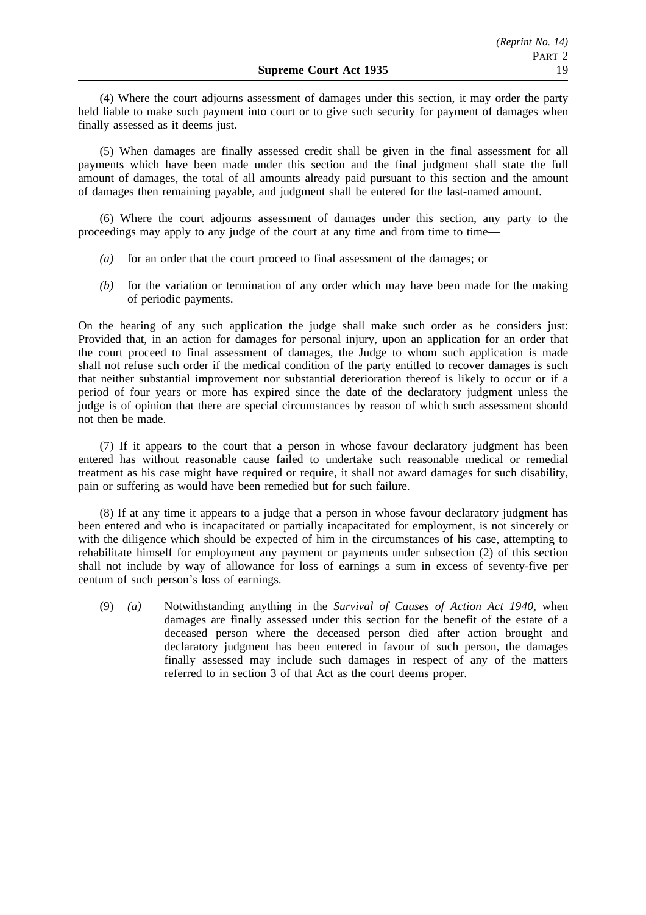(4) Where the court adjourns assessment of damages under this section, it may order the party held liable to make such payment into court or to give such security for payment of damages when finally assessed as it deems just.

(5) When damages are finally assessed credit shall be given in the final assessment for all payments which have been made under this section and the final judgment shall state the full amount of damages, the total of all amounts already paid pursuant to this section and the amount of damages then remaining payable, and judgment shall be entered for the last-named amount.

(6) Where the court adjourns assessment of damages under this section, any party to the proceedings may apply to any judge of the court at any time and from time to time—

*(a)* for an order that the court proceed to final assessment of the damages; or

*(b)* for the variation or termination of any order which may have been made for the making of periodic payments.

On the hearing of any such application the judge shall make such order as he considers just: Provided that, in an action for damages for personal injury, upon an application for an order that the court proceed to final assessment of damages, the Judge to whom such application is made shall not refuse such order if the medical condition of the party entitled to recover damages is such that neither substantial improvement nor substantial deterioration thereof is likely to occur or if a period of four years or more has expired since the date of the declaratory judgment unless the judge is of opinion that there are special circumstances by reason of which such assessment should not then be made.

(7) If it appears to the court that a person in whose favour declaratory judgment has been entered has without reasonable cause failed to undertake such reasonable medical or remedial treatment as his case might have required or require, it shall not award damages for such disability, pain or suffering as would have been remedied but for such failure.

(8) If at any time it appears to a judge that a person in whose favour declaratory judgment has been entered and who is incapacitated or partially incapacitated for employment, is not sincerely or with the diligence which should be expected of him in the circumstances of his case, attempting to rehabilitate himself for employment any payment or payments under subsection (2) of this section shall not include by way of allowance for loss of earnings a sum in excess of seventy-five per centum of such person's loss of earnings.

(9) *(a)* Notwithstanding anything in the *Survival of Causes of Action Act 1940*, when damages are finally assessed under this section for the benefit of the estate of a deceased person where the deceased person died after action brought and declaratory judgment has been entered in favour of such person, the damages finally assessed may include such damages in respect of any of the matters referred to in section 3 of that Act as the court deems proper.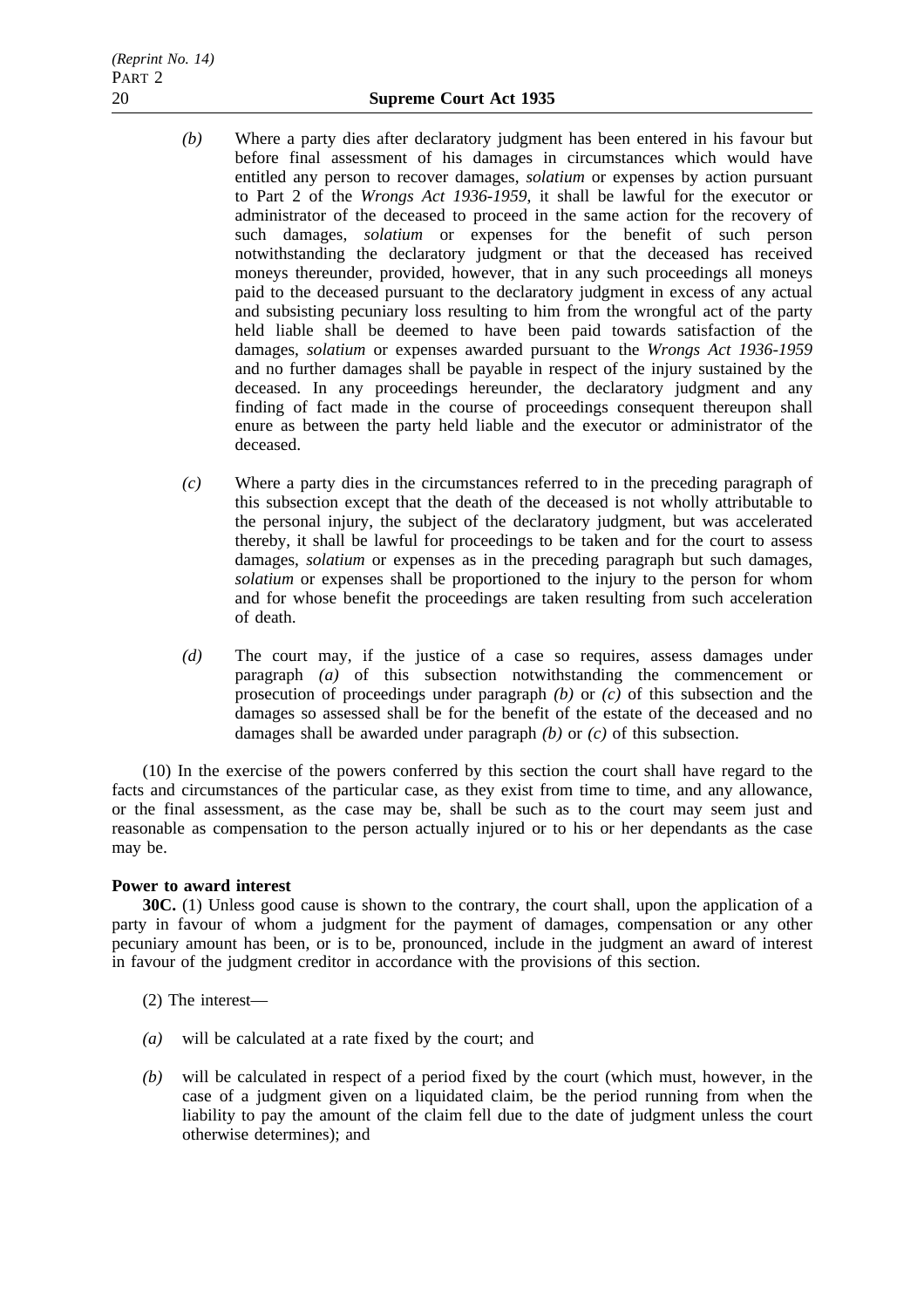*(b)* Where a party dies after declaratory judgment has been entered in his favour but before final assessment of his damages in circumstances which would have entitled any person to recover damages, *solatium* or expenses by action pursuant to Part 2 of the *Wrongs Act 1936-1959*, it shall be lawful for the executor or administrator of the deceased to proceed in the same action for the recovery of such damages, *solatium* or expenses for the benefit of such person notwithstanding the declaratory judgment or that the deceased has received moneys thereunder, provided, however, that in any such proceedings all moneys paid to the deceased pursuant to the declaratory judgment in excess of any actual and subsisting pecuniary loss resulting to him from the wrongful act of the party held liable shall be deemed to have been paid towards satisfaction of the damages, *solatium* or expenses awarded pursuant to the *Wrongs Act 1936-1959* and no further damages shall be payable in respect of the injury sustained by the deceased. In any proceedings hereunder, the declaratory judgment and any finding of fact made in the course of proceedings consequent thereupon shall enure as between the party held liable and the executor or administrator of the deceased.

*(c)* Where a party dies in the circumstances referred to in the preceding paragraph of this subsection except that the death of the deceased is not wholly attributable to the personal injury, the subject of the declaratory judgment, but was accelerated thereby, it shall be lawful for proceedings to be taken and for the court to assess damages, *solatium* or expenses as in the preceding paragraph but such damages, *solatium* or expenses shall be proportioned to the injury to the person for whom and for whose benefit the proceedings are taken resulting from such acceleration of death.

*(d)* The court may, if the justice of a case so requires, assess damages under paragraph *(a)* of this subsection notwithstanding the commencement or prosecution of proceedings under paragraph *(b)* or *(c)* of this subsection and the damages so assessed shall be for the benefit of the estate of the deceased and no damages shall be awarded under paragraph *(b)* or *(c)* of this subsection.

(10) In the exercise of the powers conferred by this section the court shall have regard to the facts and circumstances of the particular case, as they exist from time to time, and any allowance, or the final assessment, as the case may be, shall be such as to the court may seem just and reasonable as compensation to the person actually injured or to his or her dependants as the case may be.

**Power to award interest**

**30C.** (1) Unless good cause is shown to the contrary, the court shall, upon the application of a party in favour of whom a judgment for the payment of damages, compensation or any other pecuniary amount has been, or is to be, pronounced, include in the judgment an award of interest in favour of the judgment creditor in accordance with the provisions of this section.

(2) The interest—

*(a)* will be calculated at a rate fixed by the court; and

*(b)* will be calculated in respect of a period fixed by the court (which must, however, in the case of a judgment given on a liquidated claim, be the period running from when the liability to pay the amount of the claim fell due to the date of judgment unless the court otherwise determines); and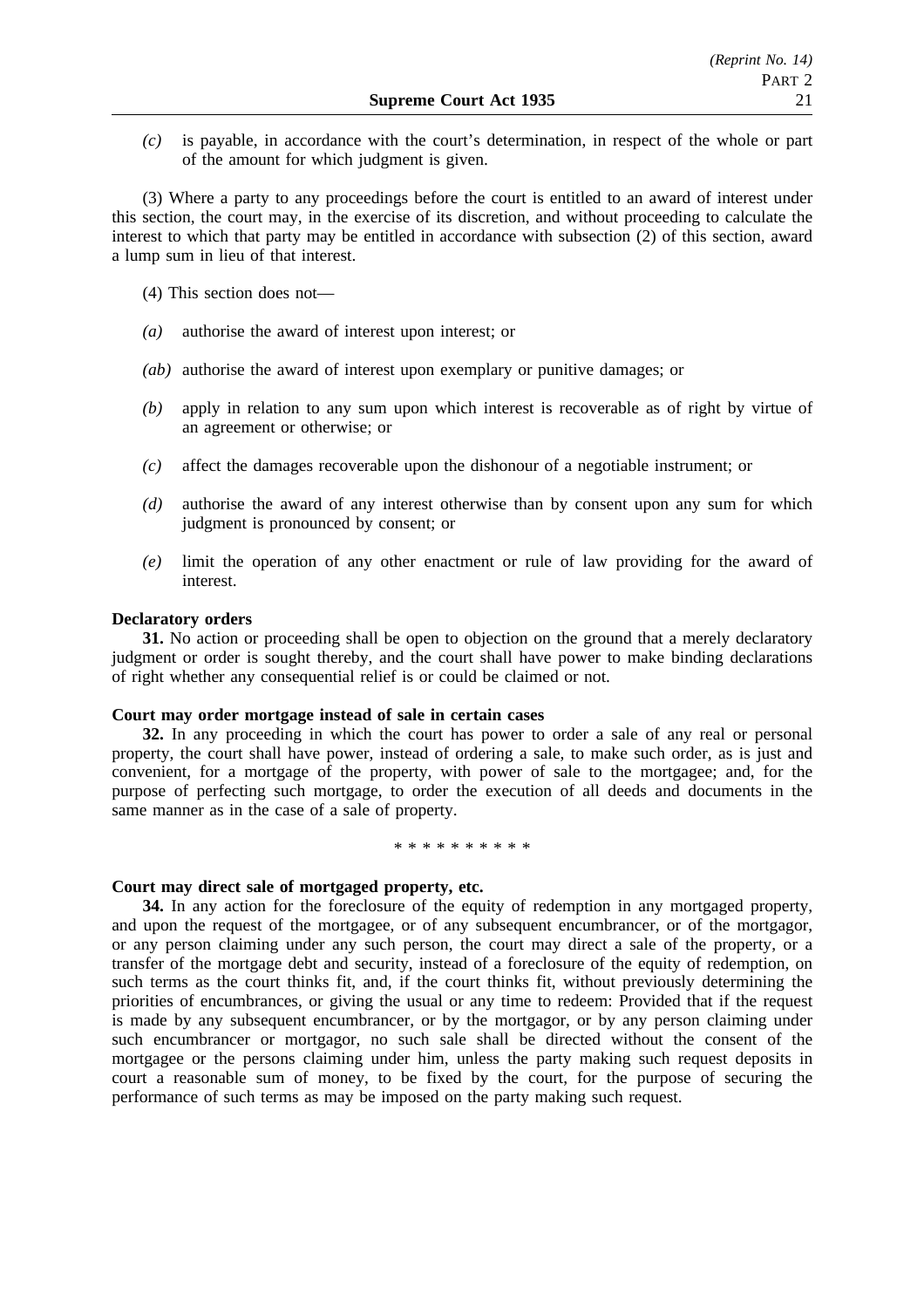*(c)* is payable, in accordance with the court's determination, in respect of the whole or part of the amount for which judgment is given.

(3) Where a party to any proceedings before the court is entitled to an award of interest under this section, the court may, in the exercise of its discretion, and without proceeding to calculate the interest to which that party may be entitled in accordance with subsection (2) of this section, award a lump sum in lieu of that interest.

(4) This section does not—

*(a)* authorise the award of interest upon interest; or

*(ab)* authorise the award of interest upon exemplary or punitive damages; or

*(b)* apply in relation to any sum upon which interest is recoverable as of right by virtue of an agreement or otherwise; or

*(c)* affect the damages recoverable upon the dishonour of a negotiable instrument; or

*(d)* authorise the award of any interest otherwise than by consent upon any sum for which judgment is pronounced by consent; or

*(e)* limit the operation of any other enactment or rule of law providing for the award of interest.

**Declaratory orders**

**31.** No action or proceeding shall be open to objection on the ground that a merely declaratory judgment or order is sought thereby, and the court shall have power to make binding declarations of right whether any consequential relief is or could be claimed or not.

**Court may order mortgage instead of sale in certain cases**

**32.** In any proceeding in which the court has power to order a sale of any real or personal property, the court shall have power, instead of ordering a sale, to make such order, as is just and convenient, for a mortgage of the property, with power of sale to the mortgagee; and, for the purpose of perfecting such mortgage, to order the execution of all deeds and documents in the same manner as in the case of a sale of property.

* * * * * * * * * *

**Court may direct sale of mortgaged property, etc.**

**34.** In any action for the foreclosure of the equity of redemption in any mortgaged property, and upon the request of the mortgagee, or of any subsequent encumbrancer, or of the mortgagor, or any person claiming under any such person, the court may direct a sale of the property, or a transfer of the mortgage debt and security, instead of a foreclosure of the equity of redemption, on such terms as the court thinks fit, and, if the court thinks fit, without previously determining the priorities of encumbrances, or giving the usual or any time to redeem: Provided that if the request is made by any subsequent encumbrancer, or by the mortgagor, or by any person claiming under such encumbrancer or mortgagor, no such sale shall be directed without the consent of the mortgagee or the persons claiming under him, unless the party making such request deposits in court a reasonable sum of money, to be fixed by the court, for the purpose of securing the performance of such terms as may be imposed on the party making such request.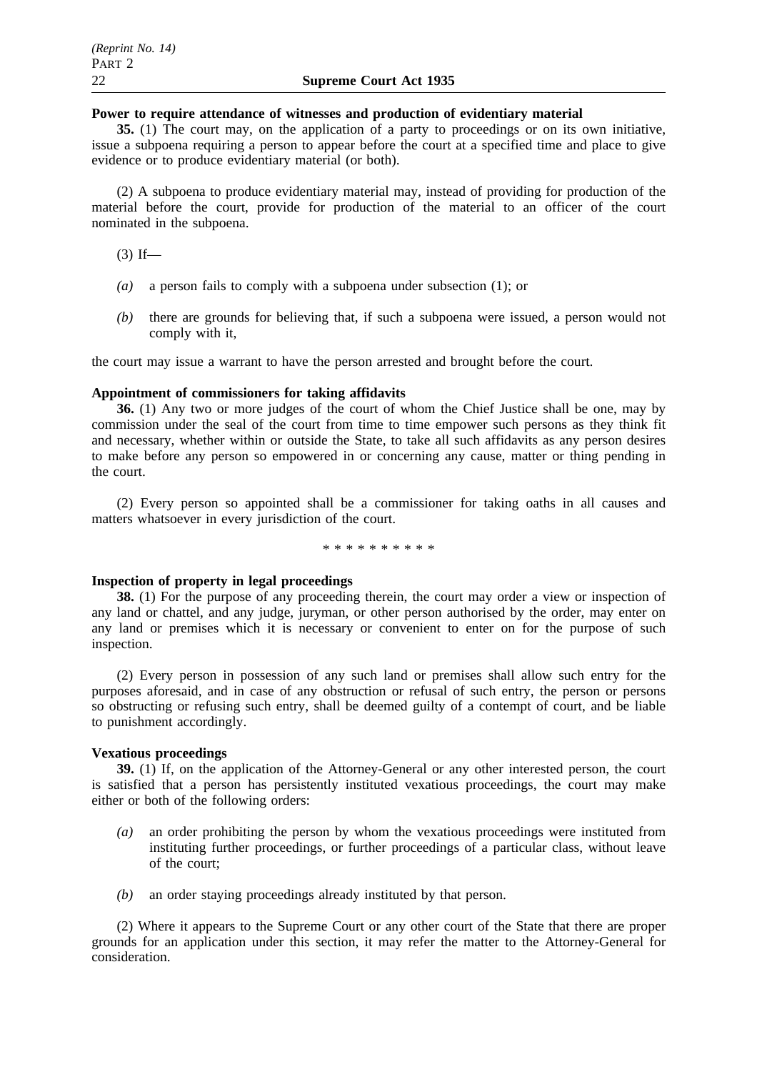**Power to require attendance of witnesses and production of evidentiary material**

**35.** (1) The court may, on the application of a party to proceedings or on its own initiative, issue a subpoena requiring a person to appear before the court at a specified time and place to give evidence or to produce evidentiary material (or both).

(2) A subpoena to produce evidentiary material may, instead of providing for production of the material before the court, provide for production of the material to an officer of the court nominated in the subpoena.

(3) If—

*(a)* a person fails to comply with a subpoena under subsection (1); or

*(b)* there are grounds for believing that, if such a subpoena were issued, a person would not comply with it,

the court may issue a warrant to have the person arrested and brought before the court.

**Appointment of commissioners for taking affidavits**

**36.** (1) Any two or more judges of the court of whom the Chief Justice shall be one, may by commission under the seal of the court from time to time empower such persons as they think fit and necessary, whether within or outside the State, to take all such affidavits as any person desires to make before any person so empowered in or concerning any cause, matter or thing pending in the court.

(2) Every person so appointed shall be a commissioner for taking oaths in all causes and matters whatsoever in every jurisdiction of the court.

\* \* \* \* \* \* \* \* \* \*

**Inspection of property in legal proceedings**

**38.** (1) For the purpose of any proceeding therein, the court may order a view or inspection of any land or chattel, and any judge, juryman, or other person authorised by the order, may enter on any land or premises which it is necessary or convenient to enter on for the purpose of such inspection.

(2) Every person in possession of any such land or premises shall allow such entry for the purposes aforesaid, and in case of any obstruction or refusal of such entry, the person or persons so obstructing or refusing such entry, shall be deemed guilty of a contempt of court, and be liable to punishment accordingly.

**Vexatious proceedings**

**39.** (1) If, on the application of the Attorney-General or any other interested person, the court is satisfied that a person has persistently instituted vexatious proceedings, the court may make either or both of the following orders:

*(a)* an order prohibiting the person by whom the vexatious proceedings were instituted from instituting further proceedings, or further proceedings of a particular class, without leave of the court;

*(b)* an order staying proceedings already instituted by that person.

(2) Where it appears to the Supreme Court or any other court of the State that there are proper grounds for an application under this section, it may refer the matter to the Attorney-General for consideration.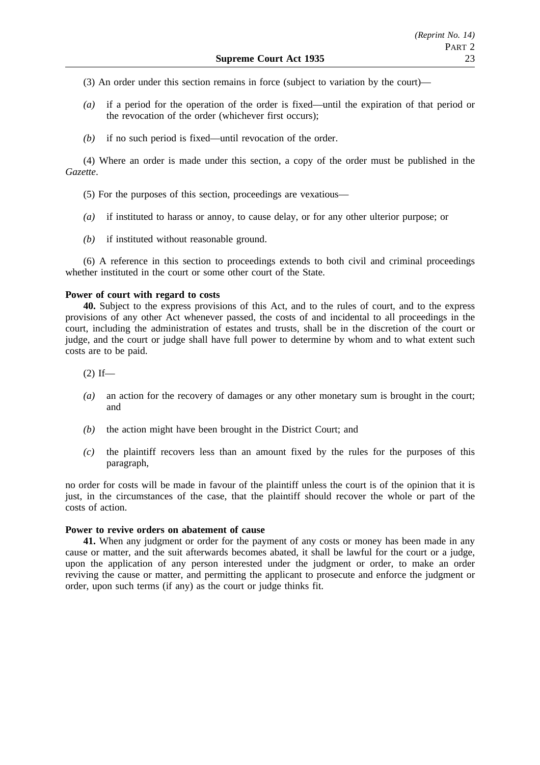(3) An order under this section remains in force (subject to variation by the court)—

*(a)* if a period for the operation of the order is fixed—until the expiration of that period or the revocation of the order (whichever first occurs);

*(b)* if no such period is fixed—until revocation of the order.

(4) Where an order is made under this section, a copy of the order must be published in the *Gazette*.

(5) For the purposes of this section, proceedings are vexatious—

*(a)* if instituted to harass or annoy, to cause delay, or for any other ulterior purpose; or

*(b)* if instituted without reasonable ground.

(6) A reference in this section to proceedings extends to both civil and criminal proceedings whether instituted in the court or some other court of the State.

**Power of court with regard to costs**

**40.** Subject to the express provisions of this Act, and to the rules of court, and to the express provisions of any other Act whenever passed, the costs of and incidental to all proceedings in the court, including the administration of estates and trusts, shall be in the discretion of the court or judge, and the court or judge shall have full power to determine by whom and to what extent such costs are to be paid.

(2) If—

*(a)* an action for the recovery of damages or any other monetary sum is brought in the court; and

*(b)* the action might have been brought in the District Court; and

*(c)* the plaintiff recovers less than an amount fixed by the rules for the purposes of this paragraph,

no order for costs will be made in favour of the plaintiff unless the court is of the opinion that it is just, in the circumstances of the case, that the plaintiff should recover the whole or part of the costs of action.

**Power to revive orders on abatement of cause**

**41.** When any judgment or order for the payment of any costs or money has been made in any cause or matter, and the suit afterwards becomes abated, it shall be lawful for the court or a judge, upon the application of any person interested under the judgment or order, to make an order reviving the cause or matter, and permitting the applicant to prosecute and enforce the judgment or order, upon such terms (if any) as the court or judge thinks fit.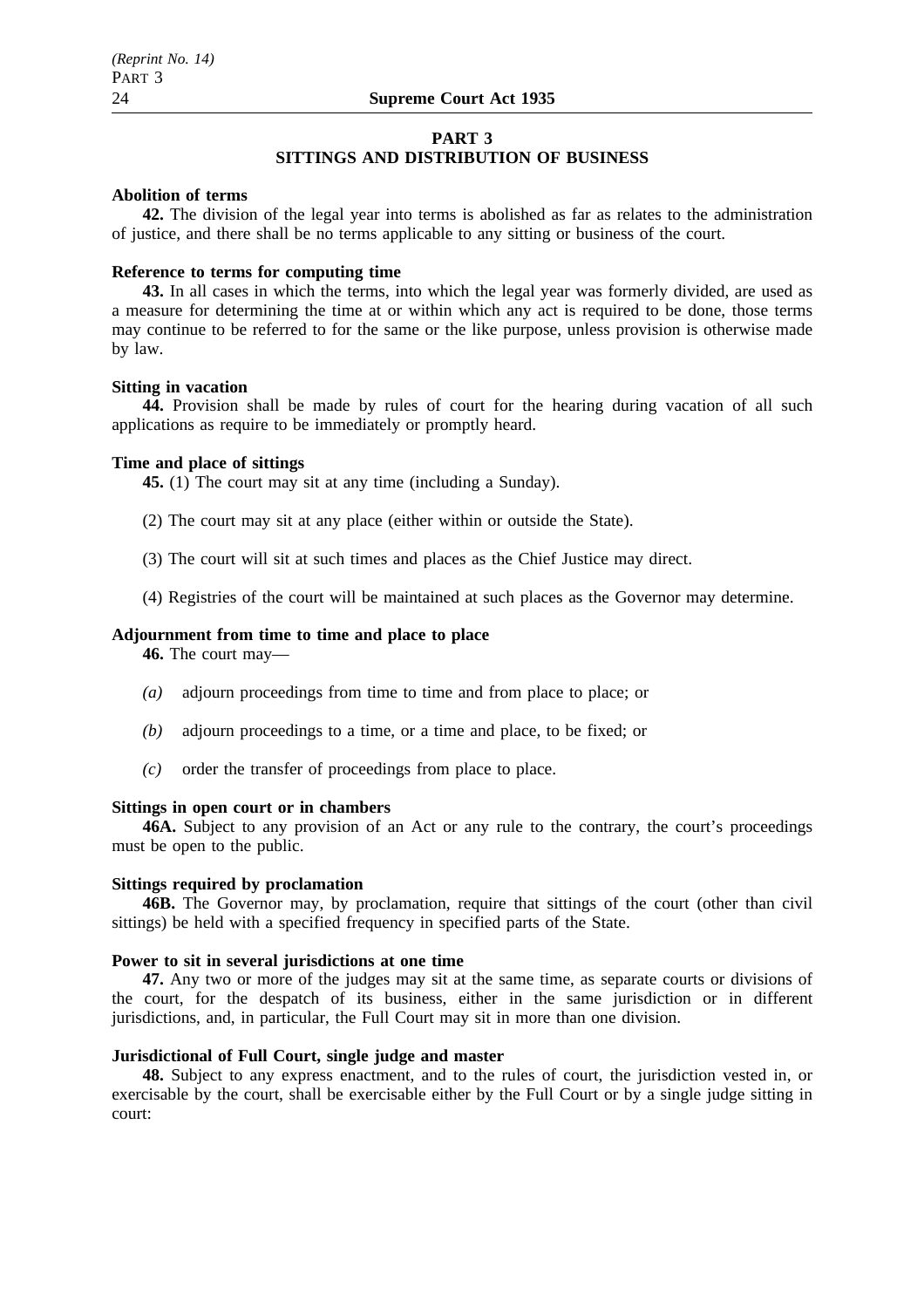## PART 3
## SITTINGS AND DISTRIBUTION OF BUSINESS

**Abolition of terms**

**42.** The division of the legal year into terms is abolished as far as relates to the administration of justice, and there shall be no terms applicable to any sitting or business of the court.

**Reference to terms for computing time**

**43.** In all cases in which the terms, into which the legal year was formerly divided, are used as a measure for determining the time at or within which any act is required to be done, those terms may continue to be referred to for the same or the like purpose, unless provision is otherwise made by law.

**Sitting in vacation**

**44.** Provision shall be made by rules of court for the hearing during vacation of all such applications as require to be immediately or promptly heard.

**Time and place of sittings**

**45.** (1) The court may sit at any time (including a Sunday).

(2) The court may sit at any place (either within or outside the State).

(3) The court will sit at such times and places as the Chief Justice may direct.

(4) Registries of the court will be maintained at such places as the Governor may determine.

**Adjournment from time to time and place to place**

**46.** The court may—

*(a)* adjourn proceedings from time to time and from place to place; or

*(b)* adjourn proceedings to a time, or a time and place, to be fixed; or

*(c)* order the transfer of proceedings from place to place.

**Sittings in open court or in chambers**

**46A.** Subject to any provision of an Act or any rule to the contrary, the court's proceedings must be open to the public.

**Sittings required by proclamation**

**46B.** The Governor may, by proclamation, require that sittings of the court (other than civil sittings) be held with a specified frequency in specified parts of the State.

**Power to sit in several jurisdictions at one time**

**47.** Any two or more of the judges may sit at the same time, as separate courts or divisions of the court, for the despatch of its business, either in the same jurisdiction or in different jurisdictions, and, in particular, the Full Court may sit in more than one division.

**Jurisdictional of Full Court, single judge and master**

**48.** Subject to any express enactment, and to the rules of court, the jurisdiction vested in, or exercisable by the court, shall be exercisable either by the Full Court or by a single judge sitting in court: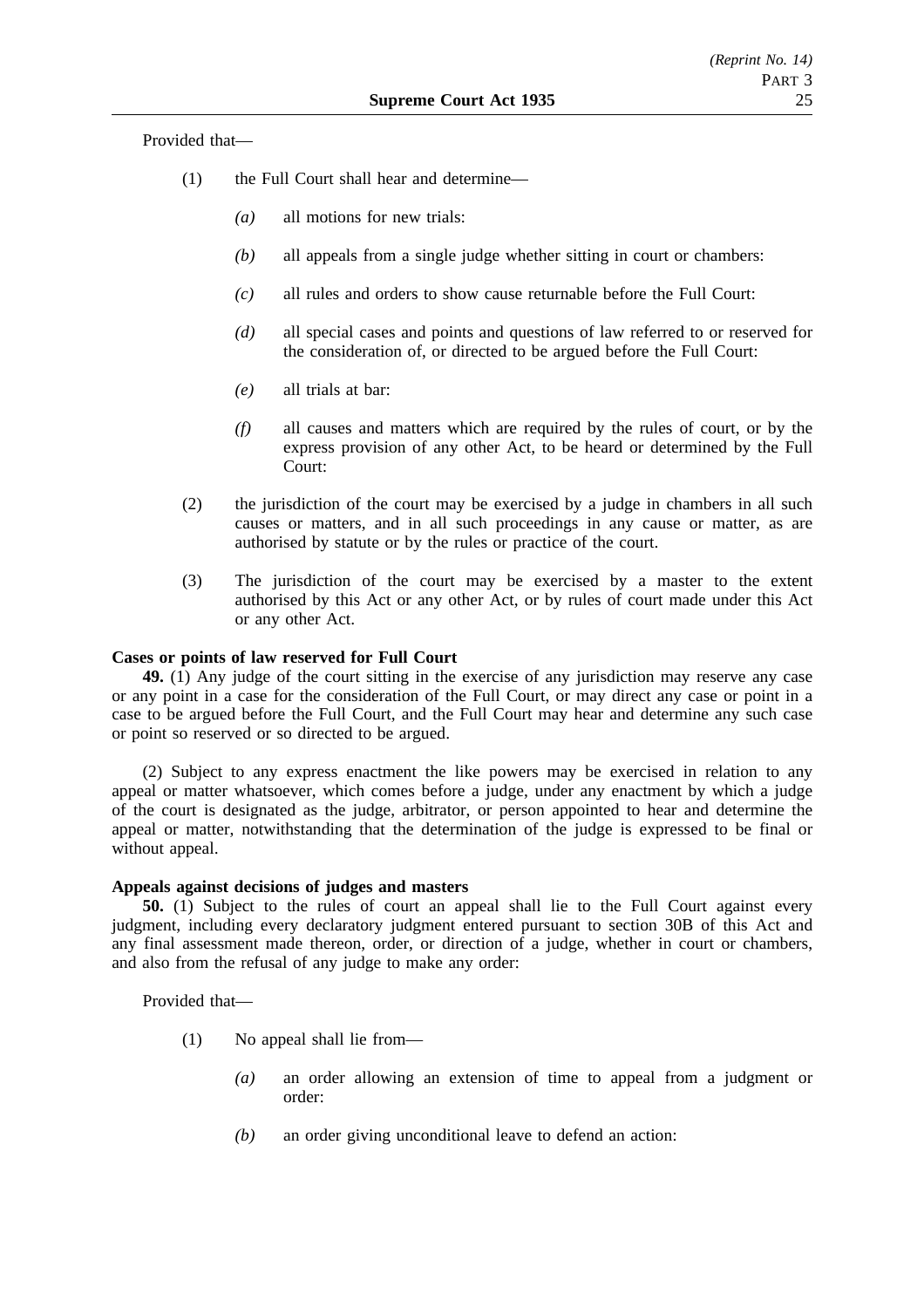Provided that—

(1) the Full Court shall hear and determine—

*(a)* all motions for new trials:

*(b)* all appeals from a single judge whether sitting in court or chambers:

*(c)* all rules and orders to show cause returnable before the Full Court:

*(d)* all special cases and points and questions of law referred to or reserved for the consideration of, or directed to be argued before the Full Court:

*(e)* all trials at bar:

*(f)* all causes and matters which are required by the rules of court, or by the express provision of any other Act, to be heard or determined by the Full Court:

(2) the jurisdiction of the court may be exercised by a judge in chambers in all such causes or matters, and in all such proceedings in any cause or matter, as are authorised by statute or by the rules or practice of the court.

(3) The jurisdiction of the court may be exercised by a master to the extent authorised by this Act or any other Act, or by rules of court made under this Act or any other Act.

**Cases or points of law reserved for Full Court**

**49.** (1) Any judge of the court sitting in the exercise of any jurisdiction may reserve any case or any point in a case for the consideration of the Full Court, or may direct any case or point in a case to be argued before the Full Court, and the Full Court may hear and determine any such case or point so reserved or so directed to be argued.

(2) Subject to any express enactment the like powers may be exercised in relation to any appeal or matter whatsoever, which comes before a judge, under any enactment by which a judge of the court is designated as the judge, arbitrator, or person appointed to hear and determine the appeal or matter, notwithstanding that the determination of the judge is expressed to be final or without appeal.

**Appeals against decisions of judges and masters**

**50.** (1) Subject to the rules of court an appeal shall lie to the Full Court against every judgment, including every declaratory judgment entered pursuant to section 30B of this Act and any final assessment made thereon, order, or direction of a judge, whether in court or chambers, and also from the refusal of any judge to make any order:

Provided that—

(1) No appeal shall lie from—

*(a)* an order allowing an extension of time to appeal from a judgment or order:

*(b)* an order giving unconditional leave to defend an action: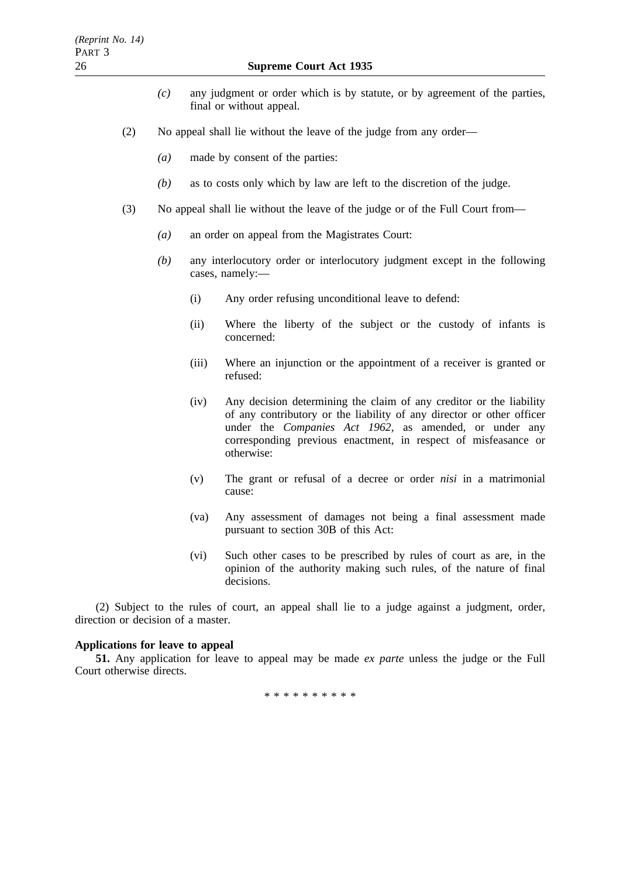*(c)* any judgment or order which is by statute, or by agreement of the parties, final or without appeal.

(2) No appeal shall lie without the leave of the judge from any order—

*(a)* made by consent of the parties:

*(b)* as to costs only which by law are left to the discretion of the judge.

(3) No appeal shall lie without the leave of the judge or of the Full Court from—

*(a)* an order on appeal from the Magistrates Court:

*(b)* any interlocutory order or interlocutory judgment except in the following cases, namely:—

(i) Any order refusing unconditional leave to defend:

(ii) Where the liberty of the subject or the custody of infants is concerned:

(iii) Where an injunction or the appointment of a receiver is granted or refused:

(iv) Any decision determining the claim of any creditor or the liability of any contributory or the liability of any director or other officer under the *Companies Act 1962*, as amended, or under any corresponding previous enactment, in respect of misfeasance or otherwise:

(v) The grant or refusal of a decree or order *nisi* in a matrimonial cause:

(va) Any assessment of damages not being a final assessment made pursuant to section 30B of this Act:

(vi) Such other cases to be prescribed by rules of court as are, in the opinion of the authority making such rules, of the nature of final decisions.

(2) Subject to the rules of court, an appeal shall lie to a judge against a judgment, order, direction or decision of a master.

**Applications for leave to appeal**

**51.** Any application for leave to appeal may be made *ex parte* unless the judge or the Full Court otherwise directs.

* * * * * * * * * *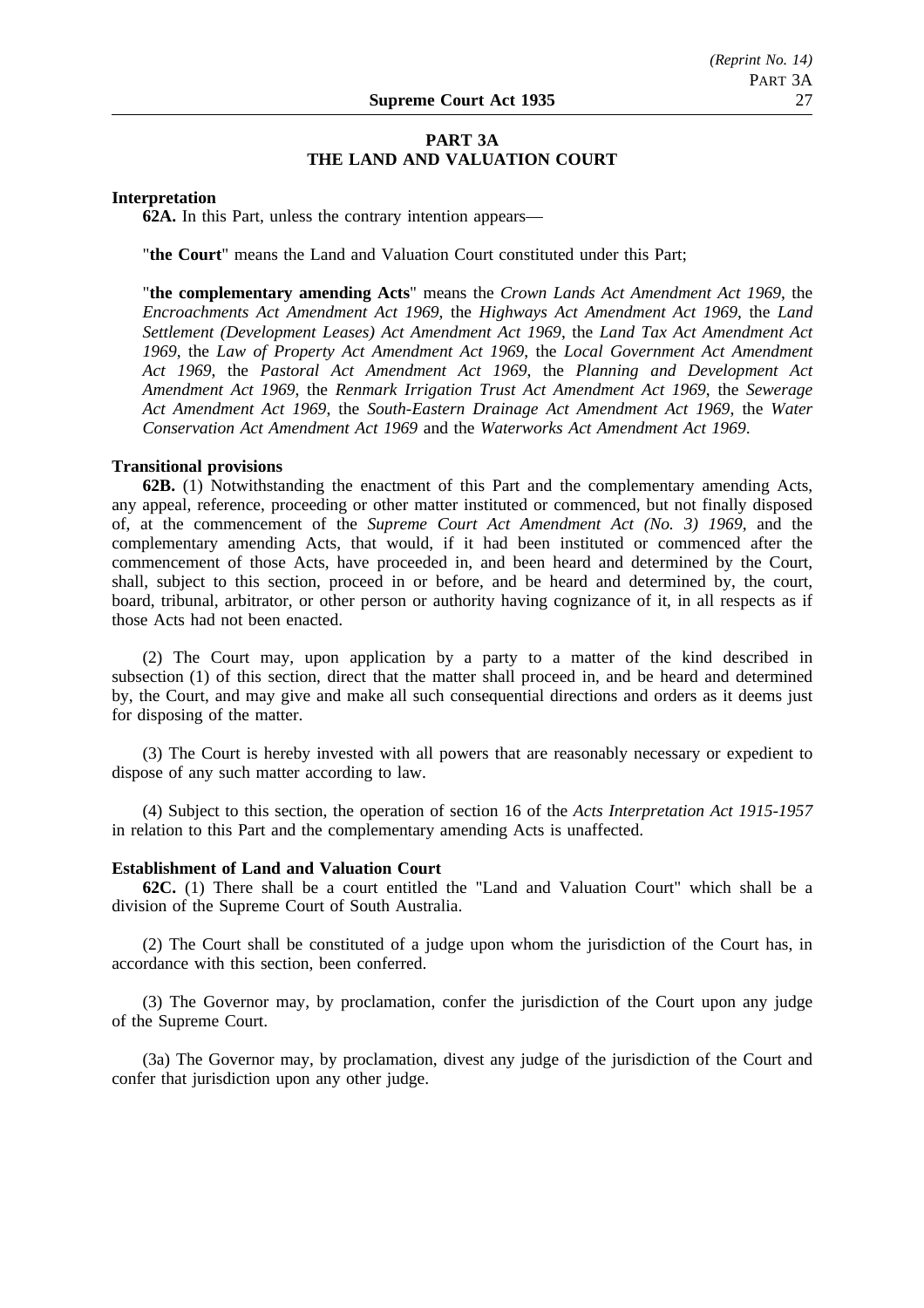## PART 3A
## THE LAND AND VALUATION COURT

**Interpretation**

**62A.** In this Part, unless the contrary intention appears—

"**the Court**" means the Land and Valuation Court constituted under this Part;

"**the complementary amending Acts**" means the *Crown Lands Act Amendment Act 1969*, the *Encroachments Act Amendment Act 1969*, the *Highways Act Amendment Act 1969*, the *Land Settlement (Development Leases) Act Amendment Act 1969*, the *Land Tax Act Amendment Act 1969*, the *Law of Property Act Amendment Act 1969*, the *Local Government Act Amendment Act 1969*, the *Pastoral Act Amendment Act 1969*, the *Planning and Development Act Amendment Act 1969*, the *Renmark Irrigation Trust Act Amendment Act 1969*, the *Sewerage Act Amendment Act 1969*, the *South-Eastern Drainage Act Amendment Act 1969*, the *Water Conservation Act Amendment Act 1969* and the *Waterworks Act Amendment Act 1969*.

**Transitional provisions**

**62B.** (1) Notwithstanding the enactment of this Part and the complementary amending Acts, any appeal, reference, proceeding or other matter instituted or commenced, but not finally disposed of, at the commencement of the *Supreme Court Act Amendment Act (No. 3) 1969*, and the complementary amending Acts, that would, if it had been instituted or commenced after the commencement of those Acts, have proceeded in, and been heard and determined by the Court, shall, subject to this section, proceed in or before, and be heard and determined by, the court, board, tribunal, arbitrator, or other person or authority having cognizance of it, in all respects as if those Acts had not been enacted.

(2) The Court may, upon application by a party to a matter of the kind described in subsection (1) of this section, direct that the matter shall proceed in, and be heard and determined by, the Court, and may give and make all such consequential directions and orders as it deems just for disposing of the matter.

(3) The Court is hereby invested with all powers that are reasonably necessary or expedient to dispose of any such matter according to law.

(4) Subject to this section, the operation of section 16 of the *Acts Interpretation Act 1915-1957* in relation to this Part and the complementary amending Acts is unaffected.

**Establishment of Land and Valuation Court**

**62C.** (1) There shall be a court entitled the "Land and Valuation Court" which shall be a division of the Supreme Court of South Australia.

(2) The Court shall be constituted of a judge upon whom the jurisdiction of the Court has, in accordance with this section, been conferred.

(3) The Governor may, by proclamation, confer the jurisdiction of the Court upon any judge of the Supreme Court.

(3a) The Governor may, by proclamation, divest any judge of the jurisdiction of the Court and confer that jurisdiction upon any other judge.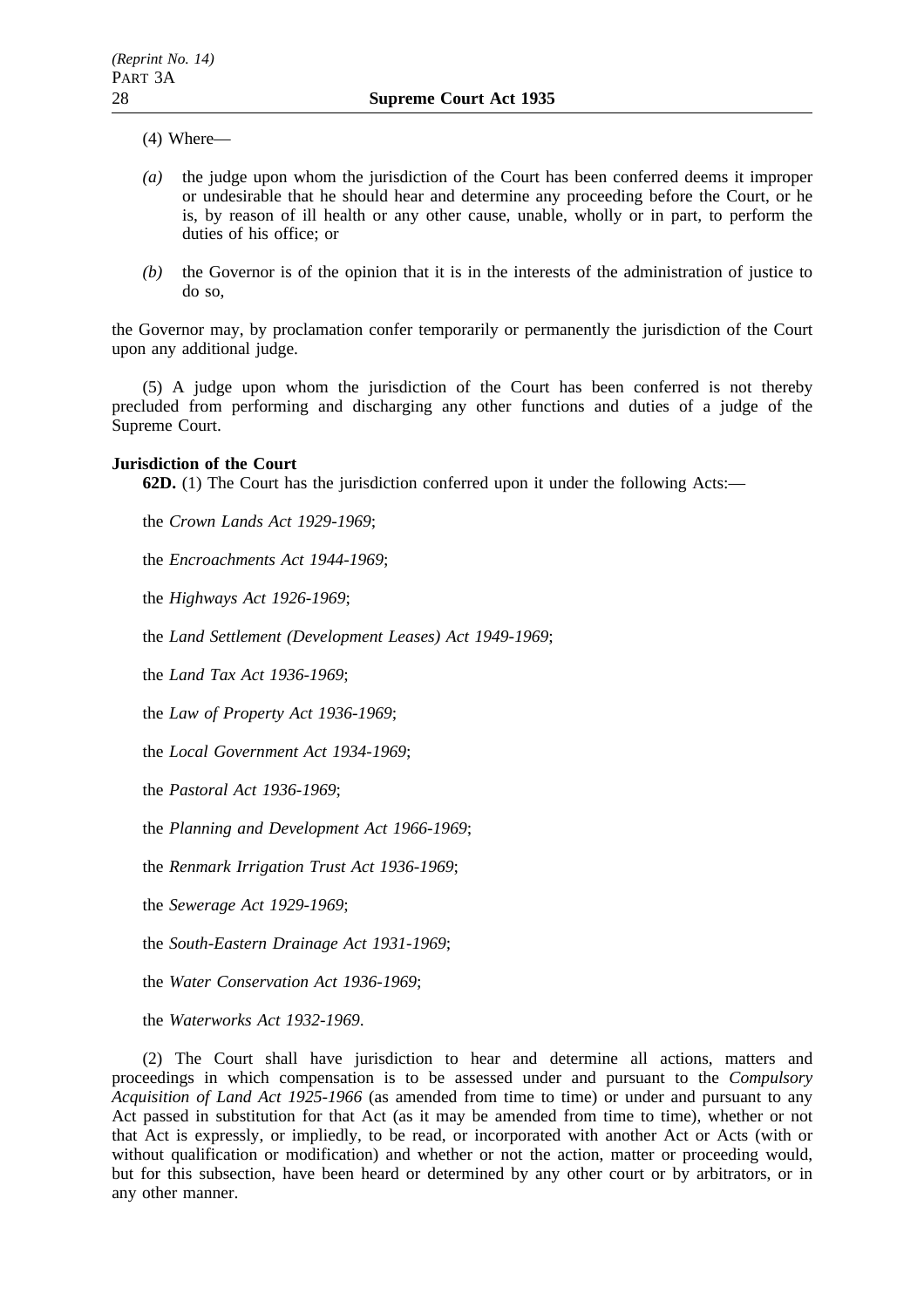(4) Where—

*(a)* the judge upon whom the jurisdiction of the Court has been conferred deems it improper or undesirable that he should hear and determine any proceeding before the Court, or he is, by reason of ill health or any other cause, unable, wholly or in part, to perform the duties of his office; or

*(b)* the Governor is of the opinion that it is in the interests of the administration of justice to do so,

the Governor may, by proclamation confer temporarily or permanently the jurisdiction of the Court upon any additional judge.

(5) A judge upon whom the jurisdiction of the Court has been conferred is not thereby precluded from performing and discharging any other functions and duties of a judge of the Supreme Court.

**Jurisdiction of the Court**

**62D.** (1) The Court has the jurisdiction conferred upon it under the following Acts:—

the *Crown Lands Act 1929-1969*;

the *Encroachments Act 1944-1969*;

the *Highways Act 1926-1969*;

the *Land Settlement (Development Leases) Act 1949-1969*;

the *Land Tax Act 1936-1969*;

the *Law of Property Act 1936-1969*;

the *Local Government Act 1934-1969*;

the *Pastoral Act 1936-1969*;

the *Planning and Development Act 1966-1969*;

the *Renmark Irrigation Trust Act 1936-1969*;

the *Sewerage Act 1929-1969*;

the *South-Eastern Drainage Act 1931-1969*;

the *Water Conservation Act 1936-1969*;

the *Waterworks Act 1932-1969*.

(2) The Court shall have jurisdiction to hear and determine all actions, matters and proceedings in which compensation is to be assessed under and pursuant to the *Compulsory Acquisition of Land Act 1925-1966* (as amended from time to time) or under and pursuant to any Act passed in substitution for that Act (as it may be amended from time to time), whether or not that Act is expressly, or impliedly, to be read, or incorporated with another Act or Acts (with or without qualification or modification) and whether or not the action, matter or proceeding would, but for this subsection, have been heard or determined by any other court or by arbitrators, or in any other manner.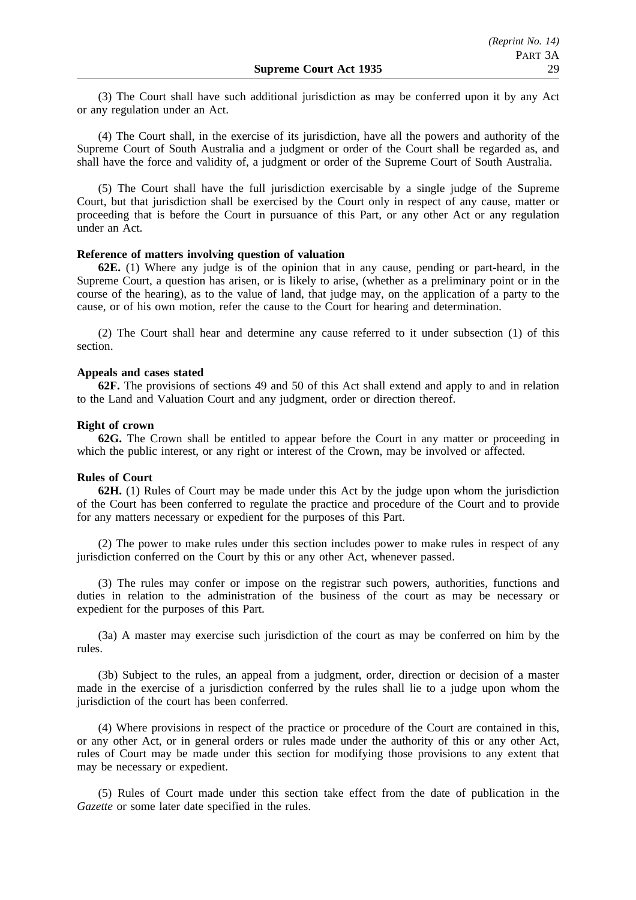(3) The Court shall have such additional jurisdiction as may be conferred upon it by any Act or any regulation under an Act.

(4) The Court shall, in the exercise of its jurisdiction, have all the powers and authority of the Supreme Court of South Australia and a judgment or order of the Court shall be regarded as, and shall have the force and validity of, a judgment or order of the Supreme Court of South Australia.

(5) The Court shall have the full jurisdiction exercisable by a single judge of the Supreme Court, but that jurisdiction shall be exercised by the Court only in respect of any cause, matter or proceeding that is before the Court in pursuance of this Part, or any other Act or any regulation under an Act.

**Reference of matters involving question of valuation**

**62E.** (1) Where any judge is of the opinion that in any cause, pending or part-heard, in the Supreme Court, a question has arisen, or is likely to arise, (whether as a preliminary point or in the course of the hearing), as to the value of land, that judge may, on the application of a party to the cause, or of his own motion, refer the cause to the Court for hearing and determination.

(2) The Court shall hear and determine any cause referred to it under subsection (1) of this section.

**Appeals and cases stated**

**62F.** The provisions of sections 49 and 50 of this Act shall extend and apply to and in relation to the Land and Valuation Court and any judgment, order or direction thereof.

**Right of crown**

**62G.** The Crown shall be entitled to appear before the Court in any matter or proceeding in which the public interest, or any right or interest of the Crown, may be involved or affected.

**Rules of Court**

**62H.** (1) Rules of Court may be made under this Act by the judge upon whom the jurisdiction of the Court has been conferred to regulate the practice and procedure of the Court and to provide for any matters necessary or expedient for the purposes of this Part.

(2) The power to make rules under this section includes power to make rules in respect of any jurisdiction conferred on the Court by this or any other Act, whenever passed.

(3) The rules may confer or impose on the registrar such powers, authorities, functions and duties in relation to the administration of the business of the court as may be necessary or expedient for the purposes of this Part.

(3a) A master may exercise such jurisdiction of the court as may be conferred on him by the rules.

(3b) Subject to the rules, an appeal from a judgment, order, direction or decision of a master made in the exercise of a jurisdiction conferred by the rules shall lie to a judge upon whom the jurisdiction of the court has been conferred.

(4) Where provisions in respect of the practice or procedure of the Court are contained in this, or any other Act, or in general orders or rules made under the authority of this or any other Act, rules of Court may be made under this section for modifying those provisions to any extent that may be necessary or expedient.

(5) Rules of Court made under this section take effect from the date of publication in the *Gazette* or some later date specified in the rules.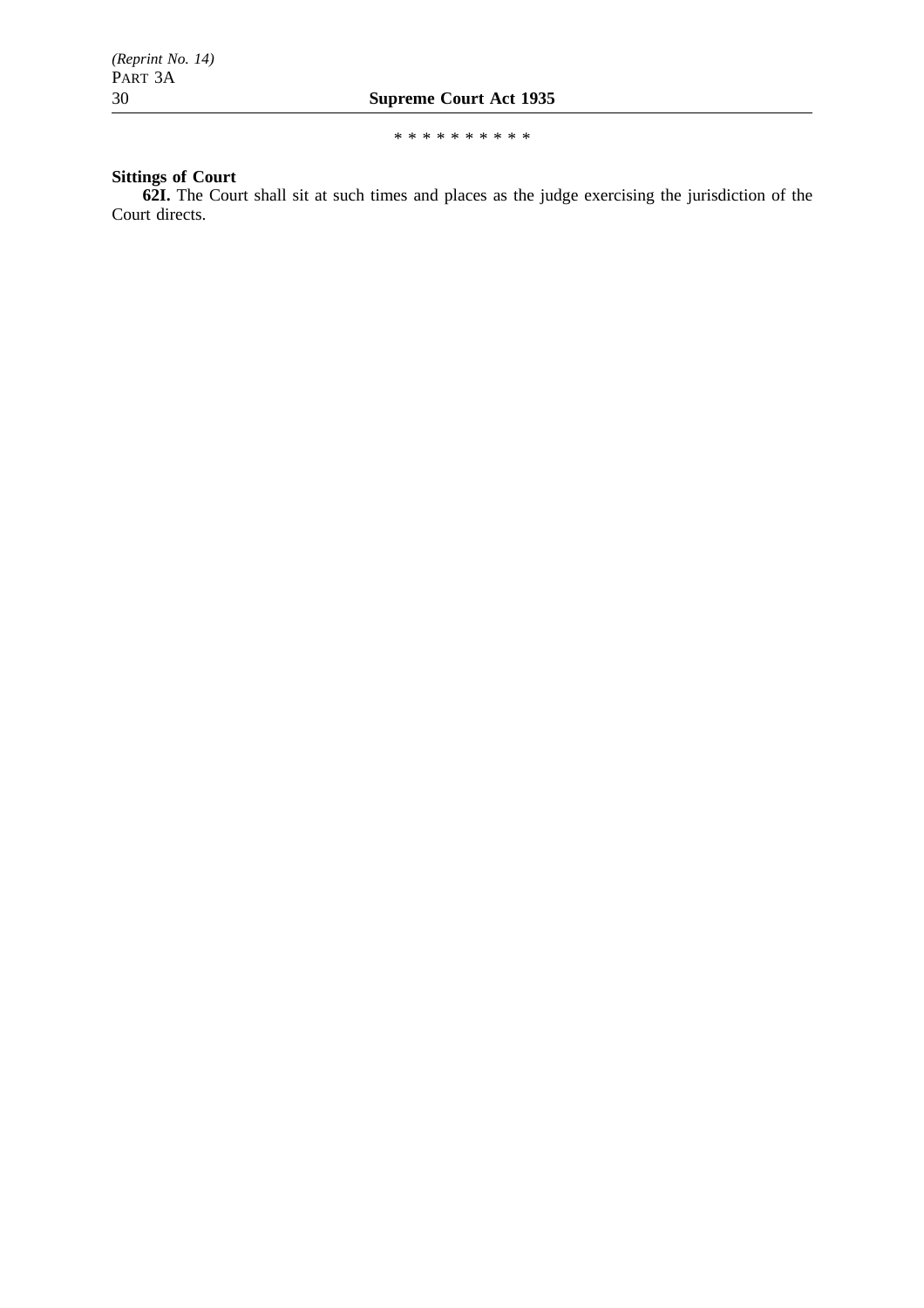\* \* \* \* \* \* \* \* \* \*

**Sittings of Court**

**62I.** The Court shall sit at such times and places as the judge exercising the jurisdiction of the Court directs.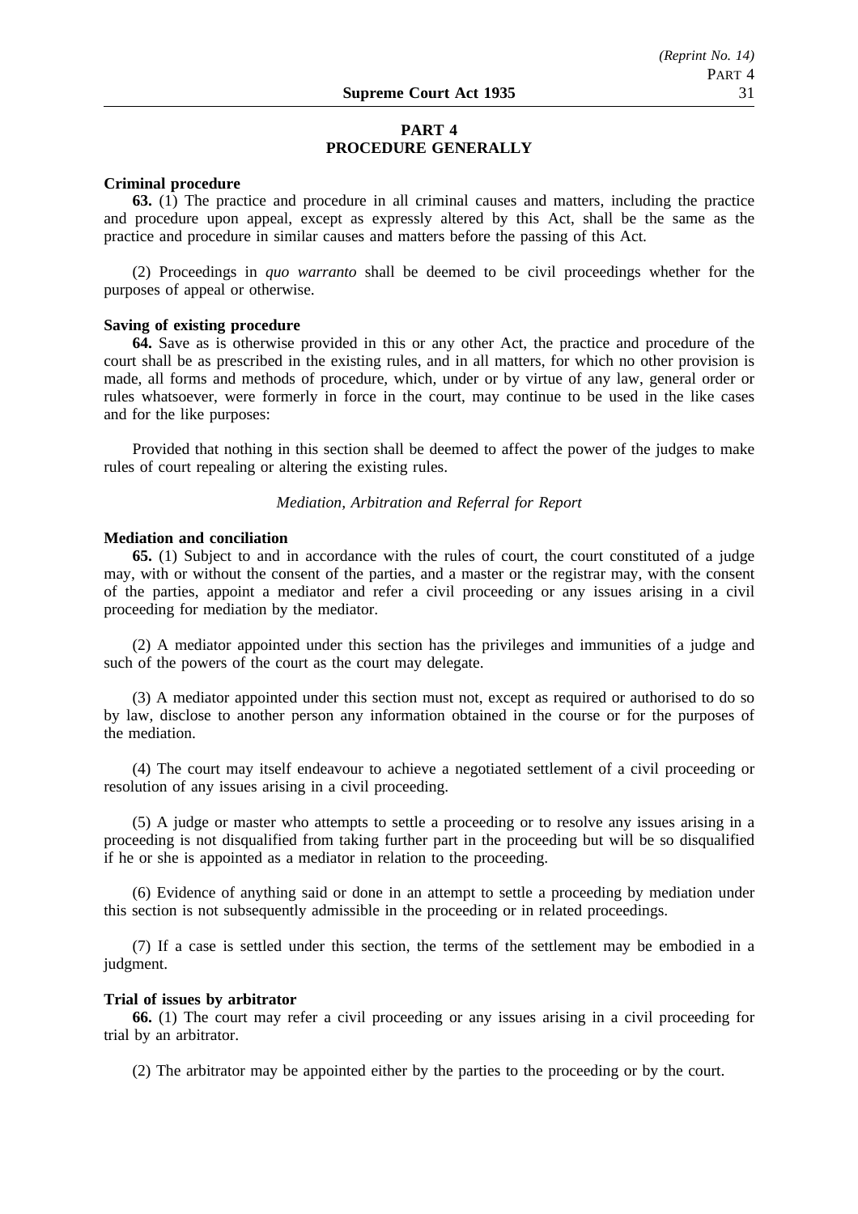## PART 4
## PROCEDURE GENERALLY

**Criminal procedure**

**63.** (1) The practice and procedure in all criminal causes and matters, including the practice and procedure upon appeal, except as expressly altered by this Act, shall be the same as the practice and procedure in similar causes and matters before the passing of this Act.

(2) Proceedings in *quo warranto* shall be deemed to be civil proceedings whether for the purposes of appeal or otherwise.

**Saving of existing procedure**

**64.** Save as is otherwise provided in this or any other Act, the practice and procedure of the court shall be as prescribed in the existing rules, and in all matters, for which no other provision is made, all forms and methods of procedure, which, under or by virtue of any law, general order or rules whatsoever, were formerly in force in the court, may continue to be used in the like cases and for the like purposes:

Provided that nothing in this section shall be deemed to affect the power of the judges to make rules of court repealing or altering the existing rules.

*Mediation, Arbitration and Referral for Report*

**Mediation and conciliation**

**65.** (1) Subject to and in accordance with the rules of court, the court constituted of a judge may, with or without the consent of the parties, and a master or the registrar may, with the consent of the parties, appoint a mediator and refer a civil proceeding or any issues arising in a civil proceeding for mediation by the mediator.

(2) A mediator appointed under this section has the privileges and immunities of a judge and such of the powers of the court as the court may delegate.

(3) A mediator appointed under this section must not, except as required or authorised to do so by law, disclose to another person any information obtained in the course or for the purposes of the mediation.

(4) The court may itself endeavour to achieve a negotiated settlement of a civil proceeding or resolution of any issues arising in a civil proceeding.

(5) A judge or master who attempts to settle a proceeding or to resolve any issues arising in a proceeding is not disqualified from taking further part in the proceeding but will be so disqualified if he or she is appointed as a mediator in relation to the proceeding.

(6) Evidence of anything said or done in an attempt to settle a proceeding by mediation under this section is not subsequently admissible in the proceeding or in related proceedings.

(7) If a case is settled under this section, the terms of the settlement may be embodied in a judgment.

**Trial of issues by arbitrator**

**66.** (1) The court may refer a civil proceeding or any issues arising in a civil proceeding for trial by an arbitrator.

(2) The arbitrator may be appointed either by the parties to the proceeding or by the court.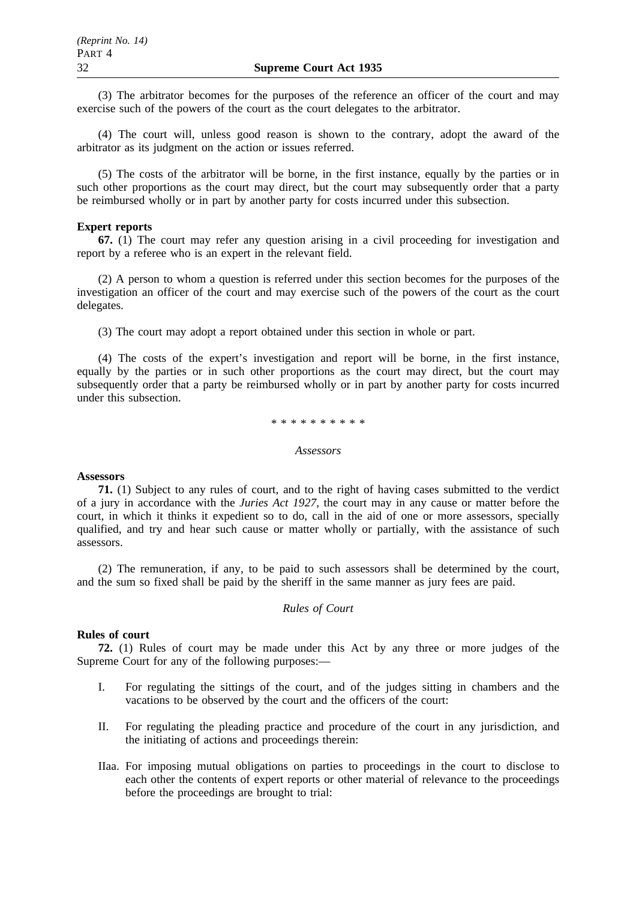(3) The arbitrator becomes for the purposes of the reference an officer of the court and may exercise such of the powers of the court as the court delegates to the arbitrator.

(4) The court will, unless good reason is shown to the contrary, adopt the award of the arbitrator as its judgment on the action or issues referred.

(5) The costs of the arbitrator will be borne, in the first instance, equally by the parties or in such other proportions as the court may direct, but the court may subsequently order that a party be reimbursed wholly or in part by another party for costs incurred under this subsection.

**Expert reports**

**67.** (1) The court may refer any question arising in a civil proceeding for investigation and report by a referee who is an expert in the relevant field.

(2) A person to whom a question is referred under this section becomes for the purposes of the investigation an officer of the court and may exercise such of the powers of the court as the court delegates.

(3) The court may adopt a report obtained under this section in whole or part.

(4) The costs of the expert's investigation and report will be borne, in the first instance, equally by the parties or in such other proportions as the court may direct, but the court may subsequently order that a party be reimbursed wholly or in part by another party for costs incurred under this subsection.

* * * * * * * * * *

*Assessors*

**Assessors**

**71.** (1) Subject to any rules of court, and to the right of having cases submitted to the verdict of a jury in accordance with the *Juries Act 1927*, the court may in any cause or matter before the court, in which it thinks it expedient so to do, call in the aid of one or more assessors, specially qualified, and try and hear such cause or matter wholly or partially, with the assistance of such assessors.

(2) The remuneration, if any, to be paid to such assessors shall be determined by the court, and the sum so fixed shall be paid by the sheriff in the same manner as jury fees are paid.

*Rules of Court*

**Rules of court**

**72.** (1) Rules of court may be made under this Act by any three or more judges of the Supreme Court for any of the following purposes:—

I. For regulating the sittings of the court, and of the judges sitting in chambers and the vacations to be observed by the court and the officers of the court:

II. For regulating the pleading practice and procedure of the court in any jurisdiction, and the initiating of actions and proceedings therein:

IIaa. For imposing mutual obligations on parties to proceedings in the court to disclose to each other the contents of expert reports or other material of relevance to the proceedings before the proceedings are brought to trial: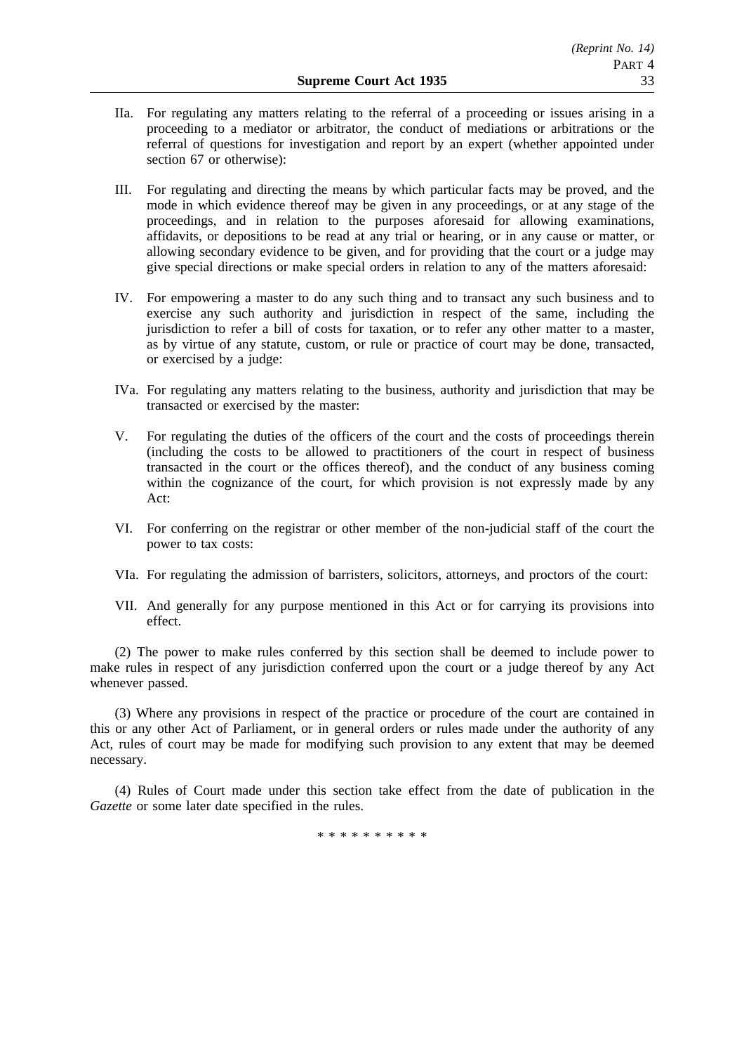IIa. For regulating any matters relating to the referral of a proceeding or issues arising in a proceeding to a mediator or arbitrator, the conduct of mediations or arbitrations or the referral of questions for investigation and report by an expert (whether appointed under section 67 or otherwise):

III. For regulating and directing the means by which particular facts may be proved, and the mode in which evidence thereof may be given in any proceedings, or at any stage of the proceedings, and in relation to the purposes aforesaid for allowing examinations, affidavits, or depositions to be read at any trial or hearing, or in any cause or matter, or allowing secondary evidence to be given, and for providing that the court or a judge may give special directions or make special orders in relation to any of the matters aforesaid:

IV. For empowering a master to do any such thing and to transact any such business and to exercise any such authority and jurisdiction in respect of the same, including the jurisdiction to refer a bill of costs for taxation, or to refer any other matter to a master, as by virtue of any statute, custom, or rule or practice of court may be done, transacted, or exercised by a judge:

IVa. For regulating any matters relating to the business, authority and jurisdiction that may be transacted or exercised by the master:

V. For regulating the duties of the officers of the court and the costs of proceedings therein (including the costs to be allowed to practitioners of the court in respect of business transacted in the court or the offices thereof), and the conduct of any business coming within the cognizance of the court, for which provision is not expressly made by any Act:

VI. For conferring on the registrar or other member of the non-judicial staff of the court the power to tax costs:

VIa. For regulating the admission of barristers, solicitors, attorneys, and proctors of the court:

VII. And generally for any purpose mentioned in this Act or for carrying its provisions into effect.

(2) The power to make rules conferred by this section shall be deemed to include power to make rules in respect of any jurisdiction conferred upon the court or a judge thereof by any Act whenever passed.

(3) Where any provisions in respect of the practice or procedure of the court are contained in this or any other Act of Parliament, or in general orders or rules made under the authority of any Act, rules of court may be made for modifying such provision to any extent that may be deemed necessary.

(4) Rules of Court made under this section take effect from the date of publication in the *Gazette* or some later date specified in the rules.

\* \* \* \* \* \* \* \* \* \*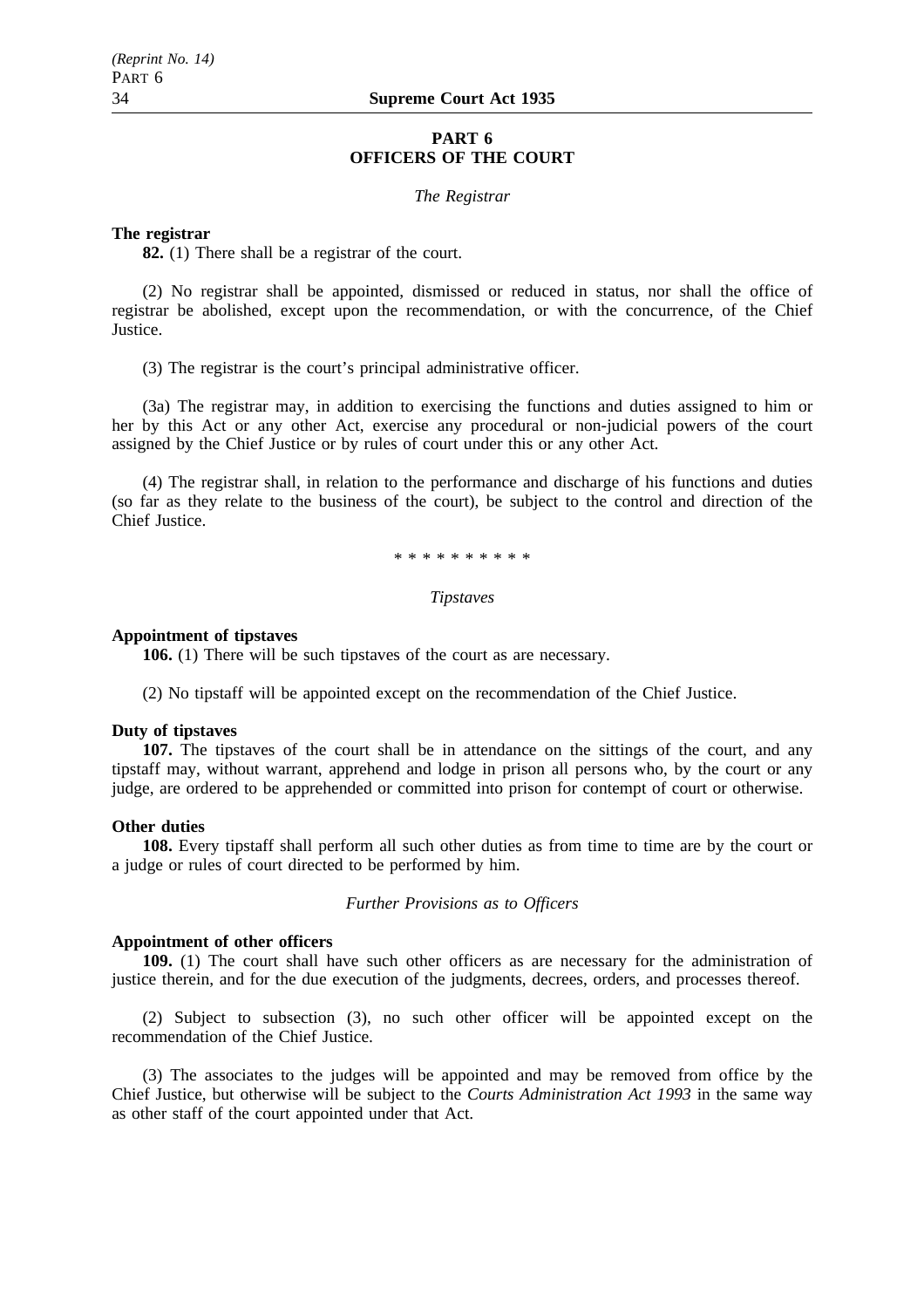## PART 6
## OFFICERS OF THE COURT

*The Registrar*

**The registrar**

**82.** (1) There shall be a registrar of the court.

(2) No registrar shall be appointed, dismissed or reduced in status, nor shall the office of registrar be abolished, except upon the recommendation, or with the concurrence, of the Chief Justice.

(3) The registrar is the court's principal administrative officer.

(3a) The registrar may, in addition to exercising the functions and duties assigned to him or her by this Act or any other Act, exercise any procedural or non-judicial powers of the court assigned by the Chief Justice or by rules of court under this or any other Act.

(4) The registrar shall, in relation to the performance and discharge of his functions and duties (so far as they relate to the business of the court), be subject to the control and direction of the Chief Justice.

\* \* \* \* \* \* \* \* \* \*

*Tipstaves*

**Appointment of tipstaves**

**106.** (1) There will be such tipstaves of the court as are necessary.

(2) No tipstaff will be appointed except on the recommendation of the Chief Justice.

**Duty of tipstaves**

**107.** The tipstaves of the court shall be in attendance on the sittings of the court, and any tipstaff may, without warrant, apprehend and lodge in prison all persons who, by the court or any judge, are ordered to be apprehended or committed into prison for contempt of court or otherwise.

**Other duties**

**108.** Every tipstaff shall perform all such other duties as from time to time are by the court or a judge or rules of court directed to be performed by him.

*Further Provisions as to Officers*

**Appointment of other officers**

**109.** (1) The court shall have such other officers as are necessary for the administration of justice therein, and for the due execution of the judgments, decrees, orders, and processes thereof.

(2) Subject to subsection (3), no such other officer will be appointed except on the recommendation of the Chief Justice.

(3) The associates to the judges will be appointed and may be removed from office by the Chief Justice, but otherwise will be subject to the *Courts Administration Act 1993* in the same way as other staff of the court appointed under that Act.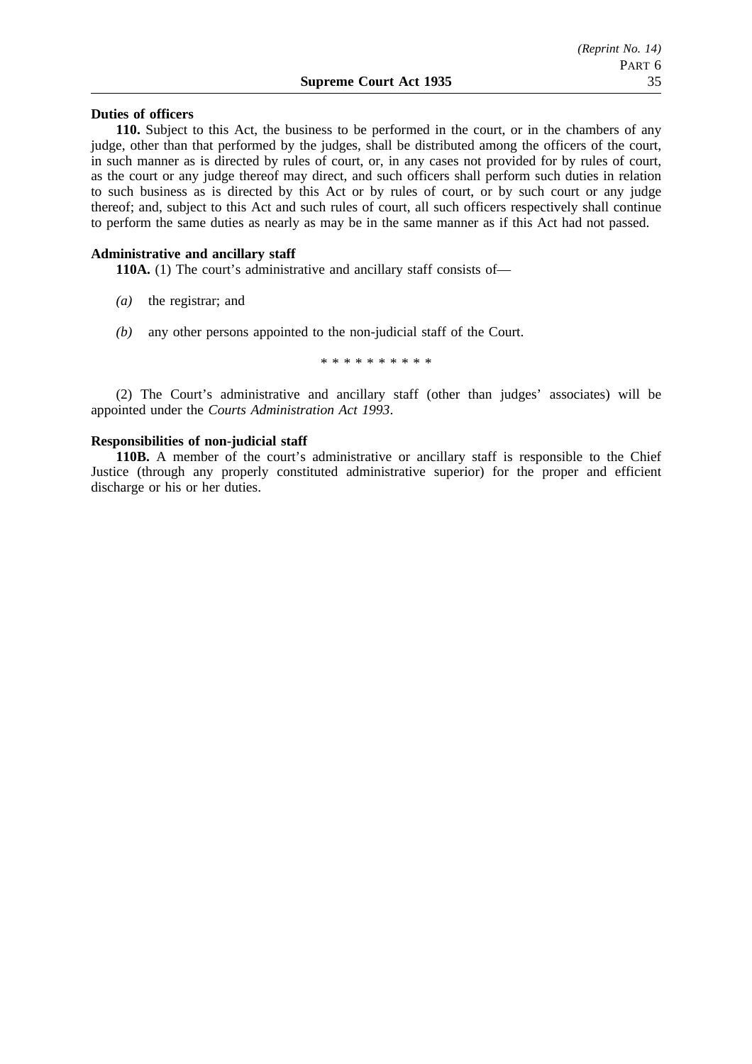**Duties of officers**

**110.** Subject to this Act, the business to be performed in the court, or in the chambers of any judge, other than that performed by the judges, shall be distributed among the officers of the court, in such manner as is directed by rules of court, or, in any cases not provided for by rules of court, as the court or any judge thereof may direct, and such officers shall perform such duties in relation to such business as is directed by this Act or by rules of court, or by such court or any judge thereof; and, subject to this Act and such rules of court, all such officers respectively shall continue to perform the same duties as nearly as may be in the same manner as if this Act had not passed.

**Administrative and ancillary staff**

**110A.** (1) The court's administrative and ancillary staff consists of—

*(a)* the registrar; and

*(b)* any other persons appointed to the non-judicial staff of the Court.

\* \* \* \* \* \* \* \* \* \*

(2) The Court's administrative and ancillary staff (other than judges' associates) will be appointed under the *Courts Administration Act 1993*.

**Responsibilities of non-judicial staff**

**110B.** A member of the court's administrative or ancillary staff is responsible to the Chief Justice (through any properly constituted administrative superior) for the proper and efficient discharge or his or her duties.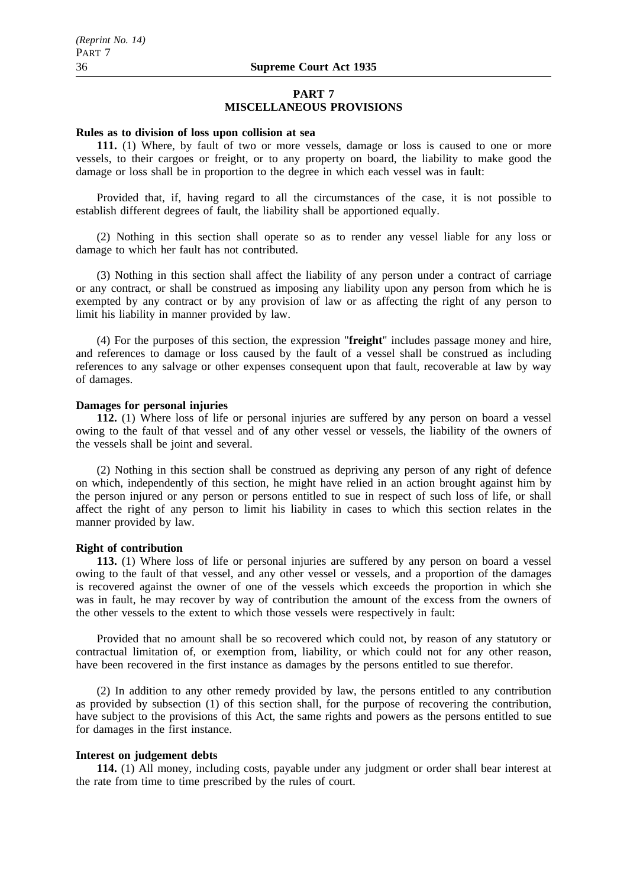## PART 7
## MISCELLANEOUS PROVISIONS

**Rules as to division of loss upon collision at sea**

**111.** (1) Where, by fault of two or more vessels, damage or loss is caused to one or more vessels, to their cargoes or freight, or to any property on board, the liability to make good the damage or loss shall be in proportion to the degree in which each vessel was in fault:

Provided that, if, having regard to all the circumstances of the case, it is not possible to establish different degrees of fault, the liability shall be apportioned equally.

(2) Nothing in this section shall operate so as to render any vessel liable for any loss or damage to which her fault has not contributed.

(3) Nothing in this section shall affect the liability of any person under a contract of carriage or any contract, or shall be construed as imposing any liability upon any person from which he is exempted by any contract or by any provision of law or as affecting the right of any person to limit his liability in manner provided by law.

(4) For the purposes of this section, the expression "**freight**" includes passage money and hire, and references to damage or loss caused by the fault of a vessel shall be construed as including references to any salvage or other expenses consequent upon that fault, recoverable at law by way of damages.

**Damages for personal injuries**

**112.** (1) Where loss of life or personal injuries are suffered by any person on board a vessel owing to the fault of that vessel and of any other vessel or vessels, the liability of the owners of the vessels shall be joint and several.

(2) Nothing in this section shall be construed as depriving any person of any right of defence on which, independently of this section, he might have relied in an action brought against him by the person injured or any person or persons entitled to sue in respect of such loss of life, or shall affect the right of any person to limit his liability in cases to which this section relates in the manner provided by law.

**Right of contribution**

**113.** (1) Where loss of life or personal injuries are suffered by any person on board a vessel owing to the fault of that vessel, and any other vessel or vessels, and a proportion of the damages is recovered against the owner of one of the vessels which exceeds the proportion in which she was in fault, he may recover by way of contribution the amount of the excess from the owners of the other vessels to the extent to which those vessels were respectively in fault:

Provided that no amount shall be so recovered which could not, by reason of any statutory or contractual limitation of, or exemption from, liability, or which could not for any other reason, have been recovered in the first instance as damages by the persons entitled to sue therefor.

(2) In addition to any other remedy provided by law, the persons entitled to any contribution as provided by subsection (1) of this section shall, for the purpose of recovering the contribution, have subject to the provisions of this Act, the same rights and powers as the persons entitled to sue for damages in the first instance.

**Interest on judgement debts**

**114.** (1) All money, including costs, payable under any judgment or order shall bear interest at the rate from time to time prescribed by the rules of court.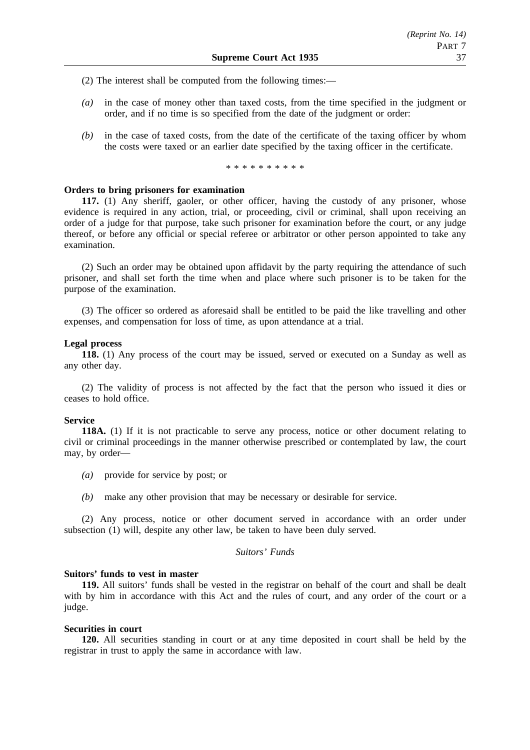(2) The interest shall be computed from the following times:—

*(a)* in the case of money other than taxed costs, from the time specified in the judgment or order, and if no time is so specified from the date of the judgment or order:

*(b)* in the case of taxed costs, from the date of the certificate of the taxing officer by whom the costs were taxed or an earlier date specified by the taxing officer in the certificate.

\* \* \* \* \* \* \* \* \* \*

**Orders to bring prisoners for examination**

**117.** (1) Any sheriff, gaoler, or other officer, having the custody of any prisoner, whose evidence is required in any action, trial, or proceeding, civil or criminal, shall upon receiving an order of a judge for that purpose, take such prisoner for examination before the court, or any judge thereof, or before any official or special referee or arbitrator or other person appointed to take any examination.

(2) Such an order may be obtained upon affidavit by the party requiring the attendance of such prisoner, and shall set forth the time when and place where such prisoner is to be taken for the purpose of the examination.

(3) The officer so ordered as aforesaid shall be entitled to be paid the like travelling and other expenses, and compensation for loss of time, as upon attendance at a trial.

**Legal process**

**118.** (1) Any process of the court may be issued, served or executed on a Sunday as well as any other day.

(2) The validity of process is not affected by the fact that the person who issued it dies or ceases to hold office.

**Service**

**118A.** (1) If it is not practicable to serve any process, notice or other document relating to civil or criminal proceedings in the manner otherwise prescribed or contemplated by law, the court may, by order—

*(a)* provide for service by post; or

*(b)* make any other provision that may be necessary or desirable for service.

(2) Any process, notice or other document served in accordance with an order under subsection (1) will, despite any other law, be taken to have been duly served.

*Suitors' Funds*

**Suitors' funds to vest in master**

**119.** All suitors' funds shall be vested in the registrar on behalf of the court and shall be dealt with by him in accordance with this Act and the rules of court, and any order of the court or a judge.

**Securities in court**

**120.** All securities standing in court or at any time deposited in court shall be held by the registrar in trust to apply the same in accordance with law.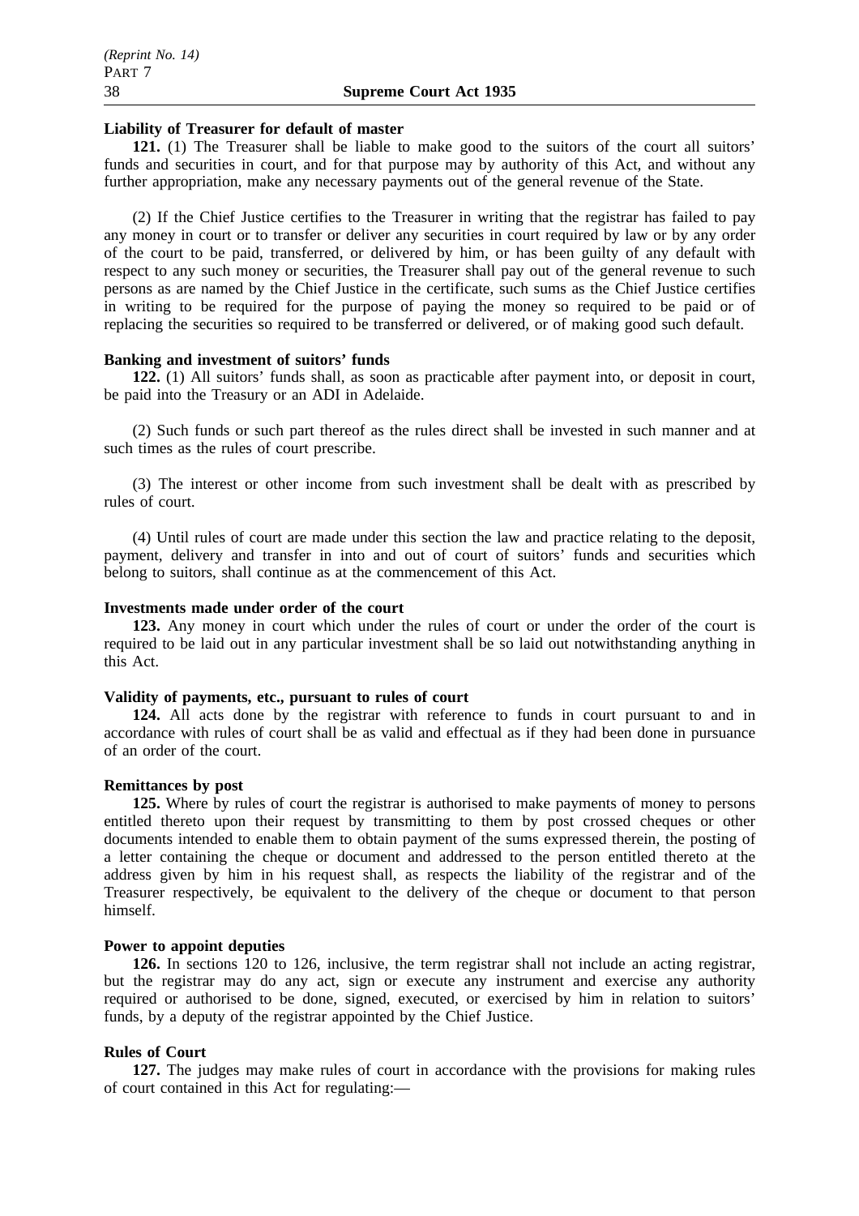**Liability of Treasurer for default of master**

**121.** (1) The Treasurer shall be liable to make good to the suitors of the court all suitors' funds and securities in court, and for that purpose may by authority of this Act, and without any further appropriation, make any necessary payments out of the general revenue of the State.

(2) If the Chief Justice certifies to the Treasurer in writing that the registrar has failed to pay any money in court or to transfer or deliver any securities in court required by law or by any order of the court to be paid, transferred, or delivered by him, or has been guilty of any default with respect to any such money or securities, the Treasurer shall pay out of the general revenue to such persons as are named by the Chief Justice in the certificate, such sums as the Chief Justice certifies in writing to be required for the purpose of paying the money so required to be paid or of replacing the securities so required to be transferred or delivered, or of making good such default.

**Banking and investment of suitors' funds**

**122.** (1) All suitors' funds shall, as soon as practicable after payment into, or deposit in court, be paid into the Treasury or an ADI in Adelaide.

(2) Such funds or such part thereof as the rules direct shall be invested in such manner and at such times as the rules of court prescribe.

(3) The interest or other income from such investment shall be dealt with as prescribed by rules of court.

(4) Until rules of court are made under this section the law and practice relating to the deposit, payment, delivery and transfer in into and out of court of suitors' funds and securities which belong to suitors, shall continue as at the commencement of this Act.

**Investments made under order of the court**

**123.** Any money in court which under the rules of court or under the order of the court is required to be laid out in any particular investment shall be so laid out notwithstanding anything in this Act.

**Validity of payments, etc., pursuant to rules of court**

**124.** All acts done by the registrar with reference to funds in court pursuant to and in accordance with rules of court shall be as valid and effectual as if they had been done in pursuance of an order of the court.

**Remittances by post**

**125.** Where by rules of court the registrar is authorised to make payments of money to persons entitled thereto upon their request by transmitting to them by post crossed cheques or other documents intended to enable them to obtain payment of the sums expressed therein, the posting of a letter containing the cheque or document and addressed to the person entitled thereto at the address given by him in his request shall, as respects the liability of the registrar and of the Treasurer respectively, be equivalent to the delivery of the cheque or document to that person himself.

**Power to appoint deputies**

**126.** In sections 120 to 126, inclusive, the term registrar shall not include an acting registrar, but the registrar may do any act, sign or execute any instrument and exercise any authority required or authorised to be done, signed, executed, or exercised by him in relation to suitors' funds, by a deputy of the registrar appointed by the Chief Justice.

**Rules of Court**

**127.** The judges may make rules of court in accordance with the provisions for making rules of court contained in this Act for regulating:—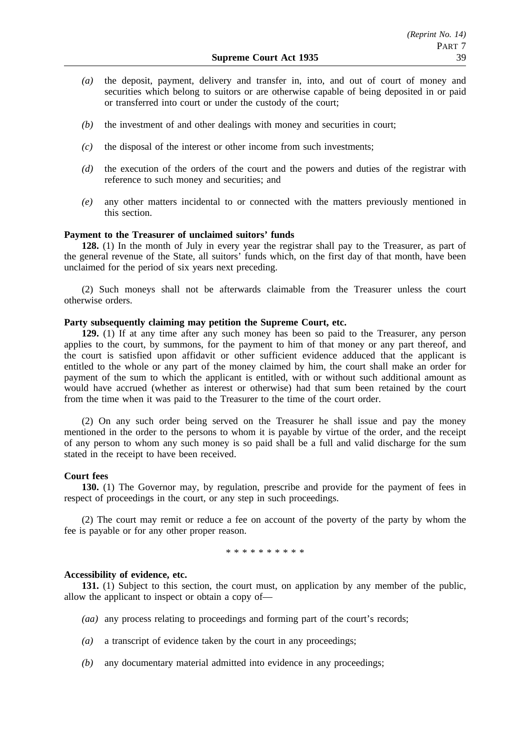*(a)* the deposit, payment, delivery and transfer in, into, and out of court of money and securities which belong to suitors or are otherwise capable of being deposited in or paid or transferred into court or under the custody of the court;

*(b)* the investment of and other dealings with money and securities in court;

*(c)* the disposal of the interest or other income from such investments;

*(d)* the execution of the orders of the court and the powers and duties of the registrar with reference to such money and securities; and

*(e)* any other matters incidental to or connected with the matters previously mentioned in this section.

**Payment to the Treasurer of unclaimed suitors' funds**

**128.** (1) In the month of July in every year the registrar shall pay to the Treasurer, as part of the general revenue of the State, all suitors' funds which, on the first day of that month, have been unclaimed for the period of six years next preceding.

(2) Such moneys shall not be afterwards claimable from the Treasurer unless the court otherwise orders.

**Party subsequently claiming may petition the Supreme Court, etc.**

**129.** (1) If at any time after any such money has been so paid to the Treasurer, any person applies to the court, by summons, for the payment to him of that money or any part thereof, and the court is satisfied upon affidavit or other sufficient evidence adduced that the applicant is entitled to the whole or any part of the money claimed by him, the court shall make an order for payment of the sum to which the applicant is entitled, with or without such additional amount as would have accrued (whether as interest or otherwise) had that sum been retained by the court from the time when it was paid to the Treasurer to the time of the court order.

(2) On any such order being served on the Treasurer he shall issue and pay the money mentioned in the order to the persons to whom it is payable by virtue of the order, and the receipt of any person to whom any such money is so paid shall be a full and valid discharge for the sum stated in the receipt to have been received.

**Court fees**

**130.** (1) The Governor may, by regulation, prescribe and provide for the payment of fees in respect of proceedings in the court, or any step in such proceedings.

(2) The court may remit or reduce a fee on account of the poverty of the party by whom the fee is payable or for any other proper reason.

\* \* \* \* \* \* \* \* \* \*

**Accessibility of evidence, etc.**

**131.** (1) Subject to this section, the court must, on application by any member of the public, allow the applicant to inspect or obtain a copy of—

*(aa)* any process relating to proceedings and forming part of the court's records;

*(a)* a transcript of evidence taken by the court in any proceedings;

*(b)* any documentary material admitted into evidence in any proceedings;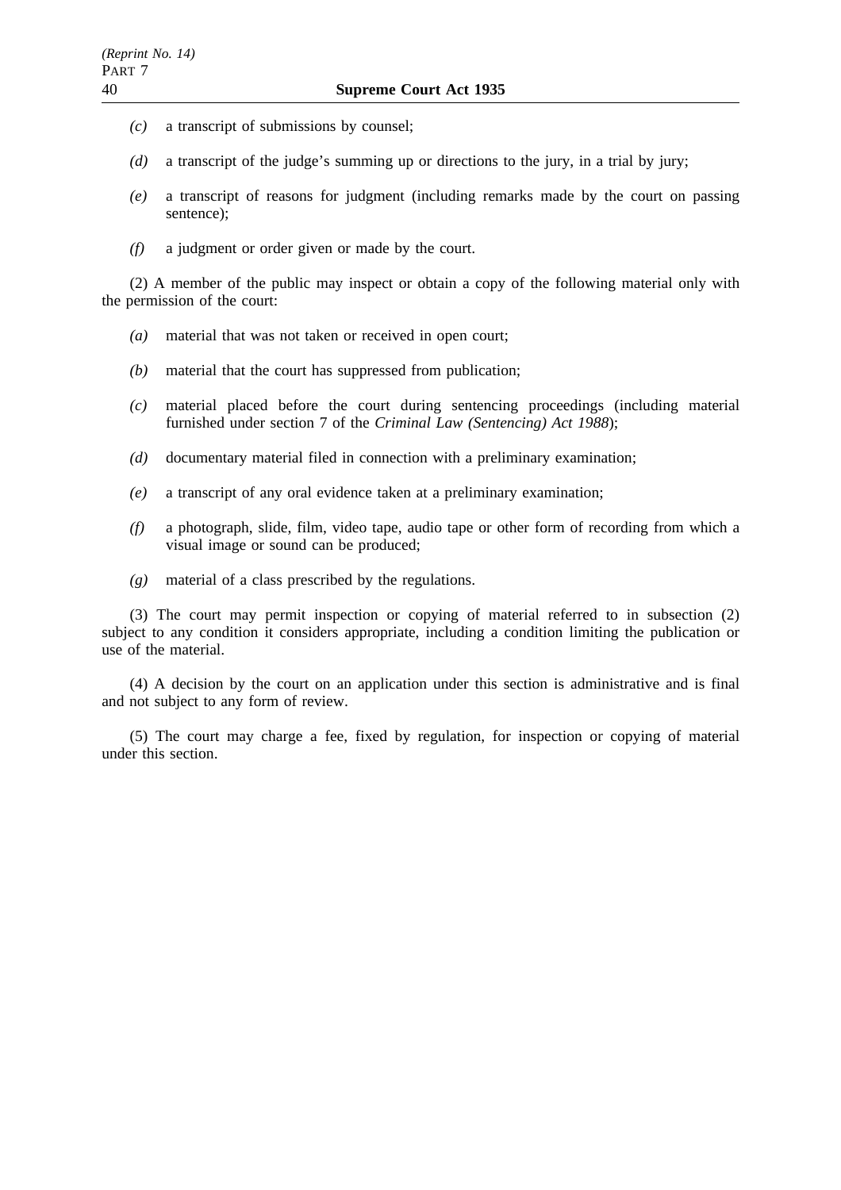*(c)* a transcript of submissions by counsel;

*(d)* a transcript of the judge's summing up or directions to the jury, in a trial by jury;

*(e)* a transcript of reasons for judgment (including remarks made by the court on passing sentence);

*(f)* a judgment or order given or made by the court.

(2) A member of the public may inspect or obtain a copy of the following material only with the permission of the court:

*(a)* material that was not taken or received in open court;

*(b)* material that the court has suppressed from publication;

*(c)* material placed before the court during sentencing proceedings (including material furnished under section 7 of the *Criminal Law (Sentencing) Act 1988*);

*(d)* documentary material filed in connection with a preliminary examination;

*(e)* a transcript of any oral evidence taken at a preliminary examination;

*(f)* a photograph, slide, film, video tape, audio tape or other form of recording from which a visual image or sound can be produced;

*(g)* material of a class prescribed by the regulations.

(3) The court may permit inspection or copying of material referred to in subsection (2) subject to any condition it considers appropriate, including a condition limiting the publication or use of the material.

(4) A decision by the court on an application under this section is administrative and is final and not subject to any form of review.

(5) The court may charge a fee, fixed by regulation, for inspection or copying of material under this section.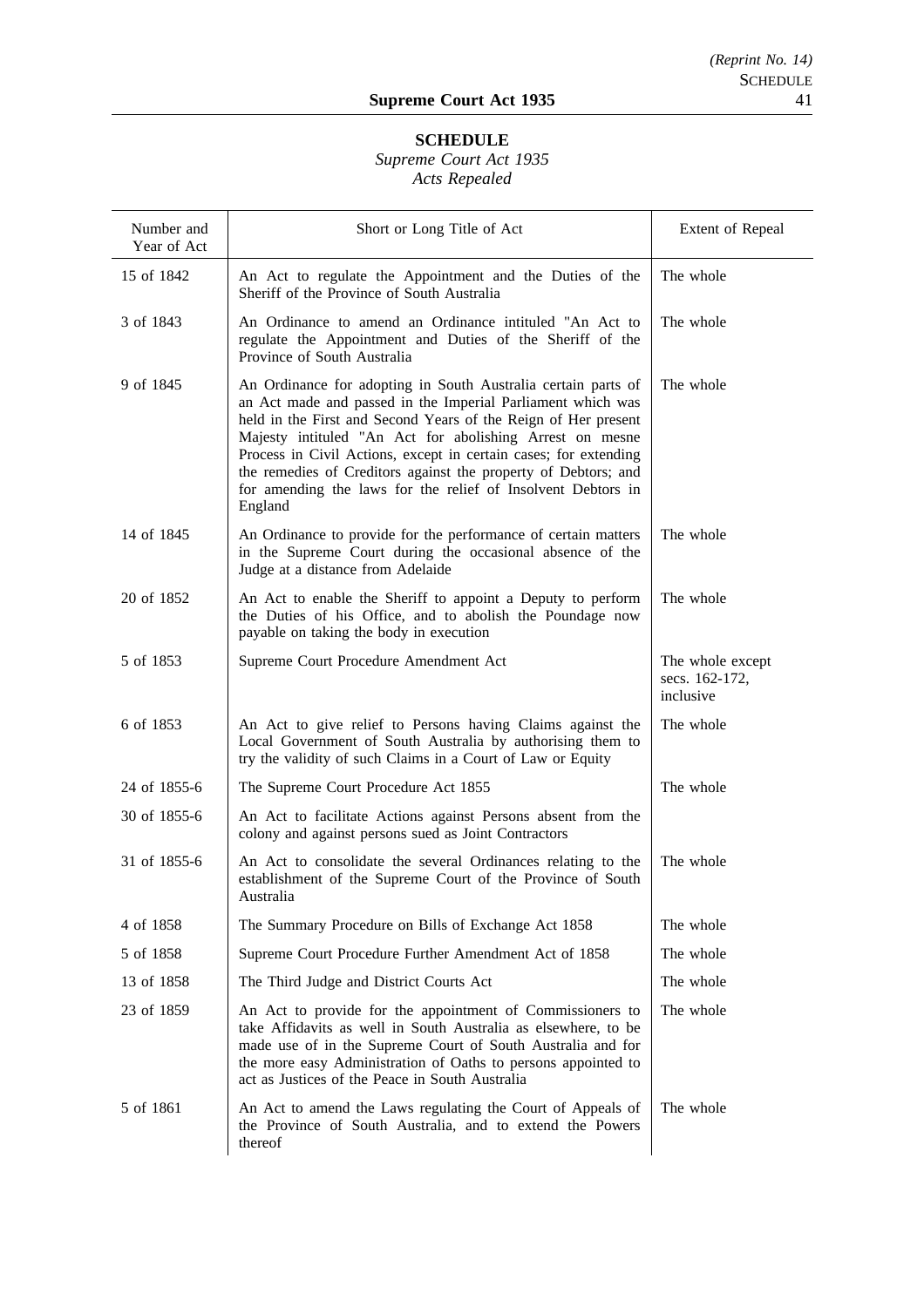## SCHEDULE

*Supreme Court Act 1935*

*Acts Repealed*

| Number and Year of Act | Short or Long Title of Act | Extent of Repeal |
|---|---|---|
| 15 of 1842 | An Act to regulate the Appointment and the Duties of the Sheriff of the Province of South Australia | The whole |
| 3 of 1843 | An Ordinance to amend an Ordinance intituled "An Act to regulate the Appointment and Duties of the Sheriff of the Province of South Australia | The whole |
| 9 of 1845 | An Ordinance for adopting in South Australia certain parts of an Act made and passed in the Imperial Parliament which was held in the First and Second Years of the Reign of Her present Majesty intituled "An Act for abolishing Arrest on mesne Process in Civil Actions, except in certain cases; for extending the remedies of Creditors against the property of Debtors; and for amending the laws for the relief of Insolvent Debtors in England | The whole |
| 14 of 1845 | An Ordinance to provide for the performance of certain matters in the Supreme Court during the occasional absence of the Judge at a distance from Adelaide | The whole |
| 20 of 1852 | An Act to enable the Sheriff to appoint a Deputy to perform the Duties of his Office, and to abolish the Poundage now payable on taking the body in execution | The whole |
| 5 of 1853 | Supreme Court Procedure Amendment Act | The whole except secs. 162-172, inclusive |
| 6 of 1853 | An Act to give relief to Persons having Claims against the Local Government of South Australia by authorising them to try the validity of such Claims in a Court of Law or Equity | The whole |
| 24 of 1855-6 | The Supreme Court Procedure Act 1855 | The whole |
| 30 of 1855-6 | An Act to facilitate Actions against Persons absent from the colony and against persons sued as Joint Contractors | |
| 31 of 1855-6 | An Act to consolidate the several Ordinances relating to the establishment of the Supreme Court of the Province of South Australia | The whole |
| 4 of 1858 | The Summary Procedure on Bills of Exchange Act 1858 | The whole |
| 5 of 1858 | Supreme Court Procedure Further Amendment Act of 1858 | The whole |
| 13 of 1858 | The Third Judge and District Courts Act | The whole |
| 23 of 1859 | An Act to provide for the appointment of Commissioners to take Affidavits as well in South Australia as elsewhere, to be made use of in the Supreme Court of South Australia and for the more easy Administration of Oaths to persons appointed to act as Justices of the Peace in South Australia | The whole |
| 5 of 1861 | An Act to amend the Laws regulating the Court of Appeals of the Province of South Australia, and to extend the Powers thereof | The whole |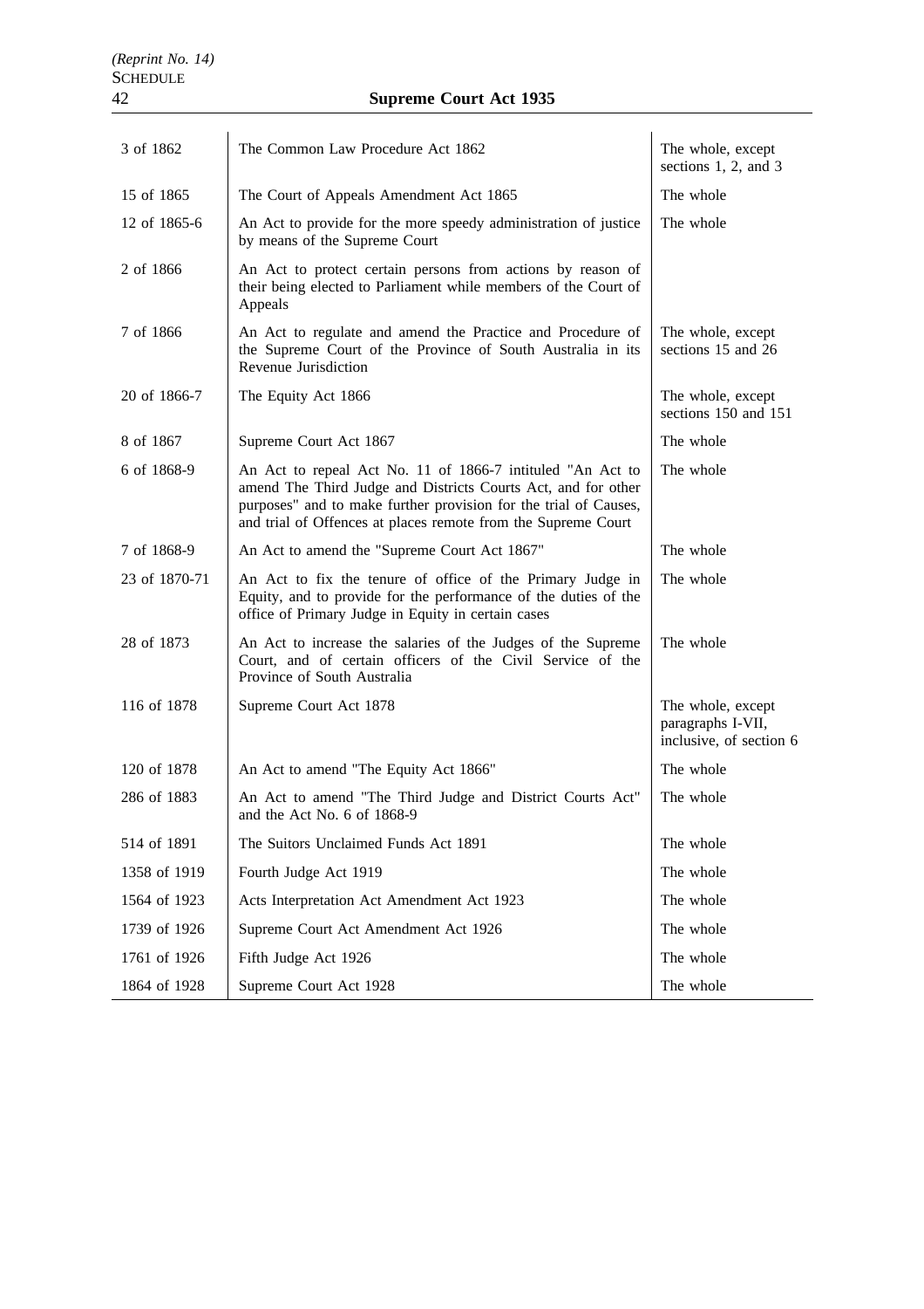| | | |
|---|---|---|
| 3 of 1862 | The Common Law Procedure Act 1862 | The whole, except sections 1, 2, and 3 |
| 15 of 1865 | The Court of Appeals Amendment Act 1865 | The whole |
| 12 of 1865-6 | An Act to provide for the more speedy administration of justice by means of the Supreme Court | The whole |
| 2 of 1866 | An Act to protect certain persons from actions by reason of their being elected to Parliament while members of the Court of Appeals | |
| 7 of 1866 | An Act to regulate and amend the Practice and Procedure of the Supreme Court of the Province of South Australia in its Revenue Jurisdiction | The whole, except sections 15 and 26 |
| 20 of 1866-7 | The Equity Act 1866 | The whole, except sections 150 and 151 |
| 8 of 1867 | Supreme Court Act 1867 | The whole |
| 6 of 1868-9 | An Act to repeal Act No. 11 of 1866-7 intituled "An Act to amend The Third Judge and Districts Courts Act, and for other purposes" and to make further provision for the trial of Causes, and trial of Offences at places remote from the Supreme Court | The whole |
| 7 of 1868-9 | An Act to amend the "Supreme Court Act 1867" | The whole |
| 23 of 1870-71 | An Act to fix the tenure of office of the Primary Judge in Equity, and to provide for the performance of the duties of the office of Primary Judge in Equity in certain cases | The whole |
| 28 of 1873 | An Act to increase the salaries of the Judges of the Supreme Court, and of certain officers of the Civil Service of the Province of South Australia | The whole |
| 116 of 1878 | Supreme Court Act 1878 | The whole, except paragraphs I-VII, inclusive, of section 6 |
| 120 of 1878 | An Act to amend "The Equity Act 1866" | The whole |
| 286 of 1883 | An Act to amend "The Third Judge and District Courts Act" and the Act No. 6 of 1868-9 | The whole |
| 514 of 1891 | The Suitors Unclaimed Funds Act 1891 | The whole |
| 1358 of 1919 | Fourth Judge Act 1919 | The whole |
| 1564 of 1923 | Acts Interpretation Act Amendment Act 1923 | The whole |
| 1739 of 1926 | Supreme Court Act Amendment Act 1926 | The whole |
| 1761 of 1926 | Fifth Judge Act 1926 | The whole |
| 1864 of 1928 | Supreme Court Act 1928 | The whole |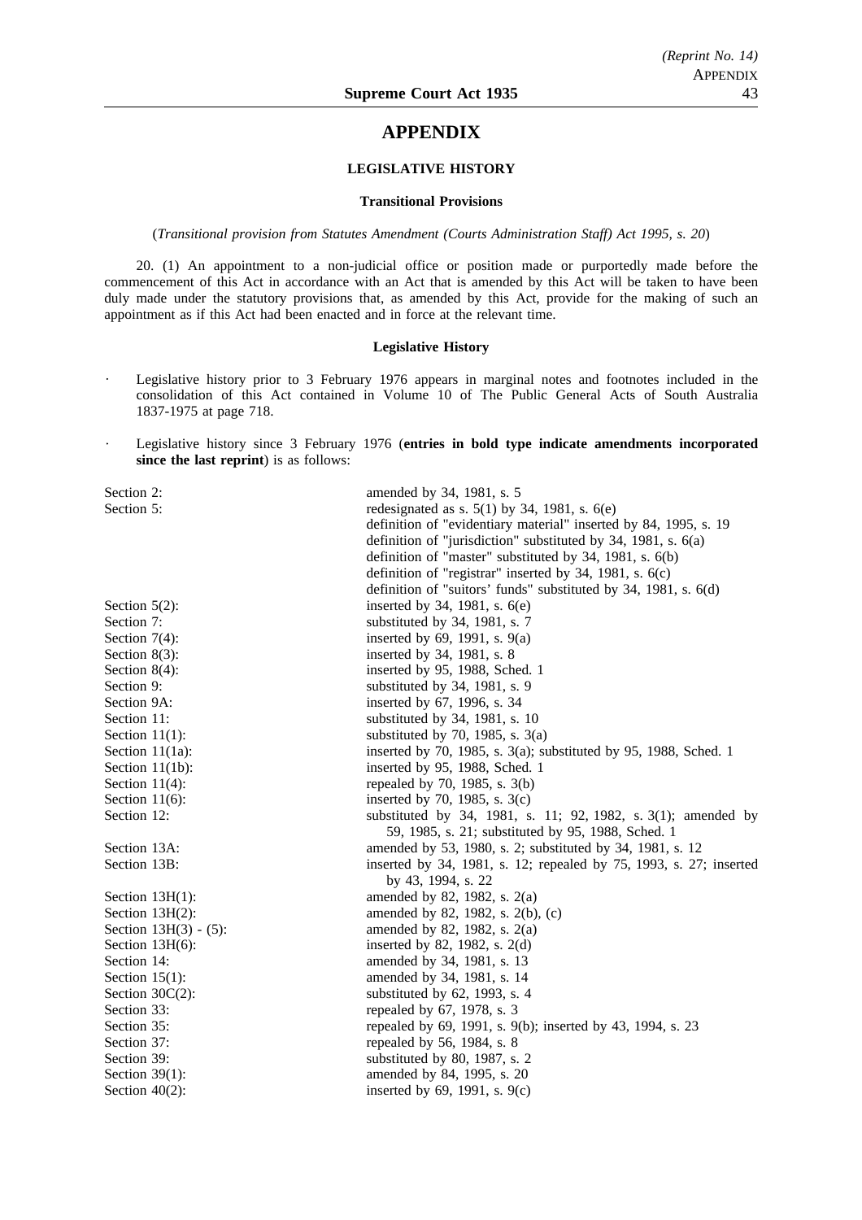# APPENDIX

## LEGISLATIVE HISTORY

### Transitional Provisions

(*Transitional provision from Statutes Amendment (Courts Administration Staff) Act 1995, s. 20*)

20. (1) An appointment to a non-judicial office or position made or purportedly made before the commencement of this Act in accordance with an Act that is amended by this Act will be taken to have been duly made under the statutory provisions that, as amended by this Act, provide for the making of such an appointment as if this Act had been enacted and in force at the relevant time.

### Legislative History

- Legislative history prior to 3 February 1976 appears in marginal notes and footnotes included in the consolidation of this Act contained in Volume 10 of The Public General Acts of South Australia 1837-1975 at page 718.
- Legislative history since 3 February 1976 (**entries in bold type indicate amendments incorporated since the last reprint**) is as follows:

| | |
|---|---|
| Section 2: | amended by 34, 1981, s. 5 |
| Section 5: | redesignated as s. 5(1) by 34, 1981, s. 6(e) |
| | definition of "evidentiary material" inserted by 84, 1995, s. 19 |
| | definition of "jurisdiction" substituted by 34, 1981, s. 6(a) |
| | definition of "master" substituted by 34, 1981, s. 6(b) |
| | definition of "registrar" inserted by 34, 1981, s. 6(c) |
| | definition of "suitors' funds" substituted by 34, 1981, s. 6(d) |
| Section 5(2): | inserted by 34, 1981, s. 6(e) |
| Section 7: | substituted by 34, 1981, s. 7 |
| Section 7(4): | inserted by 69, 1991, s. 9(a) |
| Section 8(3): | inserted by 34, 1981, s. 8 |
| Section 8(4): | inserted by 95, 1988, Sched. 1 |
| Section 9: | substituted by 34, 1981, s. 9 |
| Section 9A: | inserted by 67, 1996, s. 34 |
| Section 11: | substituted by 34, 1981, s. 10 |
| Section 11(1): | substituted by 70, 1985, s. 3(a) |
| Section 11(1a): | inserted by 70, 1985, s. 3(a); substituted by 95, 1988, Sched. 1 |
| Section 11(1b): | inserted by 95, 1988, Sched. 1 |
| Section 11(4): | repealed by 70, 1985, s. 3(b) |
| Section 11(6): | inserted by 70, 1985, s. 3(c) |
| Section 12: | substituted by 34, 1981, s. 11; 92, 1982, s. 3(1); amended by 59, 1985, s. 21; substituted by 95, 1988, Sched. 1 |
| Section 13A: | amended by 53, 1980, s. 2; substituted by 34, 1981, s. 12 |
| Section 13B: | inserted by 34, 1981, s. 12; repealed by 75, 1993, s. 27; inserted by 43, 1994, s. 22 |
| Section 13H(1): | amended by 82, 1982, s. 2(a) |
| Section 13H(2): | amended by 82, 1982, s. 2(b), (c) |
| Section 13H(3) - (5): | amended by 82, 1982, s. 2(a) |
| Section 13H(6): | inserted by 82, 1982, s. 2(d) |
| Section 14: | amended by 34, 1981, s. 13 |
| Section 15(1): | amended by 34, 1981, s. 14 |
| Section 30C(2): | substituted by 62, 1993, s. 4 |
| Section 33: | repealed by 67, 1978, s. 3 |
| Section 35: | repealed by 69, 1991, s. 9(b); inserted by 43, 1994, s. 23 |
| Section 37: | repealed by 56, 1984, s. 8 |
| Section 39: | substituted by 80, 1987, s. 2 |
| Section 39(1): | amended by 84, 1995, s. 20 |
| Section 40(2): | inserted by 69, 1991, s. 9(c) |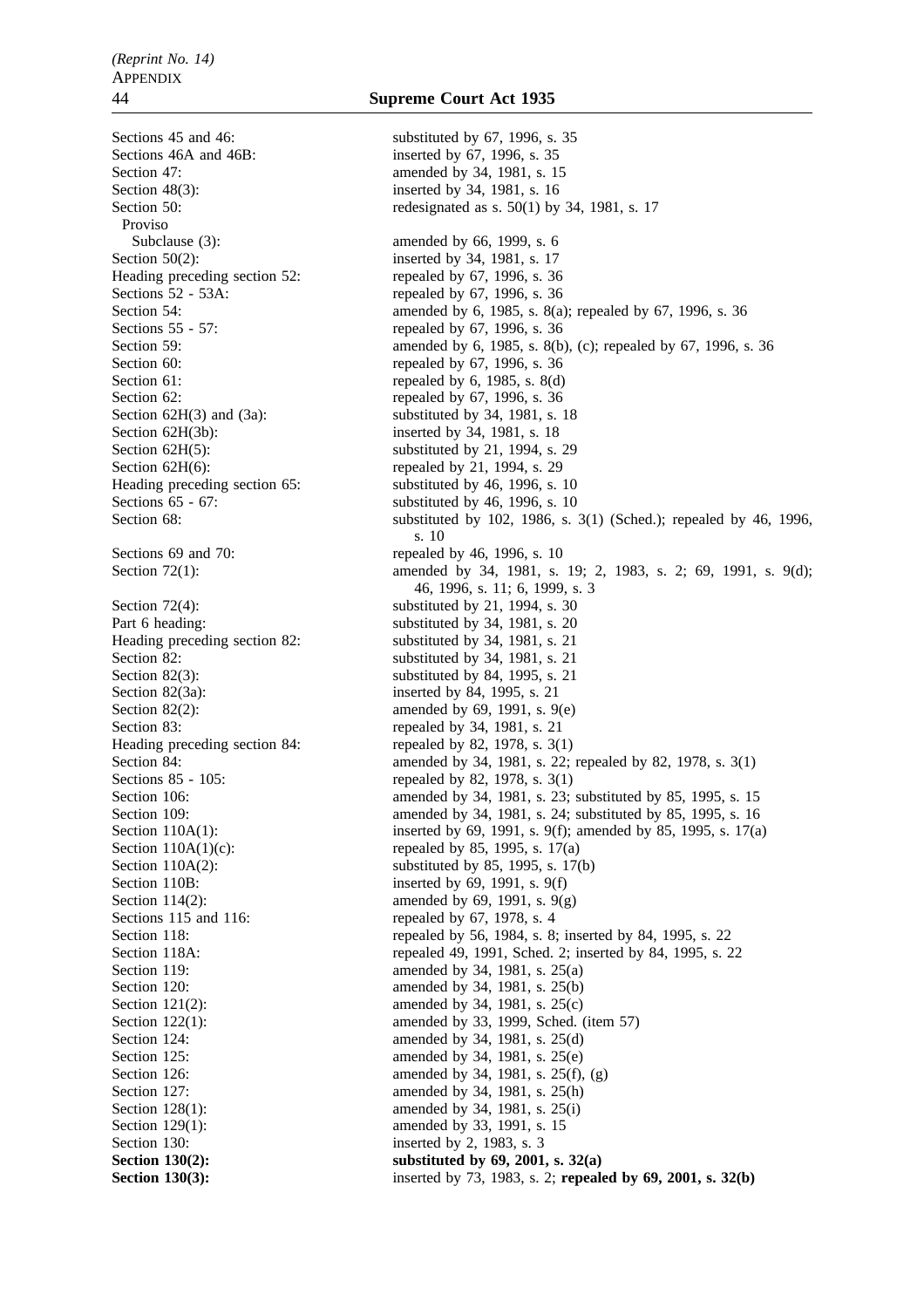| | |
|---|---|
| Sections 45 and 46: | substituted by 67, 1996, s. 35 |
| Sections 46A and 46B: | inserted by 67, 1996, s. 35 |
| Section 47: | amended by 34, 1981, s. 15 |
| Section 48(3): | inserted by 34, 1981, s. 16 |
| Section 50: | redesignated as s. 50(1) by 34, 1981, s. 17 |
| Proviso | |
| Subclause (3): | amended by 66, 1999, s. 6 |
| Section 50(2): | inserted by 34, 1981, s. 17 |
| Heading preceding section 52: | repealed by 67, 1996, s. 36 |
| Sections 52 - 53A: | repealed by 67, 1996, s. 36 |
| Section 54: | amended by 6, 1985, s. 8(a); repealed by 67, 1996, s. 36 |
| Sections 55 - 57: | repealed by 67, 1996, s. 36 |
| Section 59: | amended by 6, 1985, s. 8(b), (c); repealed by 67, 1996, s. 36 |
| Section 60: | repealed by 67, 1996, s. 36 |
| Section 61: | repealed by 6, 1985, s. 8(d) |
| Section 62: | repealed by 67, 1996, s. 36 |
| Section 62H(3) and (3a): | substituted by 34, 1981, s. 18 |
| Section 62H(3b): | inserted by 34, 1981, s. 18 |
| Section 62H(5): | substituted by 21, 1994, s. 29 |
| Section 62H(6): | repealed by 21, 1994, s. 29 |
| Heading preceding section 65: | substituted by 46, 1996, s. 10 |
| Sections 65 - 67: | substituted by 46, 1996, s. 10 |
| Section 68: | substituted by 102, 1986, s. 3(1) (Sched.); repealed by 46, 1996, s. 10 |
| Sections 69 and 70: | repealed by 46, 1996, s. 10 |
| Section 72(1): | amended by 34, 1981, s. 19; 2, 1983, s. 2; 69, 1991, s. 9(d); 46, 1996, s. 11; 6, 1999, s. 3 |
| Section 72(4): | substituted by 21, 1994, s. 30 |
| Part 6 heading: | substituted by 34, 1981, s. 20 |
| Heading preceding section 82: | substituted by 34, 1981, s. 21 |
| Section 82: | substituted by 34, 1981, s. 21 |
| Section 82(3): | substituted by 84, 1995, s. 21 |
| Section 82(3a): | inserted by 84, 1995, s. 21 |
| Section 82(2): | amended by 69, 1991, s. 9(e) |
| Section 83: | repealed by 34, 1981, s. 21 |
| Heading preceding section 84: | repealed by 82, 1978, s. 3(1) |
| Section 84: | amended by 34, 1981, s. 22; repealed by 82, 1978, s. 3(1) |
| Sections 85 - 105: | repealed by 82, 1978, s. 3(1) |
| Section 106: | amended by 34, 1981, s. 23; substituted by 85, 1995, s. 15 |
| Section 109: | amended by 34, 1981, s. 24; substituted by 85, 1995, s. 16 |
| Section 110A(1): | inserted by 69, 1991, s. 9(f); amended by 85, 1995, s. 17(a) |
| Section 110A(1)(c): | repealed by 85, 1995, s. 17(a) |
| Section 110A(2): | substituted by 85, 1995, s. 17(b) |
| Section 110B: | inserted by 69, 1991, s. 9(f) |
| Section 114(2): | amended by 69, 1991, s. 9(g) |
| Sections 115 and 116: | repealed by 67, 1978, s. 4 |
| Section 118: | repealed by 56, 1984, s. 8; inserted by 84, 1995, s. 22 |
| Section 118A: | repealed 49, 1991, Sched. 2; inserted by 84, 1995, s. 22 |
| Section 119: | amended by 34, 1981, s. 25(a) |
| Section 120: | amended by 34, 1981, s. 25(b) |
| Section 121(2): | amended by 34, 1981, s. 25(c) |
| Section 122(1): | amended by 33, 1999, Sched. (item 57) |
| Section 124: | amended by 34, 1981, s. 25(d) |
| Section 125: | amended by 34, 1981, s. 25(e) |
| Section 126: | amended by 34, 1981, s. 25(f), (g) |
| Section 127: | amended by 34, 1981, s. 25(h) |
| Section 128(1): | amended by 34, 1981, s. 25(i) |
| Section 129(1): | amended by 33, 1991, s. 15 |
| Section 130: | inserted by 2, 1983, s. 3 |
| **Section 130(2):** | **substituted by 69, 2001, s. 32(a)** |
| **Section 130(3):** | inserted by 73, 1983, s. 2; **repealed by 69, 2001, s. 32(b)** |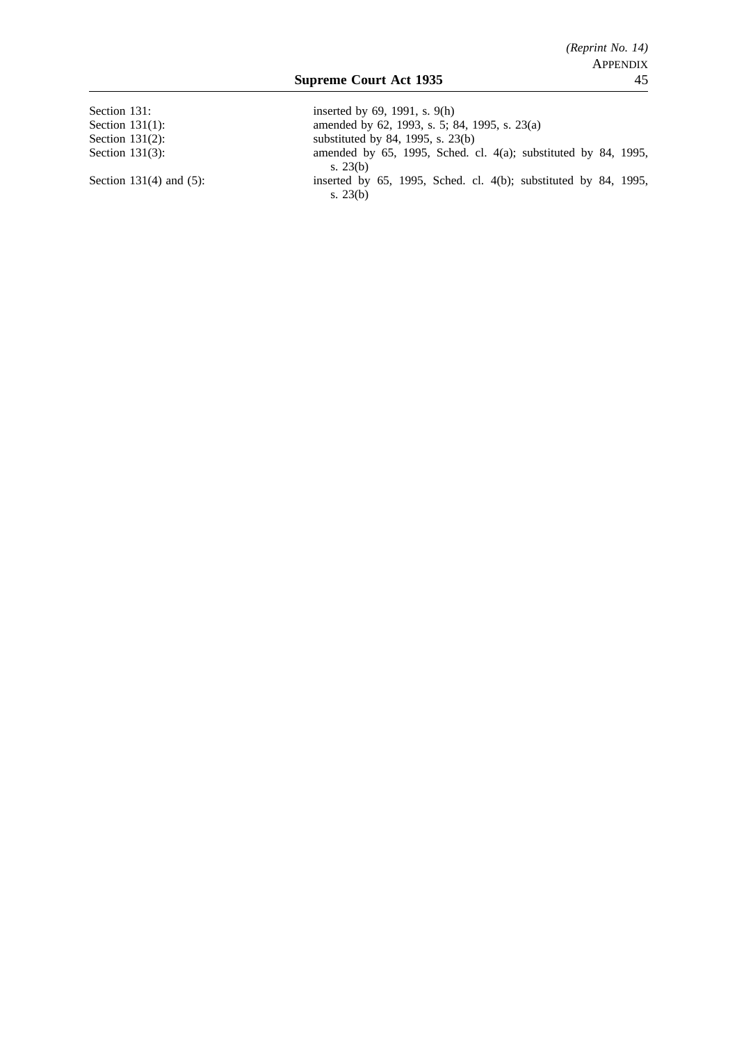| | |
|---|---|
| Section 131: | inserted by 69, 1991, s. 9(h) |
| Section 131(1): | amended by 62, 1993, s. 5; 84, 1995, s. 23(a) |
| Section 131(2): | substituted by 84, 1995, s. 23(b) |
| Section 131(3): | amended by 65, 1995, Sched. cl. 4(a); substituted by 84, 1995, s. 23(b) |
| Section 131(4) and (5): | inserted by 65, 1995, Sched. cl. 4(b); substituted by 84, 1995, s. 23(b) |